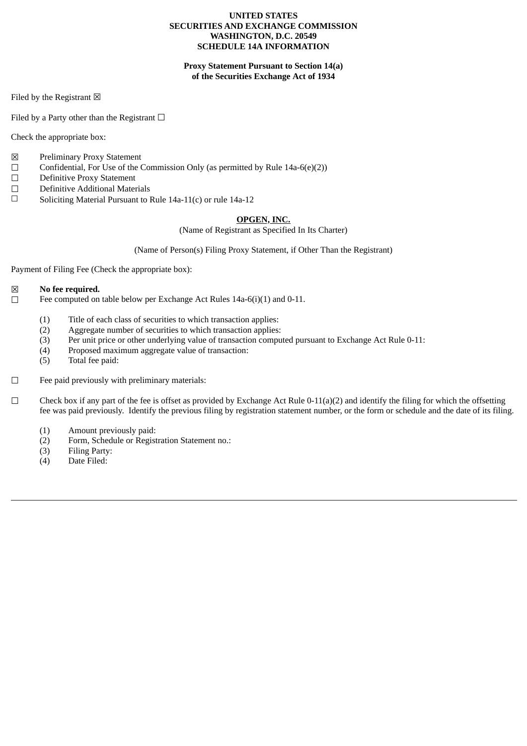**UNITED STATES**
**SECURITIES AND EXCHANGE COMMISSION**
**WASHINGTON, D.C. 20549**
**SCHEDULE 14A INFORMATION**

**Proxy Statement Pursuant to Section 14(a)**
**of the Securities Exchange Act of 1934**

Filed by the Registrant ☒

Filed by a Party other than the Registrant ☐

Check the appropriate box:

☒ Preliminary Proxy Statement
☐ Confidential, For Use of the Commission Only (as permitted by Rule 14a-6(e)(2))
☐ Definitive Proxy Statement
☐ Definitive Additional Materials
☐ Soliciting Material Pursuant to Rule 14a-11(c) or rule 14a-12

**OPGEN, INC.**
(Name of Registrant as Specified In Its Charter)

(Name of Person(s) Filing Proxy Statement, if Other Than the Registrant)

Payment of Filing Fee (Check the appropriate box):

☒ **No fee required.**
☐ Fee computed on table below per Exchange Act Rules 14a-6(i)(1) and 0-11.

(1) Title of each class of securities to which transaction applies:
(2) Aggregate number of securities to which transaction applies:
(3) Per unit price or other underlying value of transaction computed pursuant to Exchange Act Rule 0-11:
(4) Proposed maximum aggregate value of transaction:
(5) Total fee paid:

☐ Fee paid previously with preliminary materials:

☐ Check box if any part of the fee is offset as provided by Exchange Act Rule 0-11(a)(2) and identify the filing for which the offsetting fee was paid previously. Identify the previous filing by registration statement number, or the form or schedule and the date of its filing.

(1) Amount previously paid:
(2) Form, Schedule or Registration Statement no.:
(3) Filing Party:
(4) Date Filed: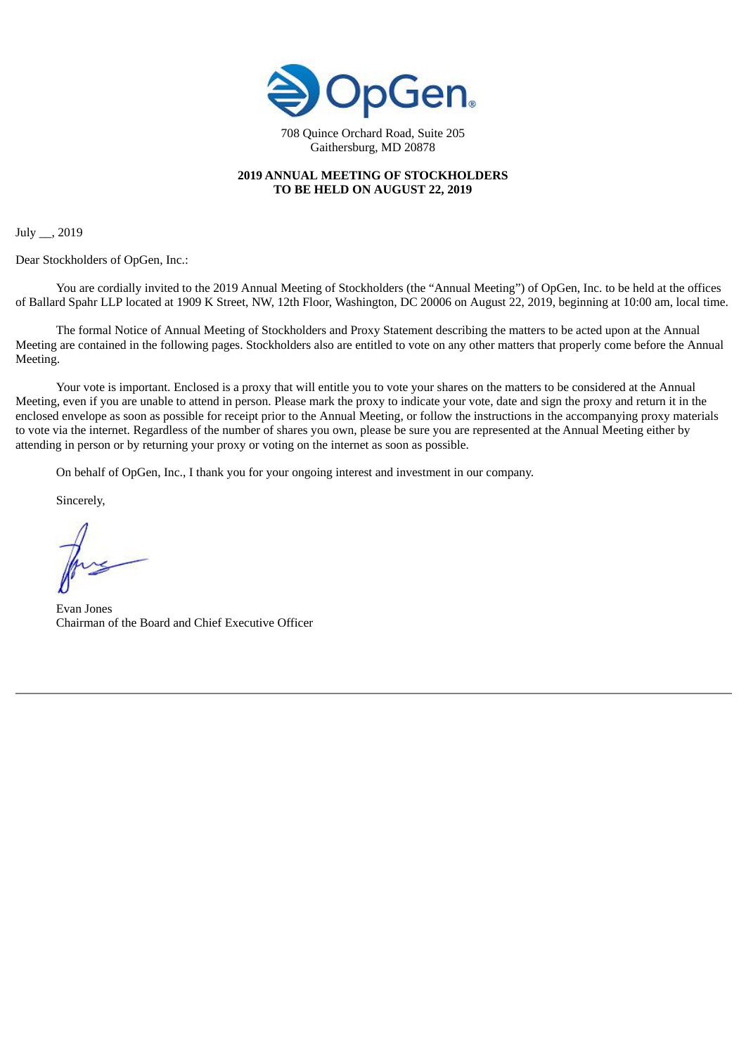708 Quince Orchard Road, Suite 205
Gaithersburg, MD 20878

**2019 ANNUAL MEETING OF STOCKHOLDERS**
**TO BE HELD ON AUGUST 22, 2019**

July __, 2019

Dear Stockholders of OpGen, Inc.:

You are cordially invited to the 2019 Annual Meeting of Stockholders (the "Annual Meeting") of OpGen, Inc. to be held at the offices of Ballard Spahr LLP located at 1909 K Street, NW, 12th Floor, Washington, DC 20006 on August 22, 2019, beginning at 10:00 am, local time.

The formal Notice of Annual Meeting of Stockholders and Proxy Statement describing the matters to be acted upon at the Annual Meeting are contained in the following pages. Stockholders also are entitled to vote on any other matters that properly come before the Annual Meeting.

Your vote is important. Enclosed is a proxy that will entitle you to vote your shares on the matters to be considered at the Annual Meeting, even if you are unable to attend in person. Please mark the proxy to indicate your vote, date and sign the proxy and return it in the enclosed envelope as soon as possible for receipt prior to the Annual Meeting, or follow the instructions in the accompanying proxy materials to vote via the internet. Regardless of the number of shares you own, please be sure you are represented at the Annual Meeting either by attending in person or by returning your proxy or voting on the internet as soon as possible.

On behalf of OpGen, Inc., I thank you for your ongoing interest and investment in our company.

Sincerely,

Evan Jones
Chairman of the Board and Chief Executive Officer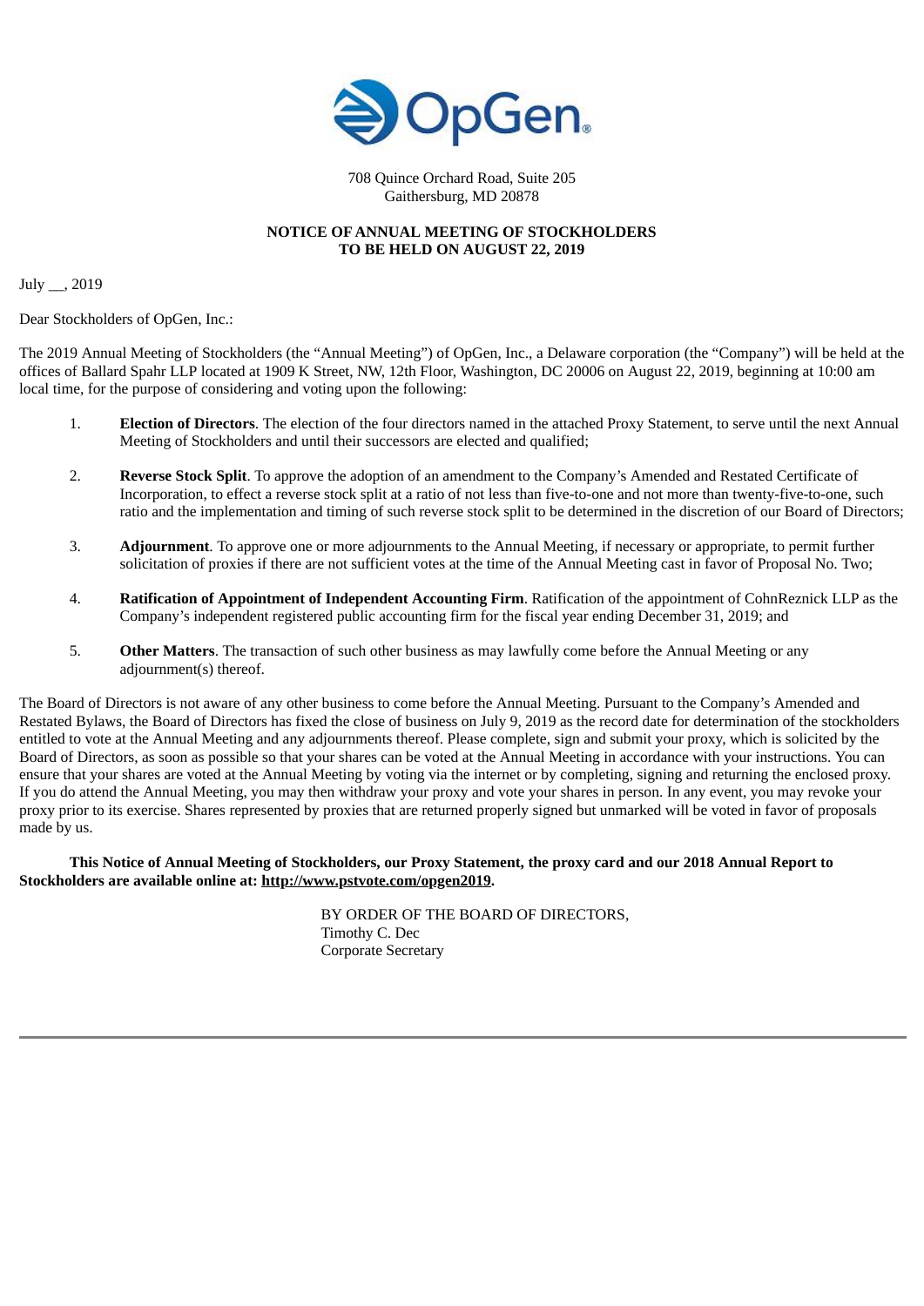OpGen®

708 Quince Orchard Road, Suite 205
Gaithersburg, MD 20878

**NOTICE OF ANNUAL MEETING OF STOCKHOLDERS**
**TO BE HELD ON AUGUST 22, 2019**

July __, 2019

Dear Stockholders of OpGen, Inc.:

The 2019 Annual Meeting of Stockholders (the "Annual Meeting") of OpGen, Inc., a Delaware corporation (the "Company") will be held at the offices of Ballard Spahr LLP located at 1909 K Street, NW, 12th Floor, Washington, DC 20006 on August 22, 2019, beginning at 10:00 am local time, for the purpose of considering and voting upon the following:

1. **Election of Directors**. The election of the four directors named in the attached Proxy Statement, to serve until the next Annual Meeting of Stockholders and until their successors are elected and qualified;

2. **Reverse Stock Split**. To approve the adoption of an amendment to the Company's Amended and Restated Certificate of Incorporation, to effect a reverse stock split at a ratio of not less than five-to-one and not more than twenty-five-to-one, such ratio and the implementation and timing of such reverse stock split to be determined in the discretion of our Board of Directors;

3. **Adjournment**. To approve one or more adjournments to the Annual Meeting, if necessary or appropriate, to permit further solicitation of proxies if there are not sufficient votes at the time of the Annual Meeting cast in favor of Proposal No. Two;

4. **Ratification of Appointment of Independent Accounting Firm**. Ratification of the appointment of CohnReznick LLP as the Company's independent registered public accounting firm for the fiscal year ending December 31, 2019; and

5. **Other Matters**. The transaction of such other business as may lawfully come before the Annual Meeting or any adjournment(s) thereof.

The Board of Directors is not aware of any other business to come before the Annual Meeting. Pursuant to the Company's Amended and Restated Bylaws, the Board of Directors has fixed the close of business on July 9, 2019 as the record date for determination of the stockholders entitled to vote at the Annual Meeting and any adjournments thereof. Please complete, sign and submit your proxy, which is solicited by the Board of Directors, as soon as possible so that your shares can be voted at the Annual Meeting in accordance with your instructions. You can ensure that your shares are voted at the Annual Meeting by voting via the internet or by completing, signing and returning the enclosed proxy. If you do attend the Annual Meeting, you may then withdraw your proxy and vote your shares in person. In any event, you may revoke your proxy prior to its exercise. Shares represented by proxies that are returned properly signed but unmarked will be voted in favor of proposals made by us.

**This Notice of Annual Meeting of Stockholders, our Proxy Statement, the proxy card and our 2018 Annual Report to Stockholders are available online at: http://www.pstvote.com/opgen2019.**

BY ORDER OF THE BOARD OF DIRECTORS,
Timothy C. Dec
Corporate Secretary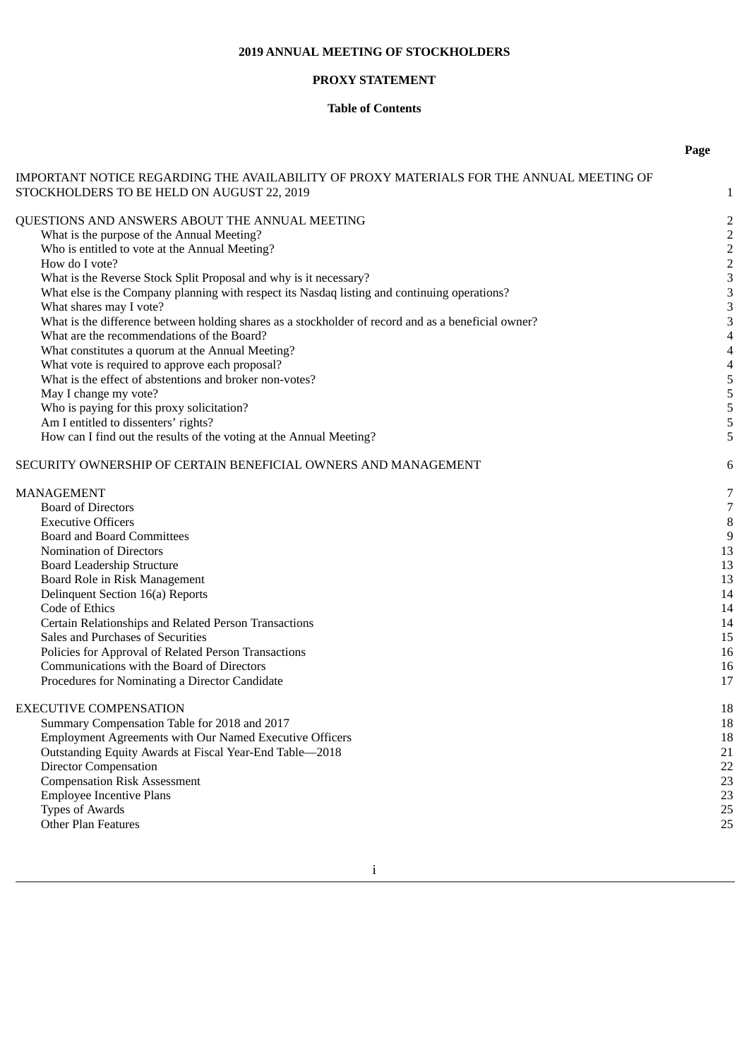**2019 ANNUAL MEETING OF STOCKHOLDERS**

**PROXY STATEMENT**

**Table of Contents**

| | **Page** |
|---|---|
| IMPORTANT NOTICE REGARDING THE AVAILABILITY OF PROXY MATERIALS FOR THE ANNUAL MEETING OF STOCKHOLDERS TO BE HELD ON AUGUST 22, 2019 | 1 |
| QUESTIONS AND ANSWERS ABOUT THE ANNUAL MEETING | 2 |
| What is the purpose of the Annual Meeting? | 2 |
| Who is entitled to vote at the Annual Meeting? | 2 |
| How do I vote? | 2 |
| What is the Reverse Stock Split Proposal and why is it necessary? | 3 |
| What else is the Company planning with respect its Nasdaq listing and continuing operations? | 3 |
| What shares may I vote? | 3 |
| What is the difference between holding shares as a stockholder of record and as a beneficial owner? | 3 |
| What are the recommendations of the Board? | 4 |
| What constitutes a quorum at the Annual Meeting? | 4 |
| What vote is required to approve each proposal? | 4 |
| What is the effect of abstentions and broker non-votes? | 5 |
| May I change my vote? | 5 |
| Who is paying for this proxy solicitation? | 5 |
| Am I entitled to dissenters' rights? | 5 |
| How can I find out the results of the voting at the Annual Meeting? | 5 |
| SECURITY OWNERSHIP OF CERTAIN BENEFICIAL OWNERS AND MANAGEMENT | 6 |
| MANAGEMENT | 7 |
| Board of Directors | 7 |
| Executive Officers | 8 |
| Board and Board Committees | 9 |
| Nomination of Directors | 13 |
| Board Leadership Structure | 13 |
| Board Role in Risk Management | 13 |
| Delinquent Section 16(a) Reports | 14 |
| Code of Ethics | 14 |
| Certain Relationships and Related Person Transactions | 14 |
| Sales and Purchases of Securities | 15 |
| Policies for Approval of Related Person Transactions | 16 |
| Communications with the Board of Directors | 16 |
| Procedures for Nominating a Director Candidate | 17 |
| EXECUTIVE COMPENSATION | 18 |
| Summary Compensation Table for 2018 and 2017 | 18 |
| Employment Agreements with Our Named Executive Officers | 18 |
| Outstanding Equity Awards at Fiscal Year-End Table—2018 | 21 |
| Director Compensation | 22 |
| Compensation Risk Assessment | 23 |
| Employee Incentive Plans | 23 |
| Types of Awards | 25 |
| Other Plan Features | 25 |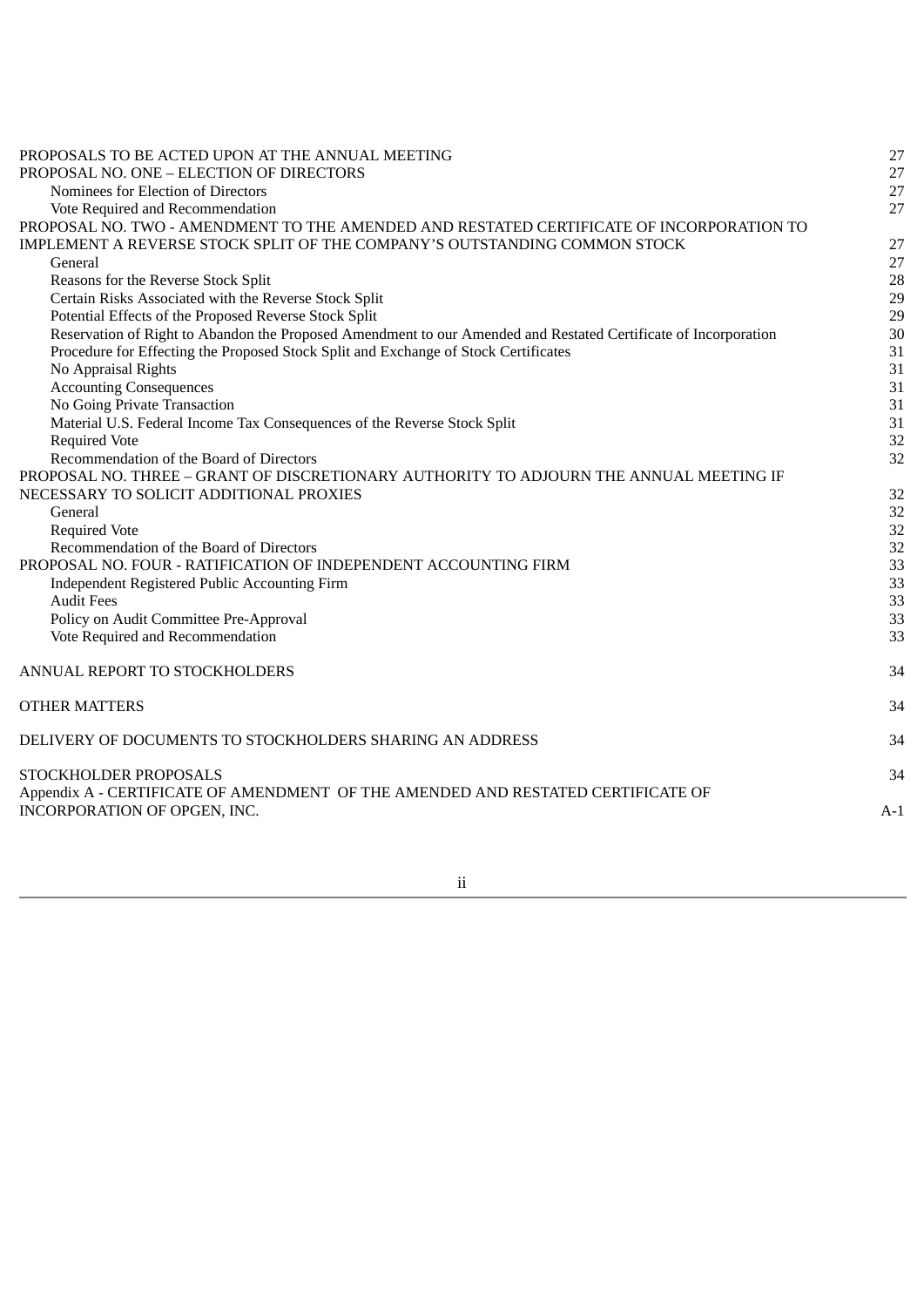| | |
|---|---|
| PROPOSALS TO BE ACTED UPON AT THE ANNUAL MEETING | 27 |
| PROPOSAL NO. ONE – ELECTION OF DIRECTORS | 27 |
| Nominees for Election of Directors | 27 |
| Vote Required and Recommendation | 27 |
| PROPOSAL NO. TWO - AMENDMENT TO THE AMENDED AND RESTATED CERTIFICATE OF INCORPORATION TO IMPLEMENT A REVERSE STOCK SPLIT OF THE COMPANY'S OUTSTANDING COMMON STOCK | 27 |
| General | 27 |
| Reasons for the Reverse Stock Split | 28 |
| Certain Risks Associated with the Reverse Stock Split | 29 |
| Potential Effects of the Proposed Reverse Stock Split | 29 |
| Reservation of Right to Abandon the Proposed Amendment to our Amended and Restated Certificate of Incorporation | 30 |
| Procedure for Effecting the Proposed Stock Split and Exchange of Stock Certificates | 31 |
| No Appraisal Rights | 31 |
| Accounting Consequences | 31 |
| No Going Private Transaction | 31 |
| Material U.S. Federal Income Tax Consequences of the Reverse Stock Split | 31 |
| Required Vote | 32 |
| Recommendation of the Board of Directors | 32 |
| PROPOSAL NO. THREE – GRANT OF DISCRETIONARY AUTHORITY TO ADJOURN THE ANNUAL MEETING IF NECESSARY TO SOLICIT ADDITIONAL PROXIES | 32 |
| General | 32 |
| Required Vote | 32 |
| Recommendation of the Board of Directors | 32 |
| PROPOSAL NO. FOUR - RATIFICATION OF INDEPENDENT ACCOUNTING FIRM | 33 |
| Independent Registered Public Accounting Firm | 33 |
| Audit Fees | 33 |
| Policy on Audit Committee Pre-Approval | 33 |
| Vote Required and Recommendation | 33 |
| ANNUAL REPORT TO STOCKHOLDERS | 34 |
| OTHER MATTERS | 34 |
| DELIVERY OF DOCUMENTS TO STOCKHOLDERS SHARING AN ADDRESS | 34 |
| STOCKHOLDER PROPOSALS | 34 |
| Appendix A - CERTIFICATE OF AMENDMENT OF THE AMENDED AND RESTATED CERTIFICATE OF INCORPORATION OF OPGEN, INC. | A-1 |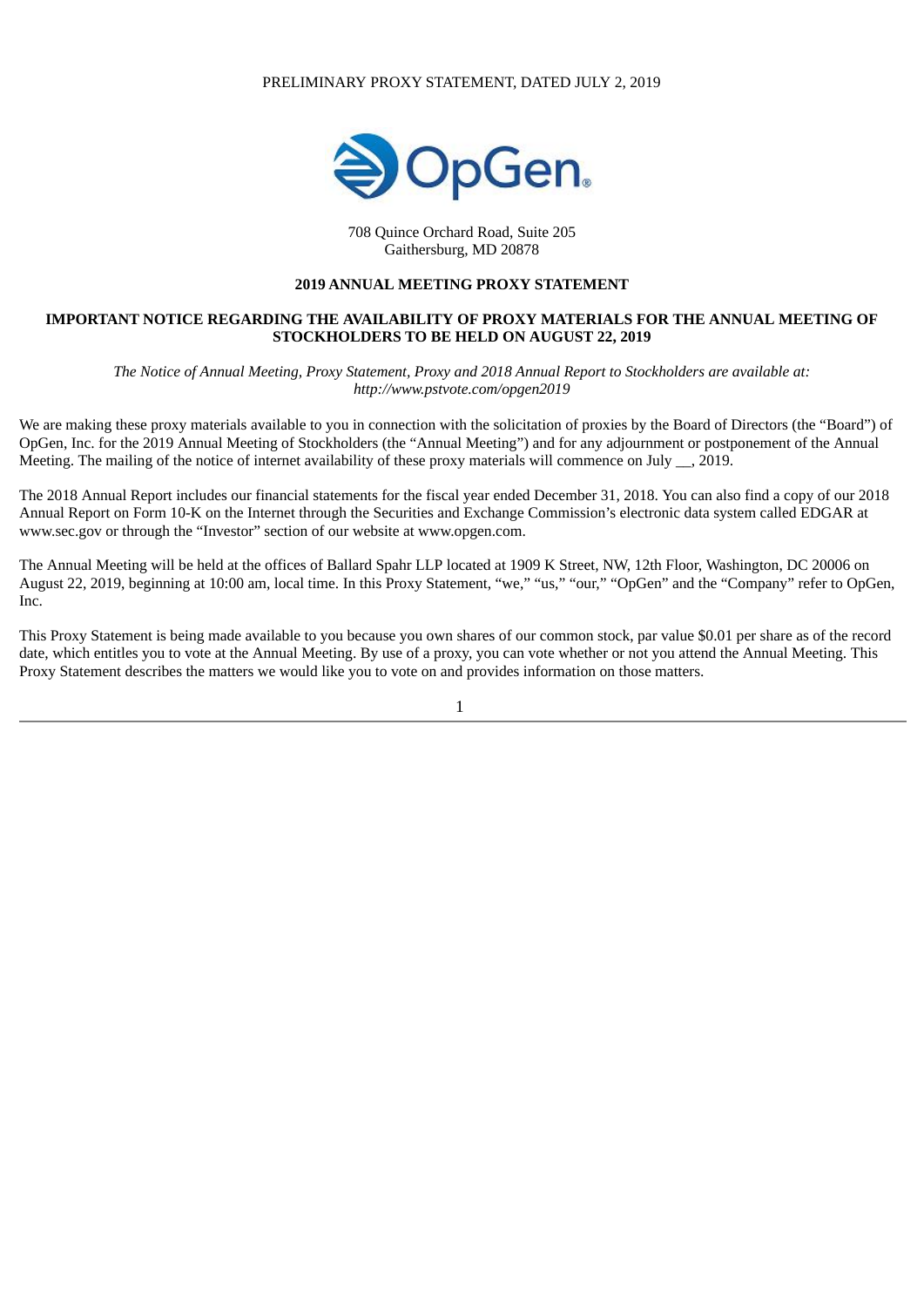PRELIMINARY PROXY STATEMENT, DATED JULY 2, 2019

708 Quince Orchard Road, Suite 205
Gaithersburg, MD 20878

**2019 ANNUAL MEETING PROXY STATEMENT**

**IMPORTANT NOTICE REGARDING THE AVAILABILITY OF PROXY MATERIALS FOR THE ANNUAL MEETING OF STOCKHOLDERS TO BE HELD ON AUGUST 22, 2019**

*The Notice of Annual Meeting, Proxy Statement, Proxy and 2018 Annual Report to Stockholders are available at: http://www.pstvote.com/opgen2019*

We are making these proxy materials available to you in connection with the solicitation of proxies by the Board of Directors (the "Board") of OpGen, Inc. for the 2019 Annual Meeting of Stockholders (the "Annual Meeting") and for any adjournment or postponement of the Annual Meeting. The mailing of the notice of internet availability of these proxy materials will commence on July __, 2019.

The 2018 Annual Report includes our financial statements for the fiscal year ended December 31, 2018. You can also find a copy of our 2018 Annual Report on Form 10-K on the Internet through the Securities and Exchange Commission's electronic data system called EDGAR at www.sec.gov or through the "Investor" section of our website at www.opgen.com.

The Annual Meeting will be held at the offices of Ballard Spahr LLP located at 1909 K Street, NW, 12th Floor, Washington, DC 20006 on August 22, 2019, beginning at 10:00 am, local time. In this Proxy Statement, "we," "us," "our," "OpGen" and the "Company" refer to OpGen, Inc.

This Proxy Statement is being made available to you because you own shares of our common stock, par value $0.01 per share as of the record date, which entitles you to vote at the Annual Meeting. By use of a proxy, you can vote whether or not you attend the Annual Meeting. This Proxy Statement describes the matters we would like you to vote on and provides information on those matters.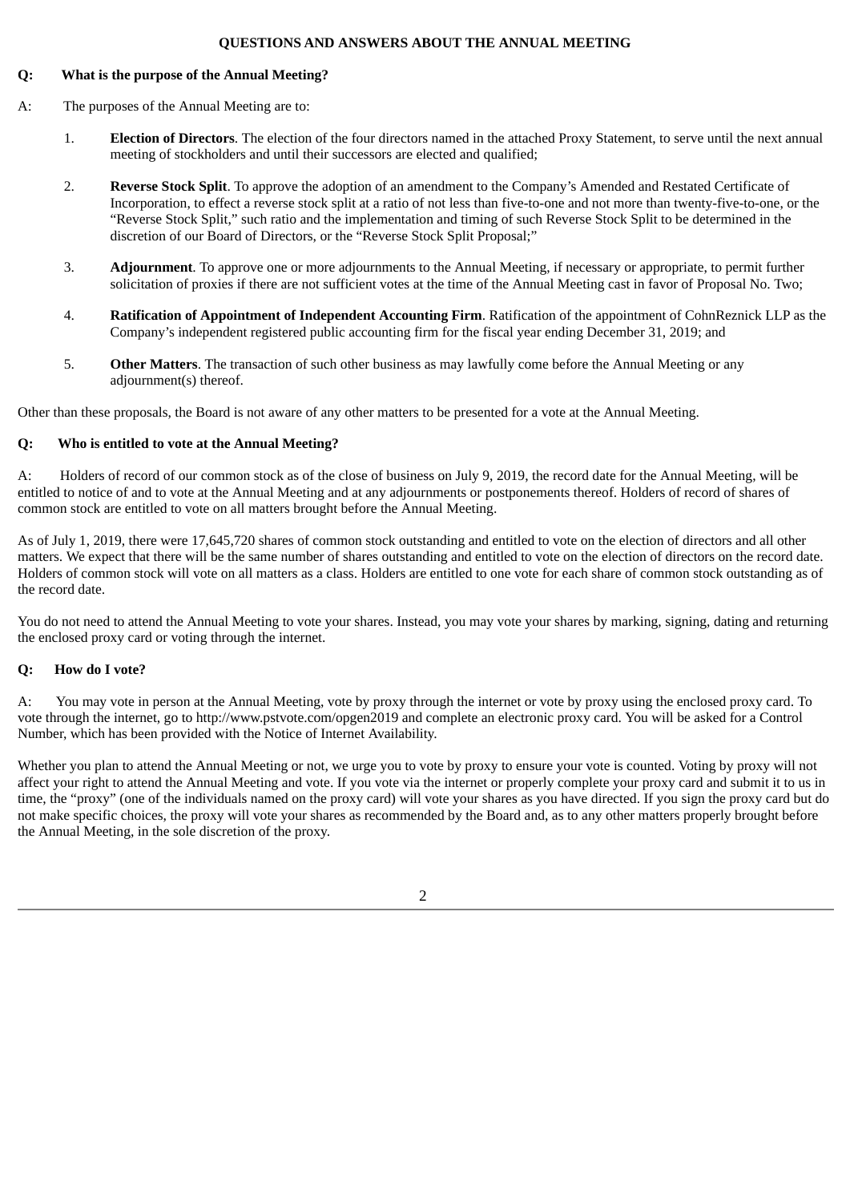## QUESTIONS AND ANSWERS ABOUT THE ANNUAL MEETING

**Q: What is the purpose of the Annual Meeting?**

A: The purposes of the Annual Meeting are to:

1. **Election of Directors**. The election of the four directors named in the attached Proxy Statement, to serve until the next annual meeting of stockholders and until their successors are elected and qualified;

2. **Reverse Stock Split**. To approve the adoption of an amendment to the Company's Amended and Restated Certificate of Incorporation, to effect a reverse stock split at a ratio of not less than five-to-one and not more than twenty-five-to-one, or the "Reverse Stock Split," such ratio and the implementation and timing of such Reverse Stock Split to be determined in the discretion of our Board of Directors, or the "Reverse Stock Split Proposal;"

3. **Adjournment**. To approve one or more adjournments to the Annual Meeting, if necessary or appropriate, to permit further solicitation of proxies if there are not sufficient votes at the time of the Annual Meeting cast in favor of Proposal No. Two;

4. **Ratification of Appointment of Independent Accounting Firm**. Ratification of the appointment of CohnReznick LLP as the Company's independent registered public accounting firm for the fiscal year ending December 31, 2019; and

5. **Other Matters**. The transaction of such other business as may lawfully come before the Annual Meeting or any adjournment(s) thereof.

Other than these proposals, the Board is not aware of any other matters to be presented for a vote at the Annual Meeting.

**Q: Who is entitled to vote at the Annual Meeting?**

A: Holders of record of our common stock as of the close of business on July 9, 2019, the record date for the Annual Meeting, will be entitled to notice of and to vote at the Annual Meeting and at any adjournments or postponements thereof. Holders of record of shares of common stock are entitled to vote on all matters brought before the Annual Meeting.

As of July 1, 2019, there were 17,645,720 shares of common stock outstanding and entitled to vote on the election of directors and all other matters. We expect that there will be the same number of shares outstanding and entitled to vote on the election of directors on the record date. Holders of common stock will vote on all matters as a class. Holders are entitled to one vote for each share of common stock outstanding as of the record date.

You do not need to attend the Annual Meeting to vote your shares. Instead, you may vote your shares by marking, signing, dating and returning the enclosed proxy card or voting through the internet.

**Q: How do I vote?**

A: You may vote in person at the Annual Meeting, vote by proxy through the internet or vote by proxy using the enclosed proxy card. To vote through the internet, go to http://www.pstvote.com/opgen2019 and complete an electronic proxy card. You will be asked for a Control Number, which has been provided with the Notice of Internet Availability.

Whether you plan to attend the Annual Meeting or not, we urge you to vote by proxy to ensure your vote is counted. Voting by proxy will not affect your right to attend the Annual Meeting and vote. If you vote via the internet or properly complete your proxy card and submit it to us in time, the "proxy" (one of the individuals named on the proxy card) will vote your shares as you have directed. If you sign the proxy card but do not make specific choices, the proxy will vote your shares as recommended by the Board and, as to any other matters properly brought before the Annual Meeting, in the sole discretion of the proxy.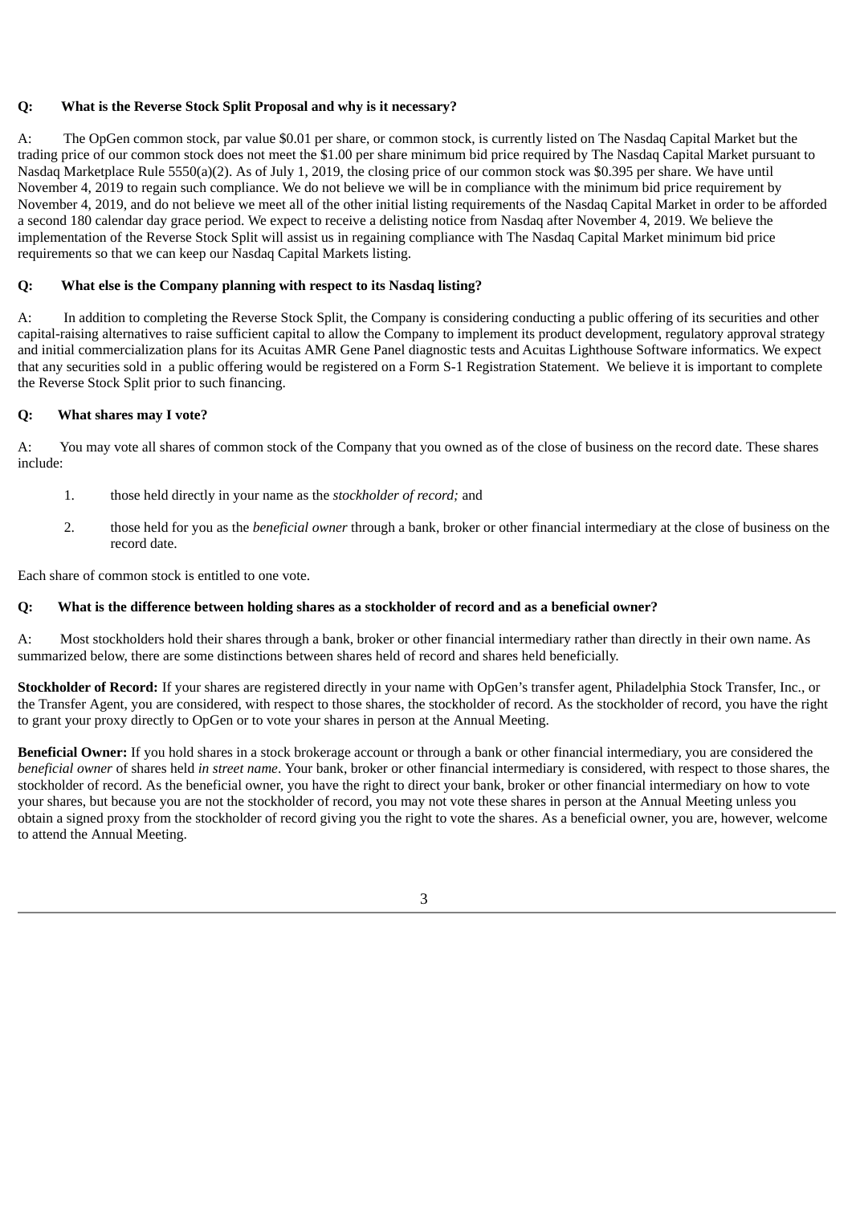**Q: What is the Reverse Stock Split Proposal and why is it necessary?**

A: The OpGen common stock, par value $0.01 per share, or common stock, is currently listed on The Nasdaq Capital Market but the trading price of our common stock does not meet the $1.00 per share minimum bid price required by The Nasdaq Capital Market pursuant to Nasdaq Marketplace Rule 5550(a)(2). As of July 1, 2019, the closing price of our common stock was $0.395 per share. We have until November 4, 2019 to regain such compliance. We do not believe we will be in compliance with the minimum bid price requirement by November 4, 2019, and do not believe we meet all of the other initial listing requirements of the Nasdaq Capital Market in order to be afforded a second 180 calendar day grace period. We expect to receive a delisting notice from Nasdaq after November 4, 2019. We believe the implementation of the Reverse Stock Split will assist us in regaining compliance with The Nasdaq Capital Market minimum bid price requirements so that we can keep our Nasdaq Capital Markets listing.

**Q: What else is the Company planning with respect to its Nasdaq listing?**

A: In addition to completing the Reverse Stock Split, the Company is considering conducting a public offering of its securities and other capital-raising alternatives to raise sufficient capital to allow the Company to implement its product development, regulatory approval strategy and initial commercialization plans for its Acuitas AMR Gene Panel diagnostic tests and Acuitas Lighthouse Software informatics. We expect that any securities sold in a public offering would be registered on a Form S-1 Registration Statement. We believe it is important to complete the Reverse Stock Split prior to such financing.

**Q: What shares may I vote?**

A: You may vote all shares of common stock of the Company that you owned as of the close of business on the record date. These shares include:

1. those held directly in your name as the *stockholder of record;* and
2. those held for you as the *beneficial owner* through a bank, broker or other financial intermediary at the close of business on the record date.

Each share of common stock is entitled to one vote.

**Q: What is the difference between holding shares as a stockholder of record and as a beneficial owner?**

A: Most stockholders hold their shares through a bank, broker or other financial intermediary rather than directly in their own name. As summarized below, there are some distinctions between shares held of record and shares held beneficially.

**Stockholder of Record:** If your shares are registered directly in your name with OpGen's transfer agent, Philadelphia Stock Transfer, Inc., or the Transfer Agent, you are considered, with respect to those shares, the stockholder of record. As the stockholder of record, you have the right to grant your proxy directly to OpGen or to vote your shares in person at the Annual Meeting.

**Beneficial Owner:** If you hold shares in a stock brokerage account or through a bank or other financial intermediary, you are considered the *beneficial owner* of shares held *in street name*. Your bank, broker or other financial intermediary is considered, with respect to those shares, the stockholder of record. As the beneficial owner, you have the right to direct your bank, broker or other financial intermediary on how to vote your shares, but because you are not the stockholder of record, you may not vote these shares in person at the Annual Meeting unless you obtain a signed proxy from the stockholder of record giving you the right to vote the shares. As a beneficial owner, you are, however, welcome to attend the Annual Meeting.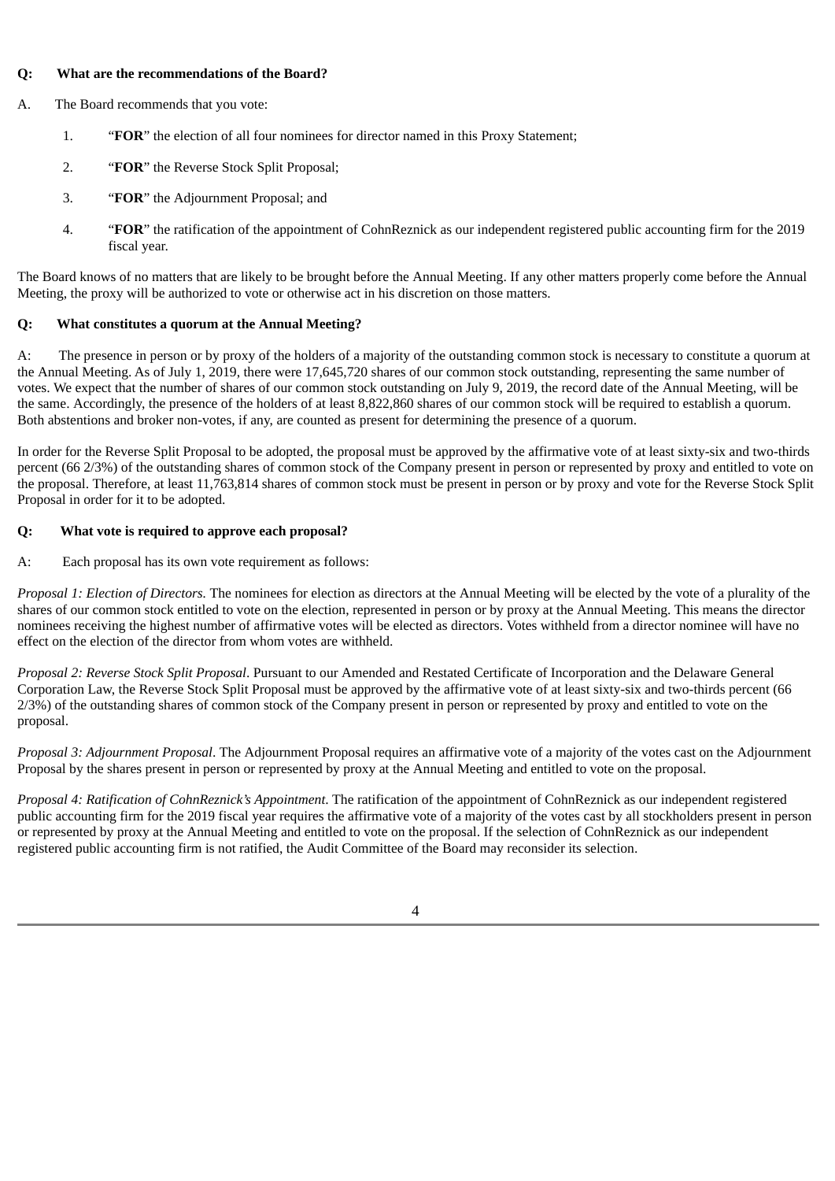**Q: What are the recommendations of the Board?**

A. The Board recommends that you vote:

1. "**FOR**" the election of all four nominees for director named in this Proxy Statement;
2. "**FOR**" the Reverse Stock Split Proposal;
3. "**FOR**" the Adjournment Proposal; and
4. "**FOR**" the ratification of the appointment of CohnReznick as our independent registered public accounting firm for the 2019 fiscal year.

The Board knows of no matters that are likely to be brought before the Annual Meeting. If any other matters properly come before the Annual Meeting, the proxy will be authorized to vote or otherwise act in his discretion on those matters.

**Q: What constitutes a quorum at the Annual Meeting?**

A: The presence in person or by proxy of the holders of a majority of the outstanding common stock is necessary to constitute a quorum at the Annual Meeting. As of July 1, 2019, there were 17,645,720 shares of our common stock outstanding, representing the same number of votes. We expect that the number of shares of our common stock outstanding on July 9, 2019, the record date of the Annual Meeting, will be the same. Accordingly, the presence of the holders of at least 8,822,860 shares of our common stock will be required to establish a quorum. Both abstentions and broker non-votes, if any, are counted as present for determining the presence of a quorum.

In order for the Reverse Split Proposal to be adopted, the proposal must be approved by the affirmative vote of at least sixty-six and two-thirds percent (66 2/3%) of the outstanding shares of common stock of the Company present in person or represented by proxy and entitled to vote on the proposal. Therefore, at least 11,763,814 shares of common stock must be present in person or by proxy and vote for the Reverse Stock Split Proposal in order for it to be adopted.

**Q: What vote is required to approve each proposal?**

A: Each proposal has its own vote requirement as follows:

*Proposal 1: Election of Directors.* The nominees for election as directors at the Annual Meeting will be elected by the vote of a plurality of the shares of our common stock entitled to vote on the election, represented in person or by proxy at the Annual Meeting. This means the director nominees receiving the highest number of affirmative votes will be elected as directors. Votes withheld from a director nominee will have no effect on the election of the director from whom votes are withheld.

*Proposal 2: Reverse Stock Split Proposal*. Pursuant to our Amended and Restated Certificate of Incorporation and the Delaware General Corporation Law, the Reverse Stock Split Proposal must be approved by the affirmative vote of at least sixty-six and two-thirds percent (66 2/3%) of the outstanding shares of common stock of the Company present in person or represented by proxy and entitled to vote on the proposal.

*Proposal 3: Adjournment Proposal*. The Adjournment Proposal requires an affirmative vote of a majority of the votes cast on the Adjournment Proposal by the shares present in person or represented by proxy at the Annual Meeting and entitled to vote on the proposal.

*Proposal 4: Ratification of CohnReznick's Appointment*. The ratification of the appointment of CohnReznick as our independent registered public accounting firm for the 2019 fiscal year requires the affirmative vote of a majority of the votes cast by all stockholders present in person or represented by proxy at the Annual Meeting and entitled to vote on the proposal. If the selection of CohnReznick as our independent registered public accounting firm is not ratified, the Audit Committee of the Board may reconsider its selection.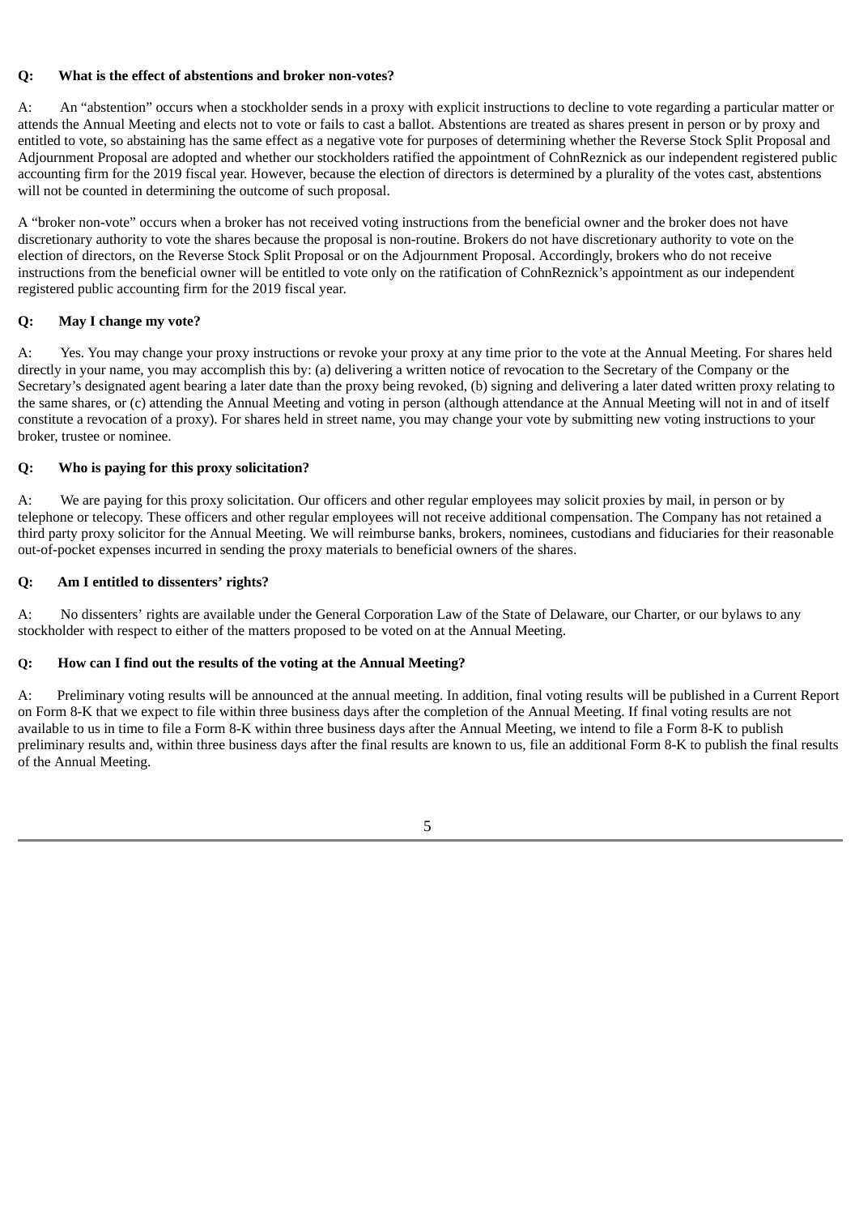**Q: What is the effect of abstentions and broker non-votes?**

A: An "abstention" occurs when a stockholder sends in a proxy with explicit instructions to decline to vote regarding a particular matter or attends the Annual Meeting and elects not to vote or fails to cast a ballot. Abstentions are treated as shares present in person or by proxy and entitled to vote, so abstaining has the same effect as a negative vote for purposes of determining whether the Reverse Stock Split Proposal and Adjournment Proposal are adopted and whether our stockholders ratified the appointment of CohnReznick as our independent registered public accounting firm for the 2019 fiscal year. However, because the election of directors is determined by a plurality of the votes cast, abstentions will not be counted in determining the outcome of such proposal.

A "broker non-vote" occurs when a broker has not received voting instructions from the beneficial owner and the broker does not have discretionary authority to vote the shares because the proposal is non-routine. Brokers do not have discretionary authority to vote on the election of directors, on the Reverse Stock Split Proposal or on the Adjournment Proposal. Accordingly, brokers who do not receive instructions from the beneficial owner will be entitled to vote only on the ratification of CohnReznick's appointment as our independent registered public accounting firm for the 2019 fiscal year.

**Q: May I change my vote?**

A: Yes. You may change your proxy instructions or revoke your proxy at any time prior to the vote at the Annual Meeting. For shares held directly in your name, you may accomplish this by: (a) delivering a written notice of revocation to the Secretary of the Company or the Secretary's designated agent bearing a later date than the proxy being revoked, (b) signing and delivering a later dated written proxy relating to the same shares, or (c) attending the Annual Meeting and voting in person (although attendance at the Annual Meeting will not in and of itself constitute a revocation of a proxy). For shares held in street name, you may change your vote by submitting new voting instructions to your broker, trustee or nominee.

**Q: Who is paying for this proxy solicitation?**

A: We are paying for this proxy solicitation. Our officers and other regular employees may solicit proxies by mail, in person or by telephone or telecopy. These officers and other regular employees will not receive additional compensation. The Company has not retained a third party proxy solicitor for the Annual Meeting. We will reimburse banks, brokers, nominees, custodians and fiduciaries for their reasonable out-of-pocket expenses incurred in sending the proxy materials to beneficial owners of the shares.

**Q: Am I entitled to dissenters' rights?**

A: No dissenters' rights are available under the General Corporation Law of the State of Delaware, our Charter, or our bylaws to any stockholder with respect to either of the matters proposed to be voted on at the Annual Meeting.

**Q: How can I find out the results of the voting at the Annual Meeting?**

A: Preliminary voting results will be announced at the annual meeting. In addition, final voting results will be published in a Current Report on Form 8-K that we expect to file within three business days after the completion of the Annual Meeting. If final voting results are not available to us in time to file a Form 8-K within three business days after the Annual Meeting, we intend to file a Form 8-K to publish preliminary results and, within three business days after the final results are known to us, file an additional Form 8-K to publish the final results of the Annual Meeting.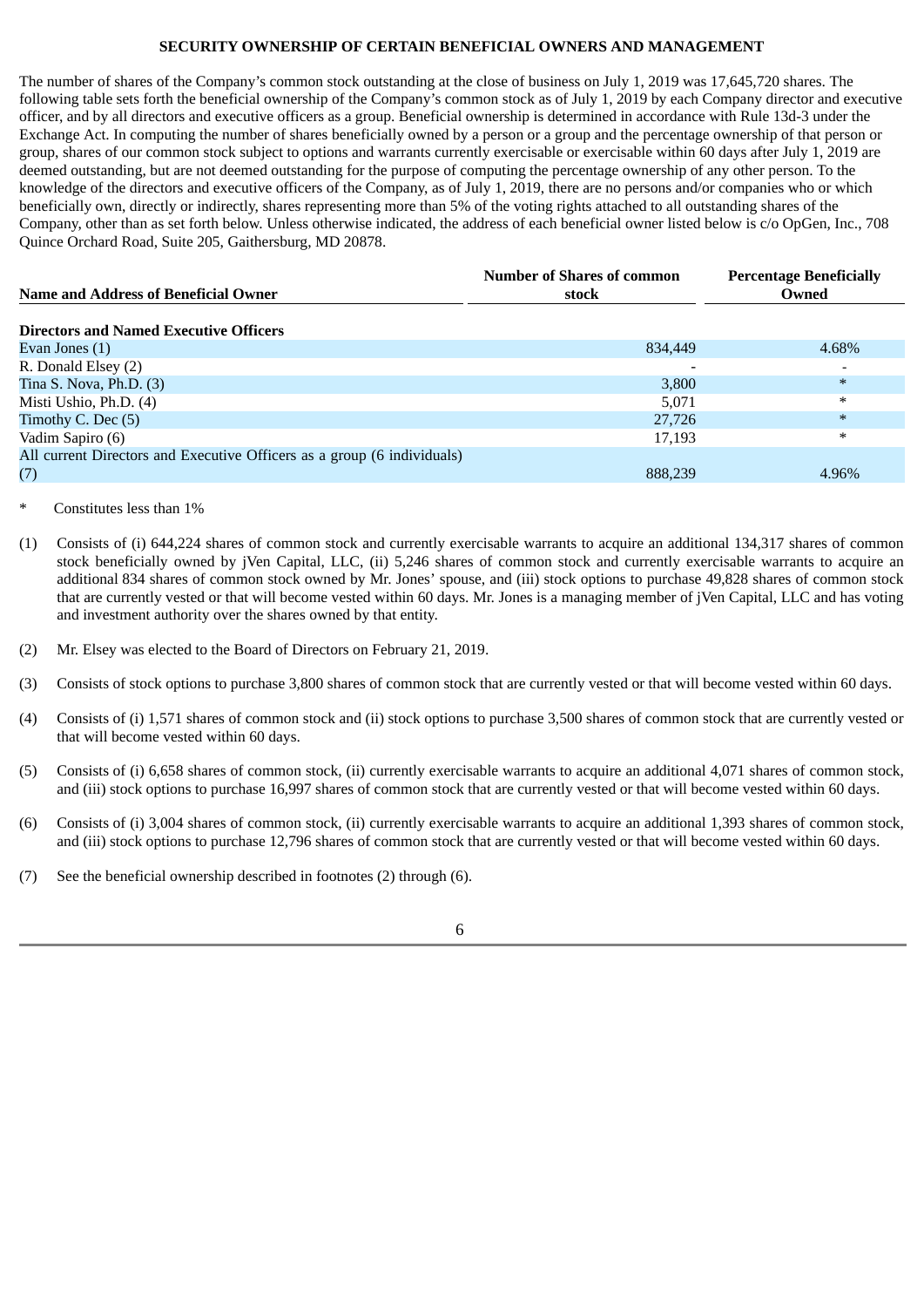## SECURITY OWNERSHIP OF CERTAIN BENEFICIAL OWNERS AND MANAGEMENT

The number of shares of the Company's common stock outstanding at the close of business on July 1, 2019 was 17,645,720 shares. The following table sets forth the beneficial ownership of the Company's common stock as of July 1, 2019 by each Company director and executive officer, and by all directors and executive officers as a group. Beneficial ownership is determined in accordance with Rule 13d-3 under the Exchange Act. In computing the number of shares beneficially owned by a person or a group and the percentage ownership of that person or group, shares of our common stock subject to options and warrants currently exercisable or exercisable within 60 days after July 1, 2019 are deemed outstanding, but are not deemed outstanding for the purpose of computing the percentage ownership of any other person. To the knowledge of the directors and executive officers of the Company, as of July 1, 2019, there are no persons and/or companies who or which beneficially own, directly or indirectly, shares representing more than 5% of the voting rights attached to all outstanding shares of the Company, other than as set forth below. Unless otherwise indicated, the address of each beneficial owner listed below is c/o OpGen, Inc., 708 Quince Orchard Road, Suite 205, Gaithersburg, MD 20878.

| Name and Address of Beneficial Owner | Number of Shares of common stock | Percentage Beneficially Owned |
|---|---|---|
| **Directors and Named Executive Officers** | | |
| Evan Jones (1) | 834,449 | 4.68% |
| R. Donald Elsey (2) | - | - |
| Tina S. Nova, Ph.D. (3) | 3,800 | * |
| Misti Ushio, Ph.D. (4) | 5,071 | * |
| Timothy C. Dec (5) | 27,726 | * |
| Vadim Sapiro (6) | 17,193 | * |
| All current Directors and Executive Officers as a group (6 individuals) (7) | 888,239 | 4.96% |

\* Constitutes less than 1%

(1) Consists of (i) 644,224 shares of common stock and currently exercisable warrants to acquire an additional 134,317 shares of common stock beneficially owned by jVen Capital, LLC, (ii) 5,246 shares of common stock and currently exercisable warrants to acquire an additional 834 shares of common stock owned by Mr. Jones' spouse, and (iii) stock options to purchase 49,828 shares of common stock that are currently vested or that will become vested within 60 days. Mr. Jones is a managing member of jVen Capital, LLC and has voting and investment authority over the shares owned by that entity.

(2) Mr. Elsey was elected to the Board of Directors on February 21, 2019.

(3) Consists of stock options to purchase 3,800 shares of common stock that are currently vested or that will become vested within 60 days.

(4) Consists of (i) 1,571 shares of common stock and (ii) stock options to purchase 3,500 shares of common stock that are currently vested or that will become vested within 60 days.

(5) Consists of (i) 6,658 shares of common stock, (ii) currently exercisable warrants to acquire an additional 4,071 shares of common stock, and (iii) stock options to purchase 16,997 shares of common stock that are currently vested or that will become vested within 60 days.

(6) Consists of (i) 3,004 shares of common stock, (ii) currently exercisable warrants to acquire an additional 1,393 shares of common stock, and (iii) stock options to purchase 12,796 shares of common stock that are currently vested or that will become vested within 60 days.

(7) See the beneficial ownership described in footnotes (2) through (6).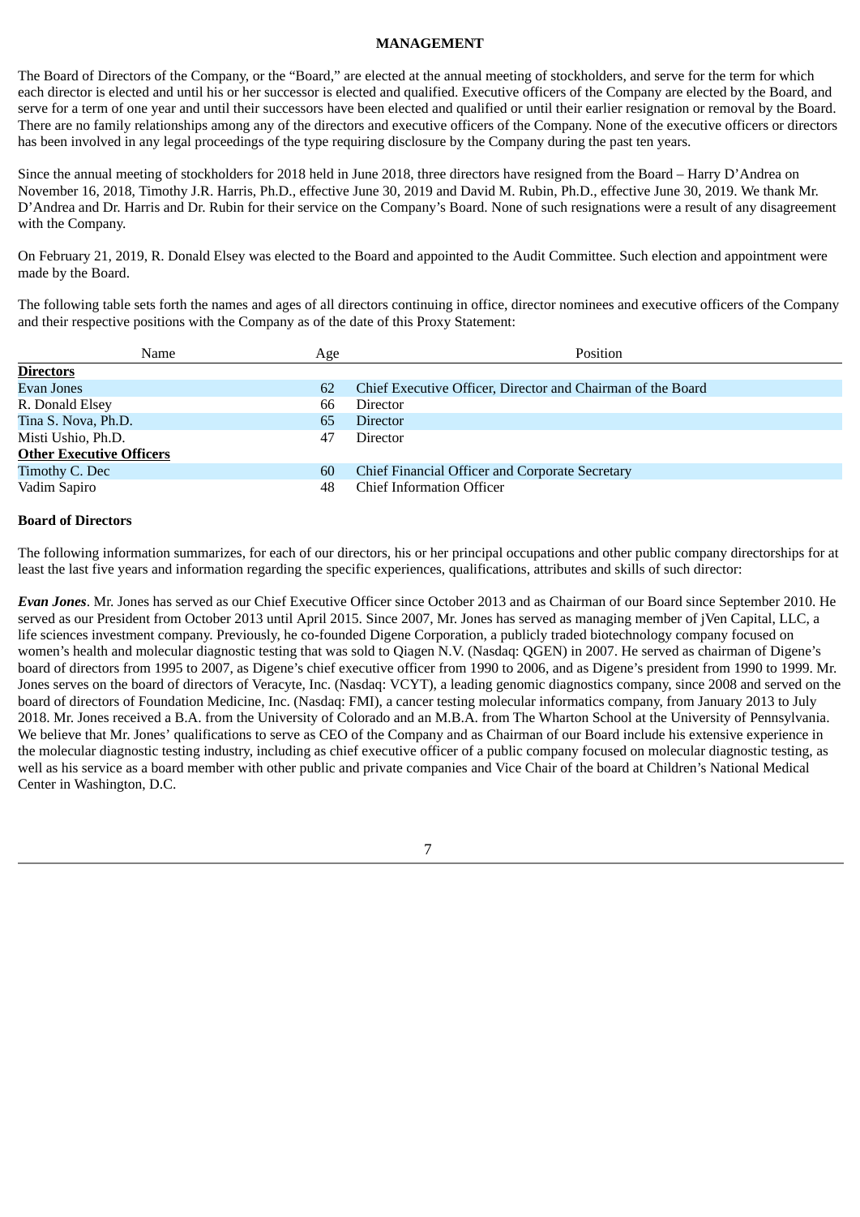# MANAGEMENT

The Board of Directors of the Company, or the "Board," are elected at the annual meeting of stockholders, and serve for the term for which each director is elected and until his or her successor is elected and qualified. Executive officers of the Company are elected by the Board, and serve for a term of one year and until their successors have been elected and qualified or until their earlier resignation or removal by the Board. There are no family relationships among any of the directors and executive officers of the Company. None of the executive officers or directors has been involved in any legal proceedings of the type requiring disclosure by the Company during the past ten years.

Since the annual meeting of stockholders for 2018 held in June 2018, three directors have resigned from the Board – Harry D'Andrea on November 16, 2018, Timothy J.R. Harris, Ph.D., effective June 30, 2019 and David M. Rubin, Ph.D., effective June 30, 2019. We thank Mr. D'Andrea and Dr. Harris and Dr. Rubin for their service on the Company's Board. None of such resignations were a result of any disagreement with the Company.

On February 21, 2019, R. Donald Elsey was elected to the Board and appointed to the Audit Committee. Such election and appointment were made by the Board.

The following table sets forth the names and ages of all directors continuing in office, director nominees and executive officers of the Company and their respective positions with the Company as of the date of this Proxy Statement:

| Name | Age | Position |
|---|---|---|
| **Directors** | | |
| Evan Jones | 62 | Chief Executive Officer, Director and Chairman of the Board |
| R. Donald Elsey | 66 | Director |
| Tina S. Nova, Ph.D. | 65 | Director |
| Misti Ushio, Ph.D. | 47 | Director |
| **Other Executive Officers** | | |
| Timothy C. Dec | 60 | Chief Financial Officer and Corporate Secretary |
| Vadim Sapiro | 48 | Chief Information Officer |

## Board of Directors

The following information summarizes, for each of our directors, his or her principal occupations and other public company directorships for at least the last five years and information regarding the specific experiences, qualifications, attributes and skills of such director:

***Evan Jones***. Mr. Jones has served as our Chief Executive Officer since October 2013 and as Chairman of our Board since September 2010. He served as our President from October 2013 until April 2015. Since 2007, Mr. Jones has served as managing member of jVen Capital, LLC, a life sciences investment company. Previously, he co-founded Digene Corporation, a publicly traded biotechnology company focused on women's health and molecular diagnostic testing that was sold to Qiagen N.V. (Nasdaq: QGEN) in 2007. He served as chairman of Digene's board of directors from 1995 to 2007, as Digene's chief executive officer from 1990 to 2006, and as Digene's president from 1990 to 1999. Mr. Jones serves on the board of directors of Veracyte, Inc. (Nasdaq: VCYT), a leading genomic diagnostics company, since 2008 and served on the board of directors of Foundation Medicine, Inc. (Nasdaq: FMI), a cancer testing molecular informatics company, from January 2013 to July 2018. Mr. Jones received a B.A. from the University of Colorado and an M.B.A. from The Wharton School at the University of Pennsylvania. We believe that Mr. Jones' qualifications to serve as CEO of the Company and as Chairman of our Board include his extensive experience in the molecular diagnostic testing industry, including as chief executive officer of a public company focused on molecular diagnostic testing, as well as his service as a board member with other public and private companies and Vice Chair of the board at Children's National Medical Center in Washington, D.C.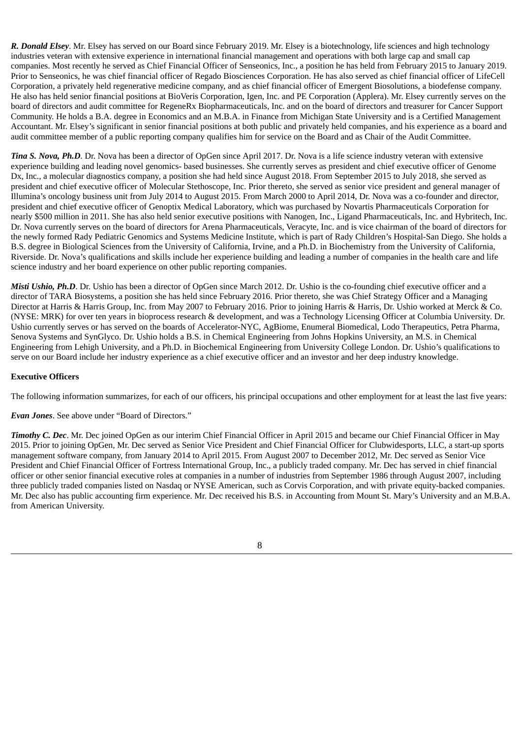***R. Donald Elsey***. Mr. Elsey has served on our Board since February 2019. Mr. Elsey is a biotechnology, life sciences and high technology industries veteran with extensive experience in international financial management and operations with both large cap and small cap companies. Most recently he served as Chief Financial Officer of Senseonics, Inc., a position he has held from February 2015 to January 2019. Prior to Senseonics, he was chief financial officer of Regado Biosciences Corporation. He has also served as chief financial officer of LifeCell Corporation, a privately held regenerative medicine company, and as chief financial officer of Emergent Biosolutions, a biodefense company. He also has held senior financial positions at BioVeris Corporation, Igen, Inc. and PE Corporation (Applera). Mr. Elsey currently serves on the board of directors and audit committee for RegeneRx Biopharmaceuticals, Inc. and on the board of directors and treasurer for Cancer Support Community. He holds a B.A. degree in Economics and an M.B.A. in Finance from Michigan State University and is a Certified Management Accountant. Mr. Elsey's significant in senior financial positions at both public and privately held companies, and his experience as a board and audit committee member of a public reporting company qualifies him for service on the Board and as Chair of the Audit Committee.

***Tina S. Nova, Ph.D***. Dr. Nova has been a director of OpGen since April 2017. Dr. Nova is a life science industry veteran with extensive experience building and leading novel genomics- based businesses. She currently serves as president and chief executive officer of Genome Dx, Inc., a molecular diagnostics company, a position she had held since August 2018. From September 2015 to July 2018, she served as president and chief executive officer of Molecular Stethoscope, Inc. Prior thereto, she served as senior vice president and general manager of Illumina's oncology business unit from July 2014 to August 2015. From March 2000 to April 2014, Dr. Nova was a co-founder and director, president and chief executive officer of Genoptix Medical Laboratory, which was purchased by Novartis Pharmaceuticals Corporation for nearly $500 million in 2011. She has also held senior executive positions with Nanogen, Inc., Ligand Pharmaceuticals, Inc. and Hybritech, Inc. Dr. Nova currently serves on the board of directors for Arena Pharmaceuticals, Veracyte, Inc. and is vice chairman of the board of directors for the newly formed Rady Pediatric Genomics and Systems Medicine Institute, which is part of Rady Children's Hospital-San Diego. She holds a B.S. degree in Biological Sciences from the University of California, Irvine, and a Ph.D. in Biochemistry from the University of California, Riverside. Dr. Nova's qualifications and skills include her experience building and leading a number of companies in the health care and life science industry and her board experience on other public reporting companies.

***Misti Ushio, Ph.D***. Dr. Ushio has been a director of OpGen since March 2012. Dr. Ushio is the co-founding chief executive officer and a director of TARA Biosystems, a position she has held since February 2016. Prior thereto, she was Chief Strategy Officer and a Managing Director at Harris & Harris Group, Inc. from May 2007 to February 2016. Prior to joining Harris & Harris, Dr. Ushio worked at Merck & Co. (NYSE: MRK) for over ten years in bioprocess research & development, and was a Technology Licensing Officer at Columbia University. Dr. Ushio currently serves or has served on the boards of Accelerator-NYC, AgBiome, Enumeral Biomedical, Lodo Therapeutics, Petra Pharma, Senova Systems and SynGlyco. Dr. Ushio holds a B.S. in Chemical Engineering from Johns Hopkins University, an M.S. in Chemical Engineering from Lehigh University, and a Ph.D. in Biochemical Engineering from University College London. Dr. Ushio's qualifications to serve on our Board include her industry experience as a chief executive officer and an investor and her deep industry knowledge.

**Executive Officers**

The following information summarizes, for each of our officers, his principal occupations and other employment for at least the last five years:

***Evan Jones***. See above under "Board of Directors."

***Timothy C. Dec***. Mr. Dec joined OpGen as our interim Chief Financial Officer in April 2015 and became our Chief Financial Officer in May 2015. Prior to joining OpGen, Mr. Dec served as Senior Vice President and Chief Financial Officer for Clubwidesports, LLC, a start-up sports management software company, from January 2014 to April 2015. From August 2007 to December 2012, Mr. Dec served as Senior Vice President and Chief Financial Officer of Fortress International Group, Inc., a publicly traded company. Mr. Dec has served in chief financial officer or other senior financial executive roles at companies in a number of industries from September 1986 through August 2007, including three publicly traded companies listed on Nasdaq or NYSE American, such as Corvis Corporation, and with private equity-backed companies. Mr. Dec also has public accounting firm experience. Mr. Dec received his B.S. in Accounting from Mount St. Mary's University and an M.B.A. from American University.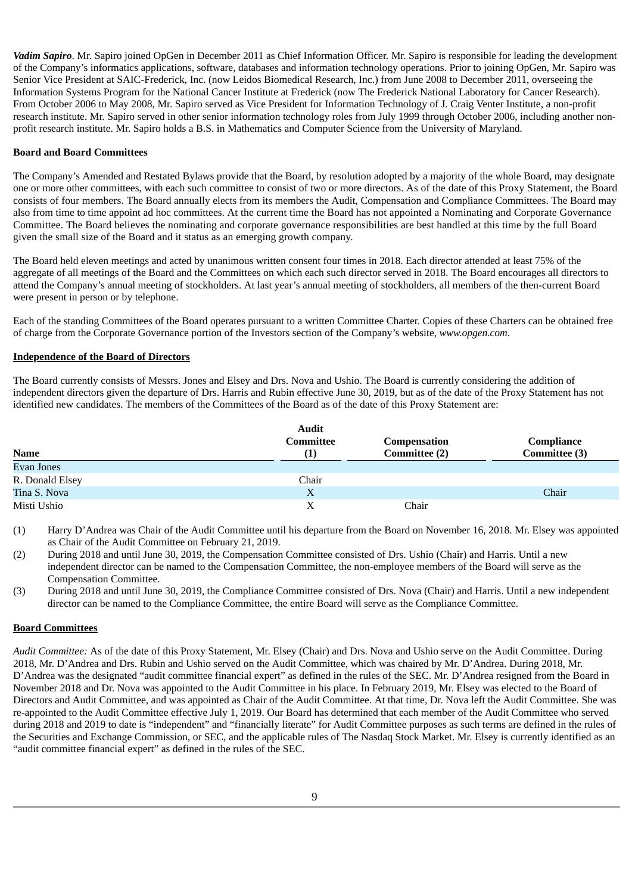***Vadim Sapiro***. Mr. Sapiro joined OpGen in December 2011 as Chief Information Officer. Mr. Sapiro is responsible for leading the development of the Company's informatics applications, software, databases and information technology operations. Prior to joining OpGen, Mr. Sapiro was Senior Vice President at SAIC-Frederick, Inc. (now Leidos Biomedical Research, Inc.) from June 2008 to December 2011, overseeing the Information Systems Program for the National Cancer Institute at Frederick (now The Frederick National Laboratory for Cancer Research). From October 2006 to May 2008, Mr. Sapiro served as Vice President for Information Technology of J. Craig Venter Institute, a non-profit research institute. Mr. Sapiro served in other senior information technology roles from July 1999 through October 2006, including another non-profit research institute. Mr. Sapiro holds a B.S. in Mathematics and Computer Science from the University of Maryland.

**Board and Board Committees**

The Company's Amended and Restated Bylaws provide that the Board, by resolution adopted by a majority of the whole Board, may designate one or more other committees, with each such committee to consist of two or more directors. As of the date of this Proxy Statement, the Board consists of four members. The Board annually elects from its members the Audit, Compensation and Compliance Committees. The Board may also from time to time appoint ad hoc committees. At the current time the Board has not appointed a Nominating and Corporate Governance Committee. The Board believes the nominating and corporate governance responsibilities are best handled at this time by the full Board given the small size of the Board and it status as an emerging growth company.

The Board held eleven meetings and acted by unanimous written consent four times in 2018. Each director attended at least 75% of the aggregate of all meetings of the Board and the Committees on which each such director served in 2018. The Board encourages all directors to attend the Company's annual meeting of stockholders. At last year's annual meeting of stockholders, all members of the then-current Board were present in person or by telephone.

Each of the standing Committees of the Board operates pursuant to a written Committee Charter. Copies of these Charters can be obtained free of charge from the Corporate Governance portion of the Investors section of the Company's website, *www.opgen.com*.

**Independence of the Board of Directors**

The Board currently consists of Messrs. Jones and Elsey and Drs. Nova and Ushio. The Board is currently considering the addition of independent directors given the departure of Drs. Harris and Rubin effective June 30, 2019, but as of the date of the Proxy Statement has not identified new candidates. The members of the Committees of the Board as of the date of this Proxy Statement are:

| Name | Audit Committee (1) | Compensation Committee (2) | Compliance Committee (3) |
|---|---|---|---|
| Evan Jones | | | |
| R. Donald Elsey | Chair | | |
| Tina S. Nova | X | | Chair |
| Misti Ushio | X | Chair | |

(1) Harry D'Andrea was Chair of the Audit Committee until his departure from the Board on November 16, 2018. Mr. Elsey was appointed as Chair of the Audit Committee on February 21, 2019.

(2) During 2018 and until June 30, 2019, the Compensation Committee consisted of Drs. Ushio (Chair) and Harris. Until a new independent director can be named to the Compensation Committee, the non-employee members of the Board will serve as the Compensation Committee.

(3) During 2018 and until June 30, 2019, the Compliance Committee consisted of Drs. Nova (Chair) and Harris. Until a new independent director can be named to the Compliance Committee, the entire Board will serve as the Compliance Committee.

**Board Committees**

*Audit Committee:* As of the date of this Proxy Statement, Mr. Elsey (Chair) and Drs. Nova and Ushio serve on the Audit Committee. During 2018, Mr. D'Andrea and Drs. Rubin and Ushio served on the Audit Committee, which was chaired by Mr. D'Andrea. During 2018, Mr. D'Andrea was the designated "audit committee financial expert" as defined in the rules of the SEC. Mr. D'Andrea resigned from the Board in November 2018 and Dr. Nova was appointed to the Audit Committee in his place. In February 2019, Mr. Elsey was elected to the Board of Directors and Audit Committee, and was appointed as Chair of the Audit Committee. At that time, Dr. Nova left the Audit Committee. She was re-appointed to the Audit Committee effective July 1, 2019. Our Board has determined that each member of the Audit Committee who served during 2018 and 2019 to date is "independent" and "financially literate" for Audit Committee purposes as such terms are defined in the rules of the Securities and Exchange Commission, or SEC, and the applicable rules of The Nasdaq Stock Market. Mr. Elsey is currently identified as an "audit committee financial expert" as defined in the rules of the SEC.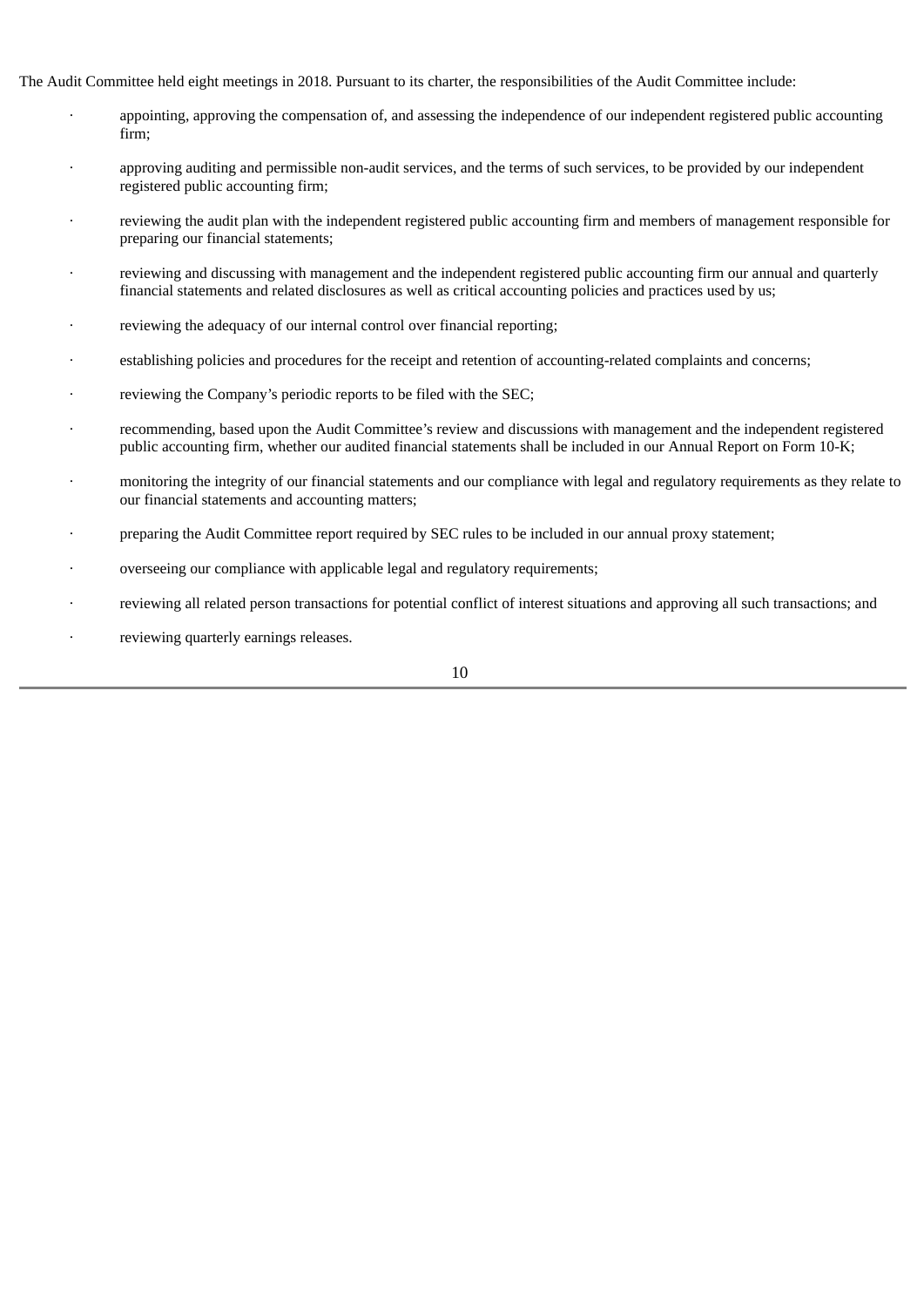The Audit Committee held eight meetings in 2018. Pursuant to its charter, the responsibilities of the Audit Committee include:

- appointing, approving the compensation of, and assessing the independence of our independent registered public accounting firm;
- approving auditing and permissible non-audit services, and the terms of such services, to be provided by our independent registered public accounting firm;
- reviewing the audit plan with the independent registered public accounting firm and members of management responsible for preparing our financial statements;
- reviewing and discussing with management and the independent registered public accounting firm our annual and quarterly financial statements and related disclosures as well as critical accounting policies and practices used by us;
- reviewing the adequacy of our internal control over financial reporting;
- establishing policies and procedures for the receipt and retention of accounting-related complaints and concerns;
- reviewing the Company's periodic reports to be filed with the SEC;
- recommending, based upon the Audit Committee's review and discussions with management and the independent registered public accounting firm, whether our audited financial statements shall be included in our Annual Report on Form 10-K;
- monitoring the integrity of our financial statements and our compliance with legal and regulatory requirements as they relate to our financial statements and accounting matters;
- preparing the Audit Committee report required by SEC rules to be included in our annual proxy statement;
- overseeing our compliance with applicable legal and regulatory requirements;
- reviewing all related person transactions for potential conflict of interest situations and approving all such transactions; and
- reviewing quarterly earnings releases.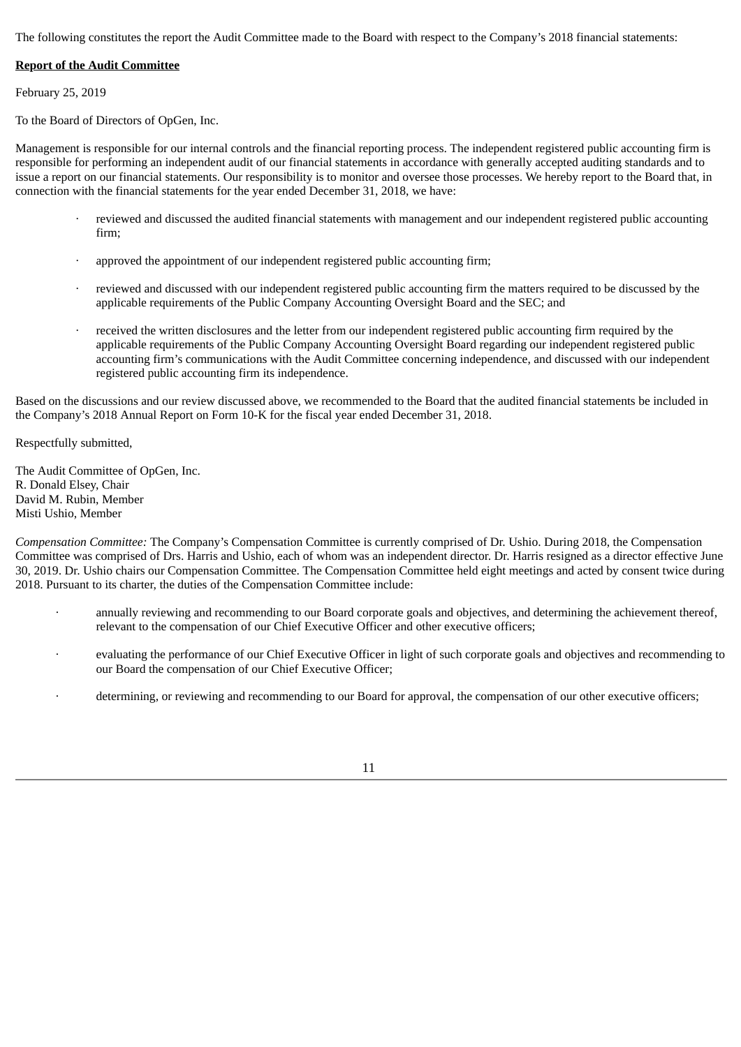The following constitutes the report the Audit Committee made to the Board with respect to the Company's 2018 financial statements:

**Report of the Audit Committee**

February 25, 2019

To the Board of Directors of OpGen, Inc.

Management is responsible for our internal controls and the financial reporting process. The independent registered public accounting firm is responsible for performing an independent audit of our financial statements in accordance with generally accepted auditing standards and to issue a report on our financial statements. Our responsibility is to monitor and oversee those processes. We hereby report to the Board that, in connection with the financial statements for the year ended December 31, 2018, we have:

- reviewed and discussed the audited financial statements with management and our independent registered public accounting firm;
- approved the appointment of our independent registered public accounting firm;
- reviewed and discussed with our independent registered public accounting firm the matters required to be discussed by the applicable requirements of the Public Company Accounting Oversight Board and the SEC; and
- received the written disclosures and the letter from our independent registered public accounting firm required by the applicable requirements of the Public Company Accounting Oversight Board regarding our independent registered public accounting firm's communications with the Audit Committee concerning independence, and discussed with our independent registered public accounting firm its independence.

Based on the discussions and our review discussed above, we recommended to the Board that the audited financial statements be included in the Company's 2018 Annual Report on Form 10-K for the fiscal year ended December 31, 2018.

Respectfully submitted,

The Audit Committee of OpGen, Inc.
R. Donald Elsey, Chair
David M. Rubin, Member
Misti Ushio, Member

*Compensation Committee:* The Company's Compensation Committee is currently comprised of Dr. Ushio. During 2018, the Compensation Committee was comprised of Drs. Harris and Ushio, each of whom was an independent director. Dr. Harris resigned as a director effective June 30, 2019. Dr. Ushio chairs our Compensation Committee. The Compensation Committee held eight meetings and acted by consent twice during 2018. Pursuant to its charter, the duties of the Compensation Committee include:

- annually reviewing and recommending to our Board corporate goals and objectives, and determining the achievement thereof, relevant to the compensation of our Chief Executive Officer and other executive officers;
- evaluating the performance of our Chief Executive Officer in light of such corporate goals and objectives and recommending to our Board the compensation of our Chief Executive Officer;
- determining, or reviewing and recommending to our Board for approval, the compensation of our other executive officers;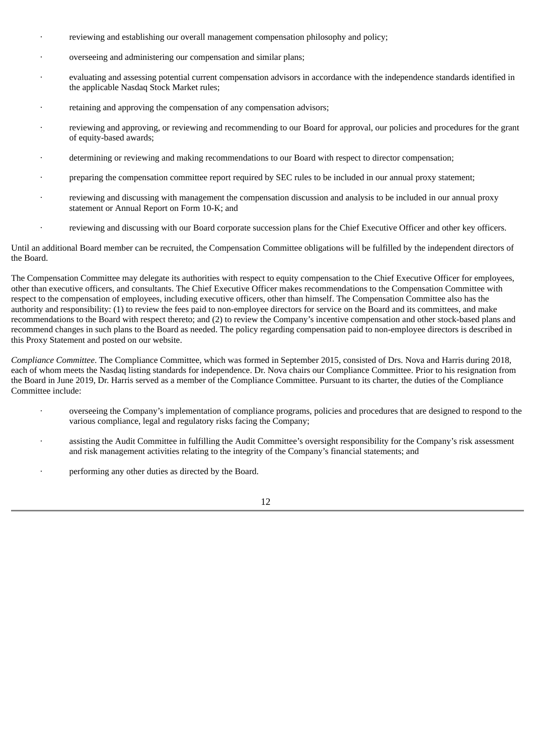- reviewing and establishing our overall management compensation philosophy and policy;
- overseeing and administering our compensation and similar plans;
- evaluating and assessing potential current compensation advisors in accordance with the independence standards identified in the applicable Nasdaq Stock Market rules;
- retaining and approving the compensation of any compensation advisors;
- reviewing and approving, or reviewing and recommending to our Board for approval, our policies and procedures for the grant of equity-based awards;
- determining or reviewing and making recommendations to our Board with respect to director compensation;
- preparing the compensation committee report required by SEC rules to be included in our annual proxy statement;
- reviewing and discussing with management the compensation discussion and analysis to be included in our annual proxy statement or Annual Report on Form 10-K; and
- reviewing and discussing with our Board corporate succession plans for the Chief Executive Officer and other key officers.

Until an additional Board member can be recruited, the Compensation Committee obligations will be fulfilled by the independent directors of the Board.

The Compensation Committee may delegate its authorities with respect to equity compensation to the Chief Executive Officer for employees, other than executive officers, and consultants. The Chief Executive Officer makes recommendations to the Compensation Committee with respect to the compensation of employees, including executive officers, other than himself. The Compensation Committee also has the authority and responsibility: (1) to review the fees paid to non-employee directors for service on the Board and its committees, and make recommendations to the Board with respect thereto; and (2) to review the Company's incentive compensation and other stock-based plans and recommend changes in such plans to the Board as needed. The policy regarding compensation paid to non-employee directors is described in this Proxy Statement and posted on our website.

*Compliance Committee*. The Compliance Committee, which was formed in September 2015, consisted of Drs. Nova and Harris during 2018, each of whom meets the Nasdaq listing standards for independence. Dr. Nova chairs our Compliance Committee. Prior to his resignation from the Board in June 2019, Dr. Harris served as a member of the Compliance Committee. Pursuant to its charter, the duties of the Compliance Committee include:

- overseeing the Company's implementation of compliance programs, policies and procedures that are designed to respond to the various compliance, legal and regulatory risks facing the Company;
- assisting the Audit Committee in fulfilling the Audit Committee's oversight responsibility for the Company's risk assessment and risk management activities relating to the integrity of the Company's financial statements; and
- performing any other duties as directed by the Board.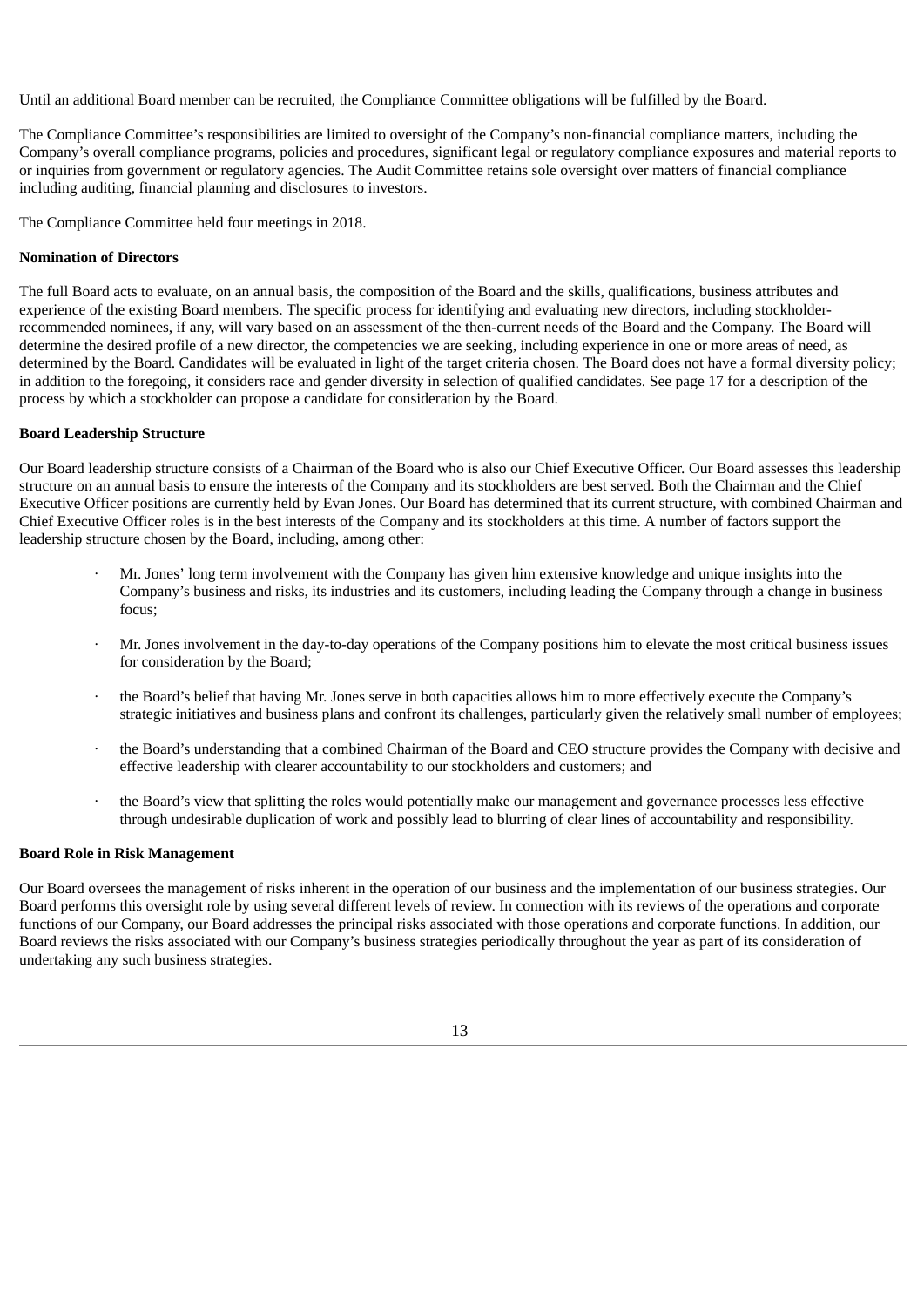Until an additional Board member can be recruited, the Compliance Committee obligations will be fulfilled by the Board.

The Compliance Committee's responsibilities are limited to oversight of the Company's non-financial compliance matters, including the Company's overall compliance programs, policies and procedures, significant legal or regulatory compliance exposures and material reports to or inquiries from government or regulatory agencies. The Audit Committee retains sole oversight over matters of financial compliance including auditing, financial planning and disclosures to investors.

The Compliance Committee held four meetings in 2018.

**Nomination of Directors**

The full Board acts to evaluate, on an annual basis, the composition of the Board and the skills, qualifications, business attributes and experience of the existing Board members. The specific process for identifying and evaluating new directors, including stockholder-recommended nominees, if any, will vary based on an assessment of the then-current needs of the Board and the Company. The Board will determine the desired profile of a new director, the competencies we are seeking, including experience in one or more areas of need, as determined by the Board. Candidates will be evaluated in light of the target criteria chosen. The Board does not have a formal diversity policy; in addition to the foregoing, it considers race and gender diversity in selection of qualified candidates. See page 17 for a description of the process by which a stockholder can propose a candidate for consideration by the Board.

**Board Leadership Structure**

Our Board leadership structure consists of a Chairman of the Board who is also our Chief Executive Officer. Our Board assesses this leadership structure on an annual basis to ensure the interests of the Company and its stockholders are best served. Both the Chairman and the Chief Executive Officer positions are currently held by Evan Jones. Our Board has determined that its current structure, with combined Chairman and Chief Executive Officer roles is in the best interests of the Company and its stockholders at this time. A number of factors support the leadership structure chosen by the Board, including, among other:

- Mr. Jones' long term involvement with the Company has given him extensive knowledge and unique insights into the Company's business and risks, its industries and its customers, including leading the Company through a change in business focus;
- Mr. Jones involvement in the day-to-day operations of the Company positions him to elevate the most critical business issues for consideration by the Board;
- the Board's belief that having Mr. Jones serve in both capacities allows him to more effectively execute the Company's strategic initiatives and business plans and confront its challenges, particularly given the relatively small number of employees;
- the Board's understanding that a combined Chairman of the Board and CEO structure provides the Company with decisive and effective leadership with clearer accountability to our stockholders and customers; and
- the Board's view that splitting the roles would potentially make our management and governance processes less effective through undesirable duplication of work and possibly lead to blurring of clear lines of accountability and responsibility.

**Board Role in Risk Management**

Our Board oversees the management of risks inherent in the operation of our business and the implementation of our business strategies. Our Board performs this oversight role by using several different levels of review. In connection with its reviews of the operations and corporate functions of our Company, our Board addresses the principal risks associated with those operations and corporate functions. In addition, our Board reviews the risks associated with our Company's business strategies periodically throughout the year as part of its consideration of undertaking any such business strategies.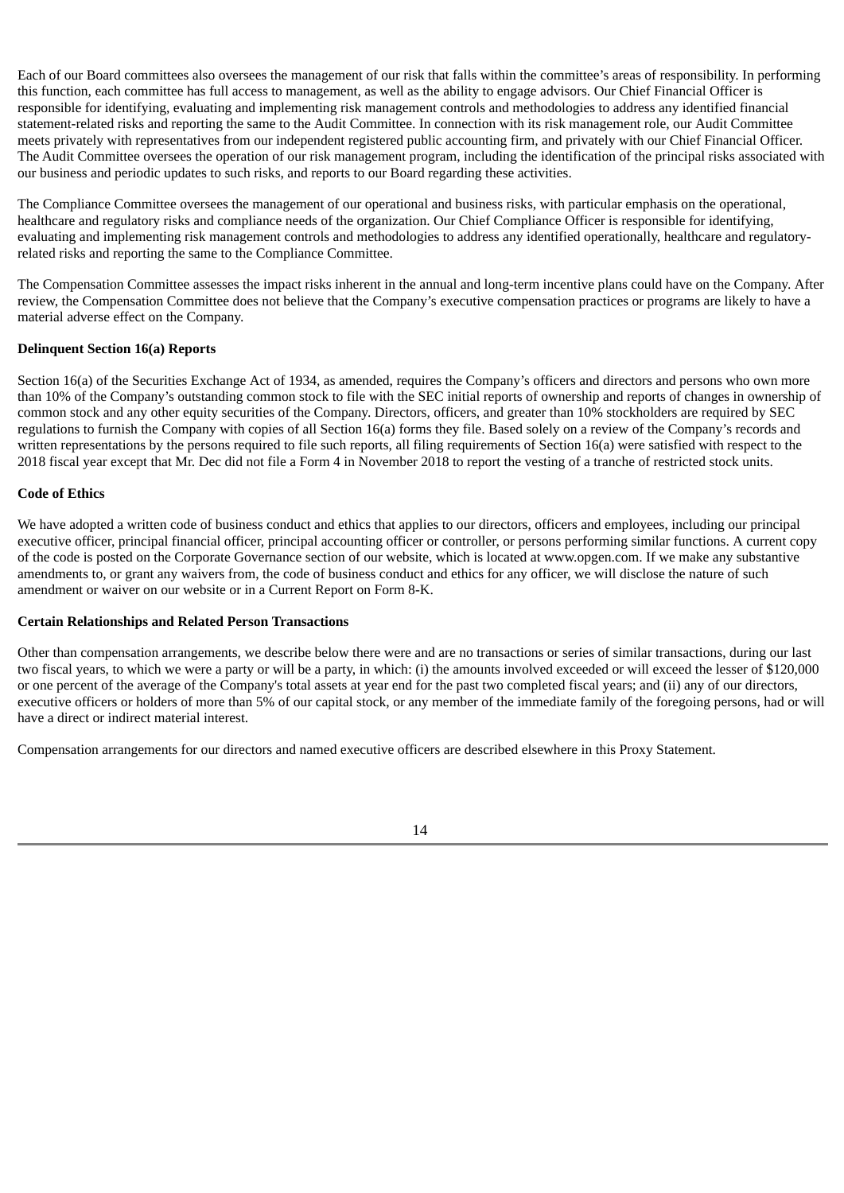Each of our Board committees also oversees the management of our risk that falls within the committee's areas of responsibility. In performing this function, each committee has full access to management, as well as the ability to engage advisors. Our Chief Financial Officer is responsible for identifying, evaluating and implementing risk management controls and methodologies to address any identified financial statement-related risks and reporting the same to the Audit Committee. In connection with its risk management role, our Audit Committee meets privately with representatives from our independent registered public accounting firm, and privately with our Chief Financial Officer. The Audit Committee oversees the operation of our risk management program, including the identification of the principal risks associated with our business and periodic updates to such risks, and reports to our Board regarding these activities.

The Compliance Committee oversees the management of our operational and business risks, with particular emphasis on the operational, healthcare and regulatory risks and compliance needs of the organization. Our Chief Compliance Officer is responsible for identifying, evaluating and implementing risk management controls and methodologies to address any identified operationally, healthcare and regulatory-related risks and reporting the same to the Compliance Committee.

The Compensation Committee assesses the impact risks inherent in the annual and long-term incentive plans could have on the Company. After review, the Compensation Committee does not believe that the Company's executive compensation practices or programs are likely to have a material adverse effect on the Company.

**Delinquent Section 16(a) Reports**

Section 16(a) of the Securities Exchange Act of 1934, as amended, requires the Company's officers and directors and persons who own more than 10% of the Company's outstanding common stock to file with the SEC initial reports of ownership and reports of changes in ownership of common stock and any other equity securities of the Company. Directors, officers, and greater than 10% stockholders are required by SEC regulations to furnish the Company with copies of all Section 16(a) forms they file. Based solely on a review of the Company's records and written representations by the persons required to file such reports, all filing requirements of Section 16(a) were satisfied with respect to the 2018 fiscal year except that Mr. Dec did not file a Form 4 in November 2018 to report the vesting of a tranche of restricted stock units.

**Code of Ethics**

We have adopted a written code of business conduct and ethics that applies to our directors, officers and employees, including our principal executive officer, principal financial officer, principal accounting officer or controller, or persons performing similar functions. A current copy of the code is posted on the Corporate Governance section of our website, which is located at www.opgen.com. If we make any substantive amendments to, or grant any waivers from, the code of business conduct and ethics for any officer, we will disclose the nature of such amendment or waiver on our website or in a Current Report on Form 8-K.

**Certain Relationships and Related Person Transactions**

Other than compensation arrangements, we describe below there were and are no transactions or series of similar transactions, during our last two fiscal years, to which we were a party or will be a party, in which: (i) the amounts involved exceeded or will exceed the lesser of $120,000 or one percent of the average of the Company's total assets at year end for the past two completed fiscal years; and (ii) any of our directors, executive officers or holders of more than 5% of our capital stock, or any member of the immediate family of the foregoing persons, had or will have a direct or indirect material interest.

Compensation arrangements for our directors and named executive officers are described elsewhere in this Proxy Statement.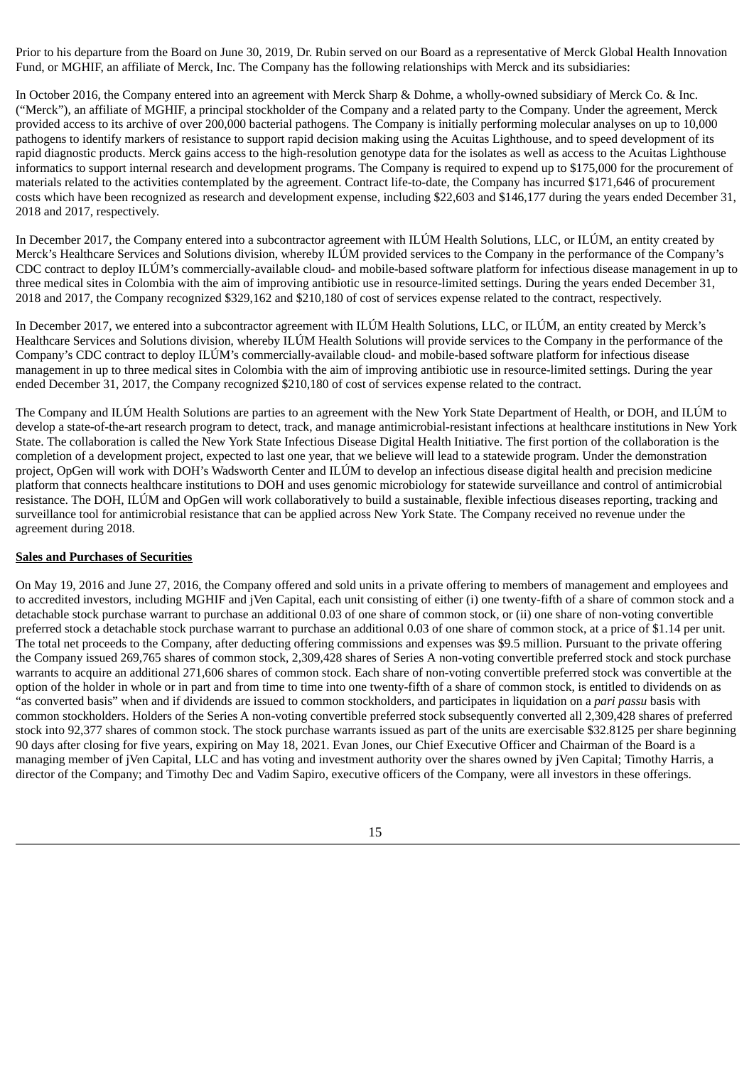Prior to his departure from the Board on June 30, 2019, Dr. Rubin served on our Board as a representative of Merck Global Health Innovation Fund, or MGHIF, an affiliate of Merck, Inc. The Company has the following relationships with Merck and its subsidiaries:

In October 2016, the Company entered into an agreement with Merck Sharp & Dohme, a wholly-owned subsidiary of Merck Co. & Inc. ("Merck"), an affiliate of MGHIF, a principal stockholder of the Company and a related party to the Company. Under the agreement, Merck provided access to its archive of over 200,000 bacterial pathogens. The Company is initially performing molecular analyses on up to 10,000 pathogens to identify markers of resistance to support rapid decision making using the Acuitas Lighthouse, and to speed development of its rapid diagnostic products. Merck gains access to the high-resolution genotype data for the isolates as well as access to the Acuitas Lighthouse informatics to support internal research and development programs. The Company is required to expend up to $175,000 for the procurement of materials related to the activities contemplated by the agreement. Contract life-to-date, the Company has incurred $171,646 of procurement costs which have been recognized as research and development expense, including $22,603 and $146,177 during the years ended December 31, 2018 and 2017, respectively.

In December 2017, the Company entered into a subcontractor agreement with ILÚM Health Solutions, LLC, or ILÚM, an entity created by Merck's Healthcare Services and Solutions division, whereby ILÚM provided services to the Company in the performance of the Company's CDC contract to deploy ILÚM's commercially-available cloud- and mobile-based software platform for infectious disease management in up to three medical sites in Colombia with the aim of improving antibiotic use in resource-limited settings. During the years ended December 31, 2018 and 2017, the Company recognized $329,162 and $210,180 of cost of services expense related to the contract, respectively.

In December 2017, we entered into a subcontractor agreement with ILÚM Health Solutions, LLC, or ILÚM, an entity created by Merck's Healthcare Services and Solutions division, whereby ILÚM Health Solutions will provide services to the Company in the performance of the Company's CDC contract to deploy ILÚM's commercially-available cloud- and mobile-based software platform for infectious disease management in up to three medical sites in Colombia with the aim of improving antibiotic use in resource-limited settings. During the year ended December 31, 2017, the Company recognized $210,180 of cost of services expense related to the contract.

The Company and ILÚM Health Solutions are parties to an agreement with the New York State Department of Health, or DOH, and ILÚM to develop a state-of-the-art research program to detect, track, and manage antimicrobial-resistant infections at healthcare institutions in New York State. The collaboration is called the New York State Infectious Disease Digital Health Initiative. The first portion of the collaboration is the completion of a development project, expected to last one year, that we believe will lead to a statewide program. Under the demonstration project, OpGen will work with DOH's Wadsworth Center and ILÚM to develop an infectious disease digital health and precision medicine platform that connects healthcare institutions to DOH and uses genomic microbiology for statewide surveillance and control of antimicrobial resistance. The DOH, ILÚM and OpGen will work collaboratively to build a sustainable, flexible infectious diseases reporting, tracking and surveillance tool for antimicrobial resistance that can be applied across New York State. The Company received no revenue under the agreement during 2018.

**Sales and Purchases of Securities**

On May 19, 2016 and June 27, 2016, the Company offered and sold units in a private offering to members of management and employees and to accredited investors, including MGHIF and jVen Capital, each unit consisting of either (i) one twenty-fifth of a share of common stock and a detachable stock purchase warrant to purchase an additional 0.03 of one share of common stock, or (ii) one share of non-voting convertible preferred stock a detachable stock purchase warrant to purchase an additional 0.03 of one share of common stock, at a price of $1.14 per unit. The total net proceeds to the Company, after deducting offering commissions and expenses was $9.5 million. Pursuant to the private offering the Company issued 269,765 shares of common stock, 2,309,428 shares of Series A non-voting convertible preferred stock and stock purchase warrants to acquire an additional 271,606 shares of common stock. Each share of non-voting convertible preferred stock was convertible at the option of the holder in whole or in part and from time to time into one twenty-fifth of a share of common stock, is entitled to dividends on as "as converted basis" when and if dividends are issued to common stockholders, and participates in liquidation on a *pari passu* basis with common stockholders. Holders of the Series A non-voting convertible preferred stock subsequently converted all 2,309,428 shares of preferred stock into 92,377 shares of common stock. The stock purchase warrants issued as part of the units are exercisable $32.8125 per share beginning 90 days after closing for five years, expiring on May 18, 2021. Evan Jones, our Chief Executive Officer and Chairman of the Board is a managing member of jVen Capital, LLC and has voting and investment authority over the shares owned by jVen Capital; Timothy Harris, a director of the Company; and Timothy Dec and Vadim Sapiro, executive officers of the Company, were all investors in these offerings.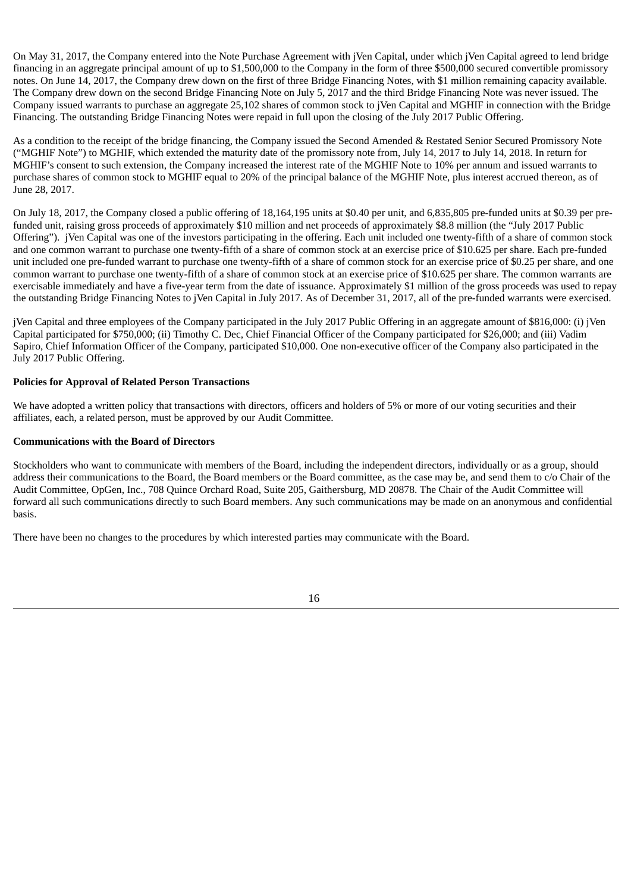On May 31, 2017, the Company entered into the Note Purchase Agreement with jVen Capital, under which jVen Capital agreed to lend bridge financing in an aggregate principal amount of up to $1,500,000 to the Company in the form of three $500,000 secured convertible promissory notes. On June 14, 2017, the Company drew down on the first of three Bridge Financing Notes, with $1 million remaining capacity available. The Company drew down on the second Bridge Financing Note on July 5, 2017 and the third Bridge Financing Note was never issued. The Company issued warrants to purchase an aggregate 25,102 shares of common stock to jVen Capital and MGHIF in connection with the Bridge Financing. The outstanding Bridge Financing Notes were repaid in full upon the closing of the July 2017 Public Offering.

As a condition to the receipt of the bridge financing, the Company issued the Second Amended & Restated Senior Secured Promissory Note ("MGHIF Note") to MGHIF, which extended the maturity date of the promissory note from, July 14, 2017 to July 14, 2018. In return for MGHIF's consent to such extension, the Company increased the interest rate of the MGHIF Note to 10% per annum and issued warrants to purchase shares of common stock to MGHIF equal to 20% of the principal balance of the MGHIF Note, plus interest accrued thereon, as of June 28, 2017.

On July 18, 2017, the Company closed a public offering of 18,164,195 units at $0.40 per unit, and 6,835,805 pre-funded units at $0.39 per pre-funded unit, raising gross proceeds of approximately $10 million and net proceeds of approximately $8.8 million (the "July 2017 Public Offering"). jVen Capital was one of the investors participating in the offering. Each unit included one twenty-fifth of a share of common stock and one common warrant to purchase one twenty-fifth of a share of common stock at an exercise price of $10.625 per share. Each pre-funded unit included one pre-funded warrant to purchase one twenty-fifth of a share of common stock for an exercise price of $0.25 per share, and one common warrant to purchase one twenty-fifth of a share of common stock at an exercise price of $10.625 per share. The common warrants are exercisable immediately and have a five-year term from the date of issuance. Approximately $1 million of the gross proceeds was used to repay the outstanding Bridge Financing Notes to jVen Capital in July 2017. As of December 31, 2017, all of the pre-funded warrants were exercised.

jVen Capital and three employees of the Company participated in the July 2017 Public Offering in an aggregate amount of $816,000: (i) jVen Capital participated for $750,000; (ii) Timothy C. Dec, Chief Financial Officer of the Company participated for $26,000; and (iii) Vadim Sapiro, Chief Information Officer of the Company, participated $10,000. One non-executive officer of the Company also participated in the July 2017 Public Offering.

**Policies for Approval of Related Person Transactions**

We have adopted a written policy that transactions with directors, officers and holders of 5% or more of our voting securities and their affiliates, each, a related person, must be approved by our Audit Committee.

**Communications with the Board of Directors**

Stockholders who want to communicate with members of the Board, including the independent directors, individually or as a group, should address their communications to the Board, the Board members or the Board committee, as the case may be, and send them to c/o Chair of the Audit Committee, OpGen, Inc., 708 Quince Orchard Road, Suite 205, Gaithersburg, MD 20878. The Chair of the Audit Committee will forward all such communications directly to such Board members. Any such communications may be made on an anonymous and confidential basis.

There have been no changes to the procedures by which interested parties may communicate with the Board.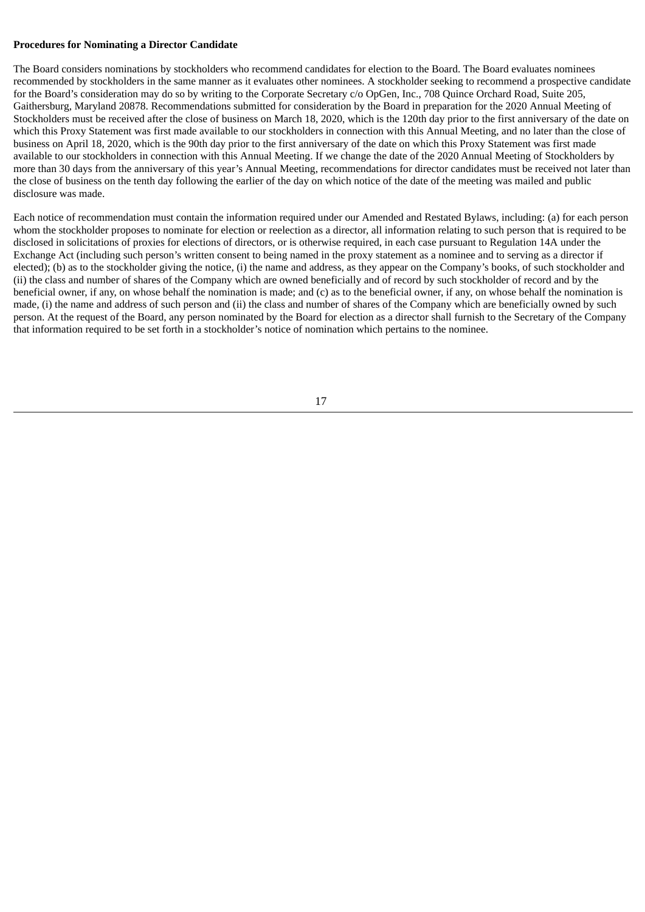**Procedures for Nominating a Director Candidate**

The Board considers nominations by stockholders who recommend candidates for election to the Board. The Board evaluates nominees recommended by stockholders in the same manner as it evaluates other nominees. A stockholder seeking to recommend a prospective candidate for the Board's consideration may do so by writing to the Corporate Secretary c/o OpGen, Inc., 708 Quince Orchard Road, Suite 205, Gaithersburg, Maryland 20878. Recommendations submitted for consideration by the Board in preparation for the 2020 Annual Meeting of Stockholders must be received after the close of business on March 18, 2020, which is the 120th day prior to the first anniversary of the date on which this Proxy Statement was first made available to our stockholders in connection with this Annual Meeting, and no later than the close of business on April 18, 2020, which is the 90th day prior to the first anniversary of the date on which this Proxy Statement was first made available to our stockholders in connection with this Annual Meeting. If we change the date of the 2020 Annual Meeting of Stockholders by more than 30 days from the anniversary of this year's Annual Meeting, recommendations for director candidates must be received not later than the close of business on the tenth day following the earlier of the day on which notice of the date of the meeting was mailed and public disclosure was made.

Each notice of recommendation must contain the information required under our Amended and Restated Bylaws, including: (a) for each person whom the stockholder proposes to nominate for election or reelection as a director, all information relating to such person that is required to be disclosed in solicitations of proxies for elections of directors, or is otherwise required, in each case pursuant to Regulation 14A under the Exchange Act (including such person's written consent to being named in the proxy statement as a nominee and to serving as a director if elected); (b) as to the stockholder giving the notice, (i) the name and address, as they appear on the Company's books, of such stockholder and (ii) the class and number of shares of the Company which are owned beneficially and of record by such stockholder of record and by the beneficial owner, if any, on whose behalf the nomination is made; and (c) as to the beneficial owner, if any, on whose behalf the nomination is made, (i) the name and address of such person and (ii) the class and number of shares of the Company which are beneficially owned by such person. At the request of the Board, any person nominated by the Board for election as a director shall furnish to the Secretary of the Company that information required to be set forth in a stockholder's notice of nomination which pertains to the nominee.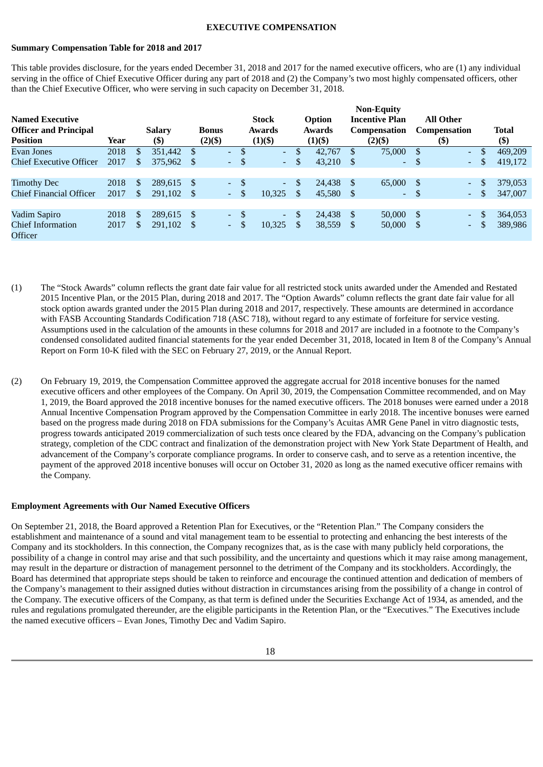**EXECUTIVE COMPENSATION**

**Summary Compensation Table for 2018 and 2017**

This table provides disclosure, for the years ended December 31, 2018 and 2017 for the named executive officers, who are (1) any individual serving in the office of Chief Executive Officer during any part of 2018 and (2) the Company's two most highly compensated officers, other than the Chief Executive Officer, who were serving in such capacity on December 31, 2018.

| Named Executive Officer and Principal Position | Year | Salary ($) | Bonus (2)($) | Stock Awards (1)($) | Option Awards (1)($) | Non-Equity Incentive Plan Compensation (2)($) | All Other Compensation ($) | Total ($) |
|---|---|---|---|---|---|---|---|---|
| Evan Jones | 2018 | $ 351,442 | $ - | $ - | $ 42,767 | $ 75,000 | $ - | $ 469,209 |
| Chief Executive Officer | 2017 | $ 375,962 | $ - | $ - | $ 43,210 | $ - | $ - | $ 419,172 |
| Timothy Dec | 2018 | $ 289,615 | $ - | $ - | $ 24,438 | $ 65,000 | $ - | $ 379,053 |
| Chief Financial Officer | 2017 | $ 291,102 | $ - | $ 10,325 | $ 45,580 | $ - | $ - | $ 347,007 |
| Vadim Sapiro | 2018 | $ 289,615 | $ - | $ - | $ 24,438 | $ 50,000 | $ - | $ 364,053 |
| Chief Information Officer | 2017 | $ 291,102 | $ - | $ 10,325 | $ 38,559 | $ 50,000 | $ - | $ 389,986 |

(1) The "Stock Awards" column reflects the grant date fair value for all restricted stock units awarded under the Amended and Restated 2015 Incentive Plan, or the 2015 Plan, during 2018 and 2017. The "Option Awards" column reflects the grant date fair value for all stock option awards granted under the 2015 Plan during 2018 and 2017, respectively. These amounts are determined in accordance with FASB Accounting Standards Codification 718 (ASC 718), without regard to any estimate of forfeiture for service vesting. Assumptions used in the calculation of the amounts in these columns for 2018 and 2017 are included in a footnote to the Company's condensed consolidated audited financial statements for the year ended December 31, 2018, located in Item 8 of the Company's Annual Report on Form 10-K filed with the SEC on February 27, 2019, or the Annual Report.

(2) On February 19, 2019, the Compensation Committee approved the aggregate accrual for 2018 incentive bonuses for the named executive officers and other employees of the Company. On April 30, 2019, the Compensation Committee recommended, and on May 1, 2019, the Board approved the 2018 incentive bonuses for the named executive officers. The 2018 bonuses were earned under a 2018 Annual Incentive Compensation Program approved by the Compensation Committee in early 2018. The incentive bonuses were earned based on the progress made during 2018 on FDA submissions for the Company's Acuitas AMR Gene Panel in vitro diagnostic tests, progress towards anticipated 2019 commercialization of such tests once cleared by the FDA, advancing on the Company's publication strategy, completion of the CDC contract and finalization of the demonstration project with New York State Department of Health, and advancement of the Company's corporate compliance programs. In order to conserve cash, and to serve as a retention incentive, the payment of the approved 2018 incentive bonuses will occur on October 31, 2020 as long as the named executive officer remains with the Company.

**Employment Agreements with Our Named Executive Officers**

On September 21, 2018, the Board approved a Retention Plan for Executives, or the "Retention Plan." The Company considers the establishment and maintenance of a sound and vital management team to be essential to protecting and enhancing the best interests of the Company and its stockholders. In this connection, the Company recognizes that, as is the case with many publicly held corporations, the possibility of a change in control may arise and that such possibility, and the uncertainty and questions which it may raise among management, may result in the departure or distraction of management personnel to the detriment of the Company and its stockholders. Accordingly, the Board has determined that appropriate steps should be taken to reinforce and encourage the continued attention and dedication of members of the Company's management to their assigned duties without distraction in circumstances arising from the possibility of a change in control of the Company. The executive officers of the Company, as that term is defined under the Securities Exchange Act of 1934, as amended, and the rules and regulations promulgated thereunder, are the eligible participants in the Retention Plan, or the "Executives." The Executives include the named executive officers – Evan Jones, Timothy Dec and Vadim Sapiro.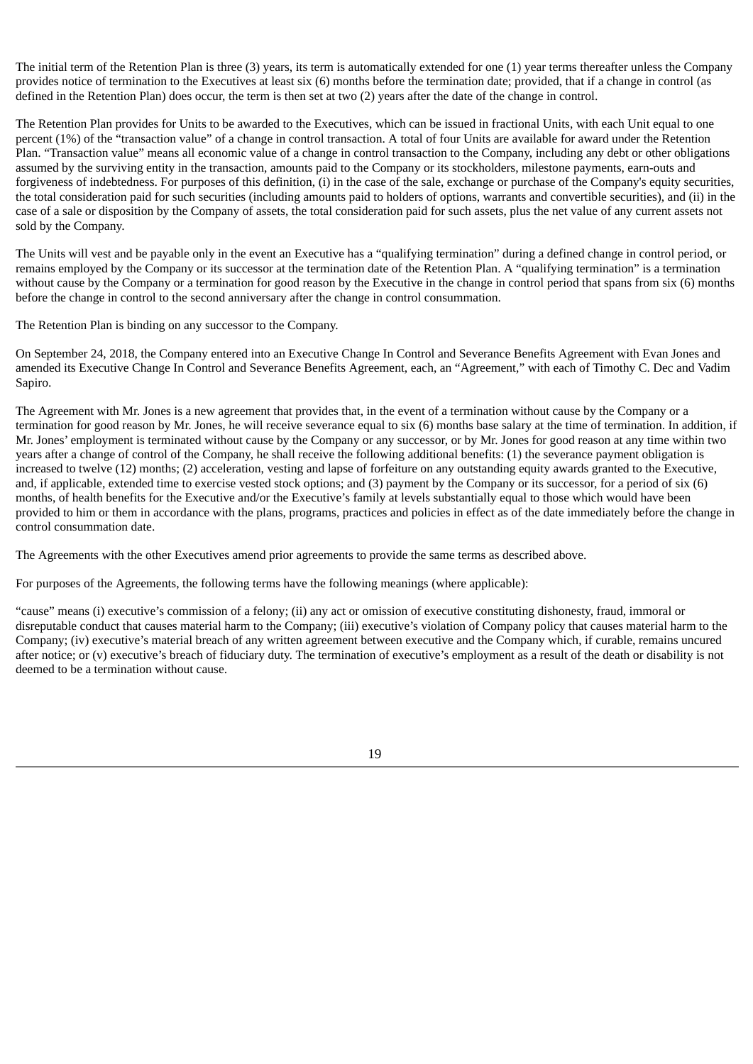The initial term of the Retention Plan is three (3) years, its term is automatically extended for one (1) year terms thereafter unless the Company provides notice of termination to the Executives at least six (6) months before the termination date; provided, that if a change in control (as defined in the Retention Plan) does occur, the term is then set at two (2) years after the date of the change in control.

The Retention Plan provides for Units to be awarded to the Executives, which can be issued in fractional Units, with each Unit equal to one percent (1%) of the "transaction value" of a change in control transaction. A total of four Units are available for award under the Retention Plan. "Transaction value" means all economic value of a change in control transaction to the Company, including any debt or other obligations assumed by the surviving entity in the transaction, amounts paid to the Company or its stockholders, milestone payments, earn-outs and forgiveness of indebtedness. For purposes of this definition, (i) in the case of the sale, exchange or purchase of the Company's equity securities, the total consideration paid for such securities (including amounts paid to holders of options, warrants and convertible securities), and (ii) in the case of a sale or disposition by the Company of assets, the total consideration paid for such assets, plus the net value of any current assets not sold by the Company.

The Units will vest and be payable only in the event an Executive has a "qualifying termination" during a defined change in control period, or remains employed by the Company or its successor at the termination date of the Retention Plan. A "qualifying termination" is a termination without cause by the Company or a termination for good reason by the Executive in the change in control period that spans from six (6) months before the change in control to the second anniversary after the change in control consummation.

The Retention Plan is binding on any successor to the Company.

On September 24, 2018, the Company entered into an Executive Change In Control and Severance Benefits Agreement with Evan Jones and amended its Executive Change In Control and Severance Benefits Agreement, each, an "Agreement," with each of Timothy C. Dec and Vadim Sapiro.

The Agreement with Mr. Jones is a new agreement that provides that, in the event of a termination without cause by the Company or a termination for good reason by Mr. Jones, he will receive severance equal to six (6) months base salary at the time of termination. In addition, if Mr. Jones' employment is terminated without cause by the Company or any successor, or by Mr. Jones for good reason at any time within two years after a change of control of the Company, he shall receive the following additional benefits: (1) the severance payment obligation is increased to twelve (12) months; (2) acceleration, vesting and lapse of forfeiture on any outstanding equity awards granted to the Executive, and, if applicable, extended time to exercise vested stock options; and (3) payment by the Company or its successor, for a period of six (6) months, of health benefits for the Executive and/or the Executive's family at levels substantially equal to those which would have been provided to him or them in accordance with the plans, programs, practices and policies in effect as of the date immediately before the change in control consummation date.

The Agreements with the other Executives amend prior agreements to provide the same terms as described above.

For purposes of the Agreements, the following terms have the following meanings (where applicable):

"cause" means (i) executive's commission of a felony; (ii) any act or omission of executive constituting dishonesty, fraud, immoral or disreputable conduct that causes material harm to the Company; (iii) executive's violation of Company policy that causes material harm to the Company; (iv) executive's material breach of any written agreement between executive and the Company which, if curable, remains uncured after notice; or (v) executive's breach of fiduciary duty. The termination of executive's employment as a result of the death or disability is not deemed to be a termination without cause.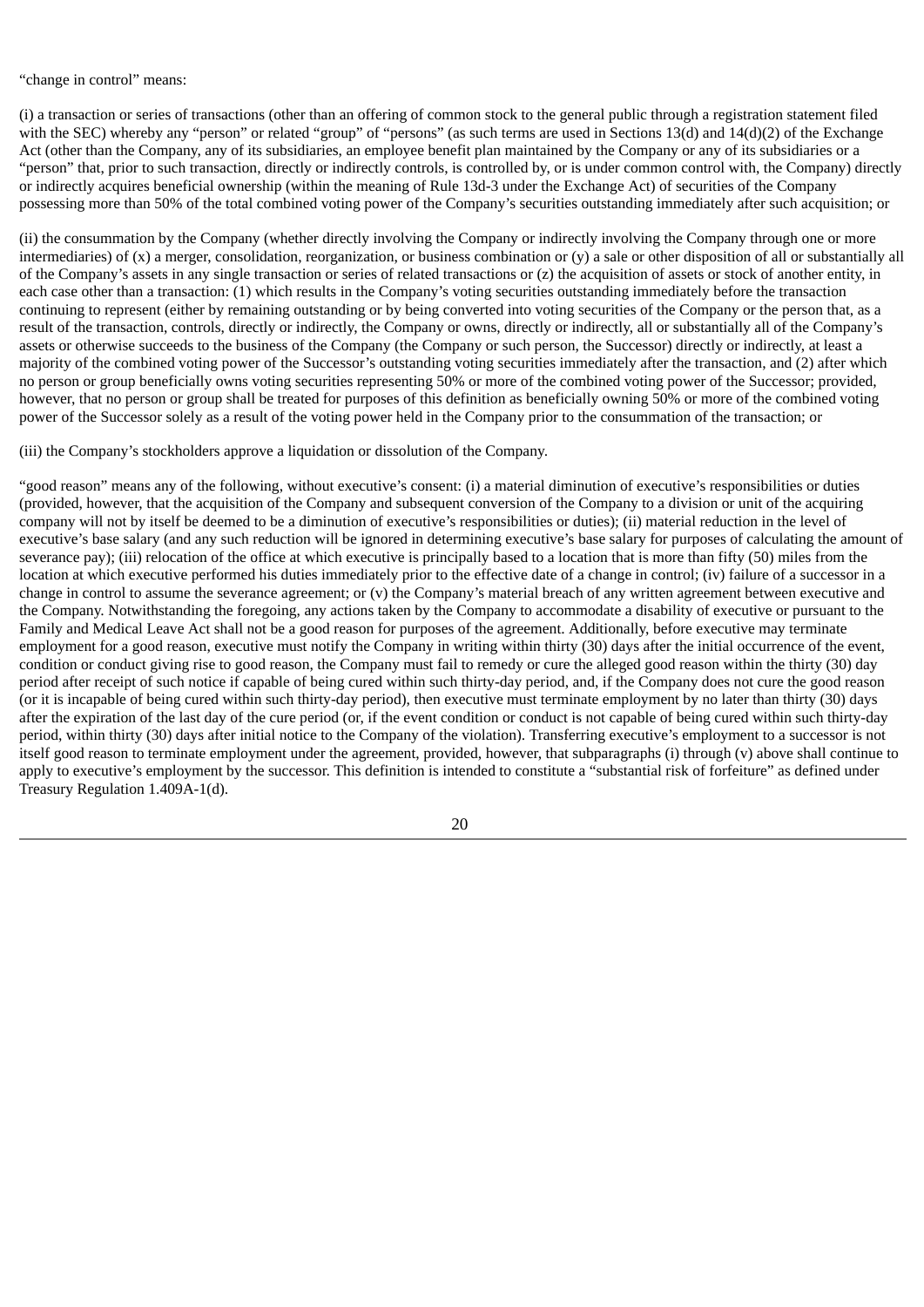"change in control" means:

(i) a transaction or series of transactions (other than an offering of common stock to the general public through a registration statement filed with the SEC) whereby any "person" or related "group" of "persons" (as such terms are used in Sections 13(d) and 14(d)(2) of the Exchange Act (other than the Company, any of its subsidiaries, an employee benefit plan maintained by the Company or any of its subsidiaries or a "person" that, prior to such transaction, directly or indirectly controls, is controlled by, or is under common control with, the Company) directly or indirectly acquires beneficial ownership (within the meaning of Rule 13d-3 under the Exchange Act) of securities of the Company possessing more than 50% of the total combined voting power of the Company's securities outstanding immediately after such acquisition; or

(ii) the consummation by the Company (whether directly involving the Company or indirectly involving the Company through one or more intermediaries) of (x) a merger, consolidation, reorganization, or business combination or (y) a sale or other disposition of all or substantially all of the Company's assets in any single transaction or series of related transactions or (z) the acquisition of assets or stock of another entity, in each case other than a transaction: (1) which results in the Company's voting securities outstanding immediately before the transaction continuing to represent (either by remaining outstanding or by being converted into voting securities of the Company or the person that, as a result of the transaction, controls, directly or indirectly, the Company or owns, directly or indirectly, all or substantially all of the Company's assets or otherwise succeeds to the business of the Company (the Company or such person, the Successor) directly or indirectly, at least a majority of the combined voting power of the Successor's outstanding voting securities immediately after the transaction, and (2) after which no person or group beneficially owns voting securities representing 50% or more of the combined voting power of the Successor; provided, however, that no person or group shall be treated for purposes of this definition as beneficially owning 50% or more of the combined voting power of the Successor solely as a result of the voting power held in the Company prior to the consummation of the transaction; or

(iii) the Company's stockholders approve a liquidation or dissolution of the Company.

"good reason" means any of the following, without executive's consent: (i) a material diminution of executive's responsibilities or duties (provided, however, that the acquisition of the Company and subsequent conversion of the Company to a division or unit of the acquiring company will not by itself be deemed to be a diminution of executive's responsibilities or duties); (ii) material reduction in the level of executive's base salary (and any such reduction will be ignored in determining executive's base salary for purposes of calculating the amount of severance pay); (iii) relocation of the office at which executive is principally based to a location that is more than fifty (50) miles from the location at which executive performed his duties immediately prior to the effective date of a change in control; (iv) failure of a successor in a change in control to assume the severance agreement; or (v) the Company's material breach of any written agreement between executive and the Company. Notwithstanding the foregoing, any actions taken by the Company to accommodate a disability of executive or pursuant to the Family and Medical Leave Act shall not be a good reason for purposes of the agreement. Additionally, before executive may terminate employment for a good reason, executive must notify the Company in writing within thirty (30) days after the initial occurrence of the event, condition or conduct giving rise to good reason, the Company must fail to remedy or cure the alleged good reason within the thirty (30) day period after receipt of such notice if capable of being cured within such thirty-day period, and, if the Company does not cure the good reason (or it is incapable of being cured within such thirty-day period), then executive must terminate employment by no later than thirty (30) days after the expiration of the last day of the cure period (or, if the event condition or conduct is not capable of being cured within such thirty-day period, within thirty (30) days after initial notice to the Company of the violation). Transferring executive's employment to a successor is not itself good reason to terminate employment under the agreement, provided, however, that subparagraphs (i) through (v) above shall continue to apply to executive's employment by the successor. This definition is intended to constitute a "substantial risk of forfeiture" as defined under Treasury Regulation 1.409A-1(d).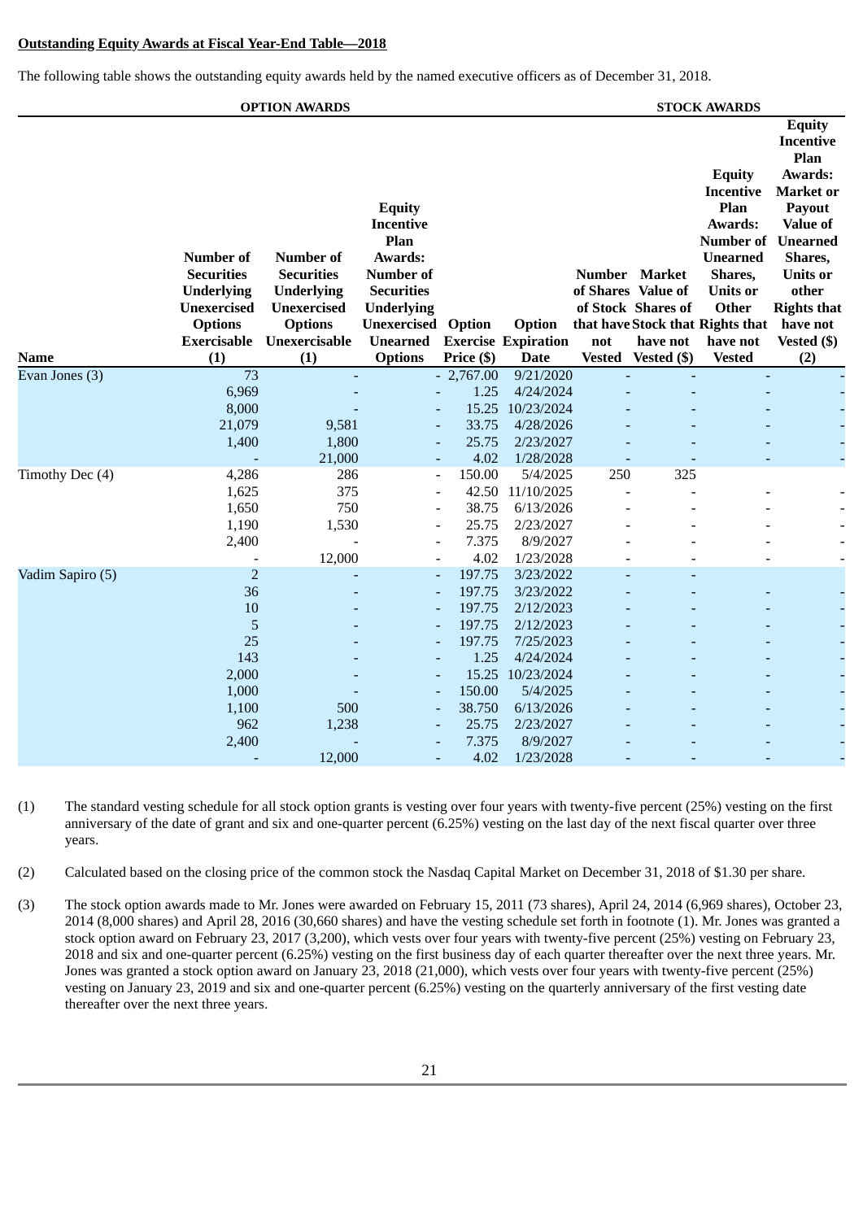**Outstanding Equity Awards at Fiscal Year-End Table—2018**

The following table shows the outstanding equity awards held by the named executive officers as of December 31, 2018.

| | OPTION AWARDS | | | | | STOCK AWARDS | | | |
|---|---|---|---|---|---|---|---|---|---|
| Name | Number of Securities Underlying Unexercised Options Exercisable (1) | Number of Securities Underlying Unexercised Options Unexercisable (1) | Equity Incentive Plan Awards: Number of Securities Underlying Unexercised Unearned Options | Option Exercise Price ($) | Option Expiration Date | Number of Shares of Stock that have not Vested | Market Value of Shares of Stock that have not Vested ($) | Equity Incentive Plan Awards: Number of Unearned Shares, Units or Other Rights that have not Vested | Equity Incentive Plan Awards: Market or Payout Value of Unearned Shares, Units or other Rights that have not Vested ($) (2) |
| Evan Jones (3) | 73 | - | - | 2,767.00 | 9/21/2020 | - | - | - | - |
| | 6,969 | - | - | 1.25 | 4/24/2024 | - | - | - | - |
| | 8,000 | - | - | 15.25 | 10/23/2024 | - | - | - | - |
| | 21,079 | 9,581 | - | 33.75 | 4/28/2026 | - | - | - | - |
| | 1,400 | 1,800 | - | 25.75 | 2/23/2027 | - | - | - | - |
| | - | 21,000 | - | 4.02 | 1/28/2028 | - | - | - | - |
| Timothy Dec (4) | 4,286 | 286 | - | 150.00 | 5/4/2025 | 250 | 325 | | |
| | 1,625 | 375 | - | 42.50 | 11/10/2025 | - | - | - | - |
| | 1,650 | 750 | - | 38.75 | 6/13/2026 | - | - | - | - |
| | 1,190 | 1,530 | - | 25.75 | 2/23/2027 | - | - | - | - |
| | 2,400 | - | - | 7.375 | 8/9/2027 | - | - | - | - |
| | - | 12,000 | - | 4.02 | 1/23/2028 | - | - | - | - |
| Vadim Sapiro (5) | 2 | - | - | 197.75 | 3/23/2022 | - | - | | |
| | 36 | - | - | 197.75 | 3/23/2022 | - | - | - | - |
| | 10 | - | - | 197.75 | 2/12/2023 | - | - | - | - |
| | 5 | - | - | 197.75 | 2/12/2023 | - | - | - | - |
| | 25 | - | - | 197.75 | 7/25/2023 | - | - | - | - |
| | 143 | - | - | 1.25 | 4/24/2024 | - | - | - | - |
| | 2,000 | - | - | 15.25 | 10/23/2024 | - | - | - | - |
| | 1,000 | - | - | 150.00 | 5/4/2025 | - | - | - | - |
| | 1,100 | 500 | - | 38.750 | 6/13/2026 | - | - | - | - |
| | 962 | 1,238 | - | 25.75 | 2/23/2027 | - | - | - | - |
| | 2,400 | - | - | 7.375 | 8/9/2027 | - | - | - | - |
| | - | 12,000 | - | 4.02 | 1/23/2028 | - | - | - | - |

(1) The standard vesting schedule for all stock option grants is vesting over four years with twenty-five percent (25%) vesting on the first anniversary of the date of grant and six and one-quarter percent (6.25%) vesting on the last day of the next fiscal quarter over three years.

(2) Calculated based on the closing price of the common stock the Nasdaq Capital Market on December 31, 2018 of $1.30 per share.

(3) The stock option awards made to Mr. Jones were awarded on February 15, 2011 (73 shares), April 24, 2014 (6,969 shares), October 23, 2014 (8,000 shares) and April 28, 2016 (30,660 shares) and have the vesting schedule set forth in footnote (1). Mr. Jones was granted a stock option award on February 23, 2017 (3,200), which vests over four years with twenty-five percent (25%) vesting on February 23, 2018 and six and one-quarter percent (6.25%) vesting on the first business day of each quarter thereafter over the next three years. Mr. Jones was granted a stock option award on January 23, 2018 (21,000), which vests over four years with twenty-five percent (25%) vesting on January 23, 2019 and six and one-quarter percent (6.25%) vesting on the quarterly anniversary of the first vesting date thereafter over the next three years.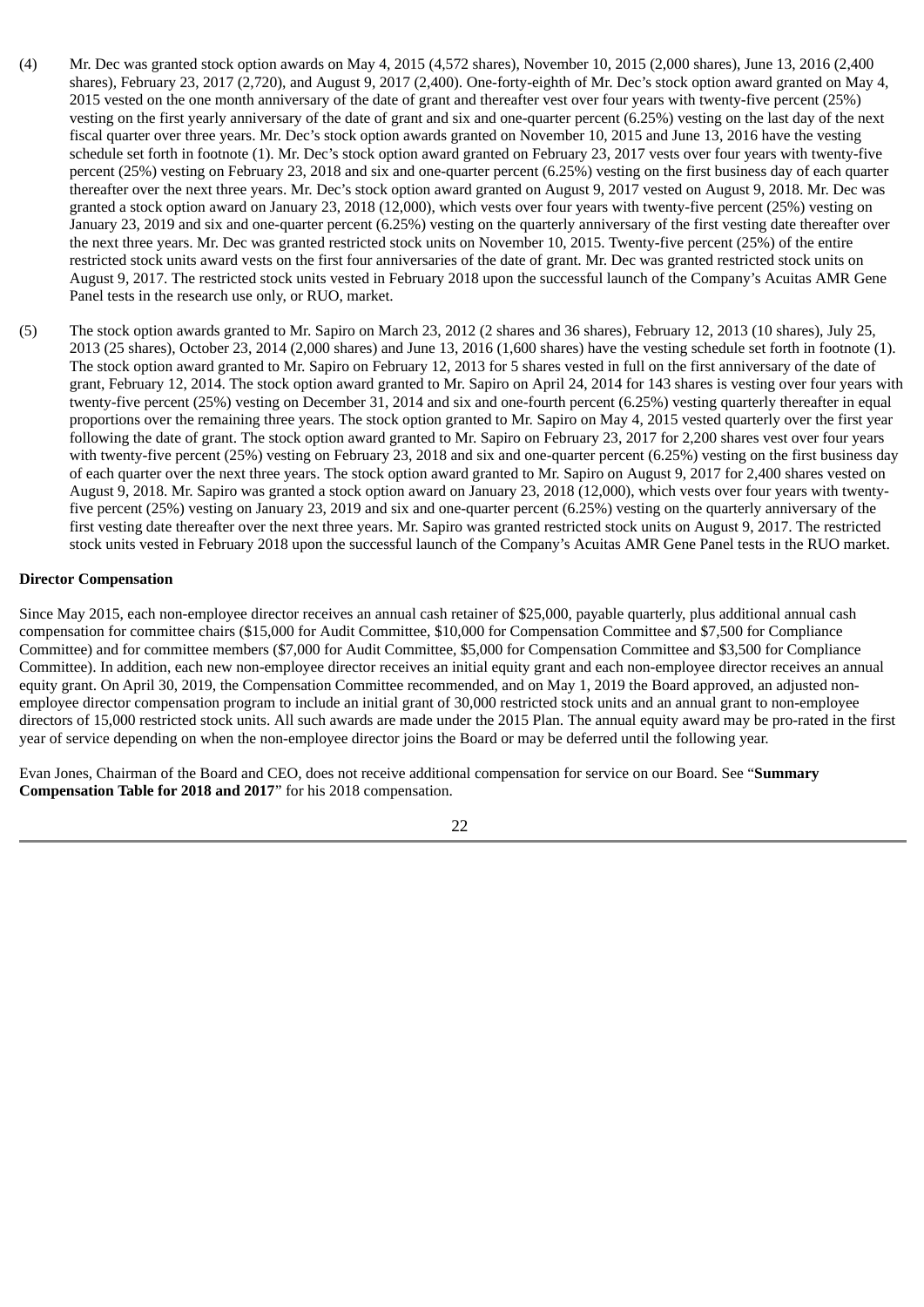(4) Mr. Dec was granted stock option awards on May 4, 2015 (4,572 shares), November 10, 2015 (2,000 shares), June 13, 2016 (2,400 shares), February 23, 2017 (2,720), and August 9, 2017 (2,400). One-forty-eighth of Mr. Dec's stock option award granted on May 4, 2015 vested on the one month anniversary of the date of grant and thereafter vest over four years with twenty-five percent (25%) vesting on the first yearly anniversary of the date of grant and six and one-quarter percent (6.25%) vesting on the last day of the next fiscal quarter over three years. Mr. Dec's stock option awards granted on November 10, 2015 and June 13, 2016 have the vesting schedule set forth in footnote (1). Mr. Dec's stock option award granted on February 23, 2017 vests over four years with twenty-five percent (25%) vesting on February 23, 2018 and six and one-quarter percent (6.25%) vesting on the first business day of each quarter thereafter over the next three years. Mr. Dec's stock option award granted on August 9, 2017 vested on August 9, 2018. Mr. Dec was granted a stock option award on January 23, 2018 (12,000), which vests over four years with twenty-five percent (25%) vesting on January 23, 2019 and six and one-quarter percent (6.25%) vesting on the quarterly anniversary of the first vesting date thereafter over the next three years. Mr. Dec was granted restricted stock units on November 10, 2015. Twenty-five percent (25%) of the entire restricted stock units award vests on the first four anniversaries of the date of grant. Mr. Dec was granted restricted stock units on August 9, 2017. The restricted stock units vested in February 2018 upon the successful launch of the Company's Acuitas AMR Gene Panel tests in the research use only, or RUO, market.

(5) The stock option awards granted to Mr. Sapiro on March 23, 2012 (2 shares and 36 shares), February 12, 2013 (10 shares), July 25, 2013 (25 shares), October 23, 2014 (2,000 shares) and June 13, 2016 (1,600 shares) have the vesting schedule set forth in footnote (1). The stock option award granted to Mr. Sapiro on February 12, 2013 for 5 shares vested in full on the first anniversary of the date of grant, February 12, 2014. The stock option award granted to Mr. Sapiro on April 24, 2014 for 143 shares is vesting over four years with twenty-five percent (25%) vesting on December 31, 2014 and six and one-fourth percent (6.25%) vesting quarterly thereafter in equal proportions over the remaining three years. The stock option granted to Mr. Sapiro on May 4, 2015 vested quarterly over the first year following the date of grant. The stock option award granted to Mr. Sapiro on February 23, 2017 for 2,200 shares vest over four years with twenty-five percent (25%) vesting on February 23, 2018 and six and one-quarter percent (6.25%) vesting on the first business day of each quarter over the next three years. The stock option award granted to Mr. Sapiro on August 9, 2017 for 2,400 shares vested on August 9, 2018. Mr. Sapiro was granted a stock option award on January 23, 2018 (12,000), which vests over four years with twenty-five percent (25%) vesting on January 23, 2019 and six and one-quarter percent (6.25%) vesting on the quarterly anniversary of the first vesting date thereafter over the next three years. Mr. Sapiro was granted restricted stock units on August 9, 2017. The restricted stock units vested in February 2018 upon the successful launch of the Company's Acuitas AMR Gene Panel tests in the RUO market.

**Director Compensation**

Since May 2015, each non-employee director receives an annual cash retainer of $25,000, payable quarterly, plus additional annual cash compensation for committee chairs ($15,000 for Audit Committee, $10,000 for Compensation Committee and $7,500 for Compliance Committee) and for committee members ($7,000 for Audit Committee, $5,000 for Compensation Committee and $3,500 for Compliance Committee). In addition, each new non-employee director receives an initial equity grant and each non-employee director receives an annual equity grant. On April 30, 2019, the Compensation Committee recommended, and on May 1, 2019 the Board approved, an adjusted non-employee director compensation program to include an initial grant of 30,000 restricted stock units and an annual grant to non-employee directors of 15,000 restricted stock units. All such awards are made under the 2015 Plan. The annual equity award may be pro-rated in the first year of service depending on when the non-employee director joins the Board or may be deferred until the following year.

Evan Jones, Chairman of the Board and CEO, does not receive additional compensation for service on our Board. See "**Summary Compensation Table for 2018 and 2017**" for his 2018 compensation.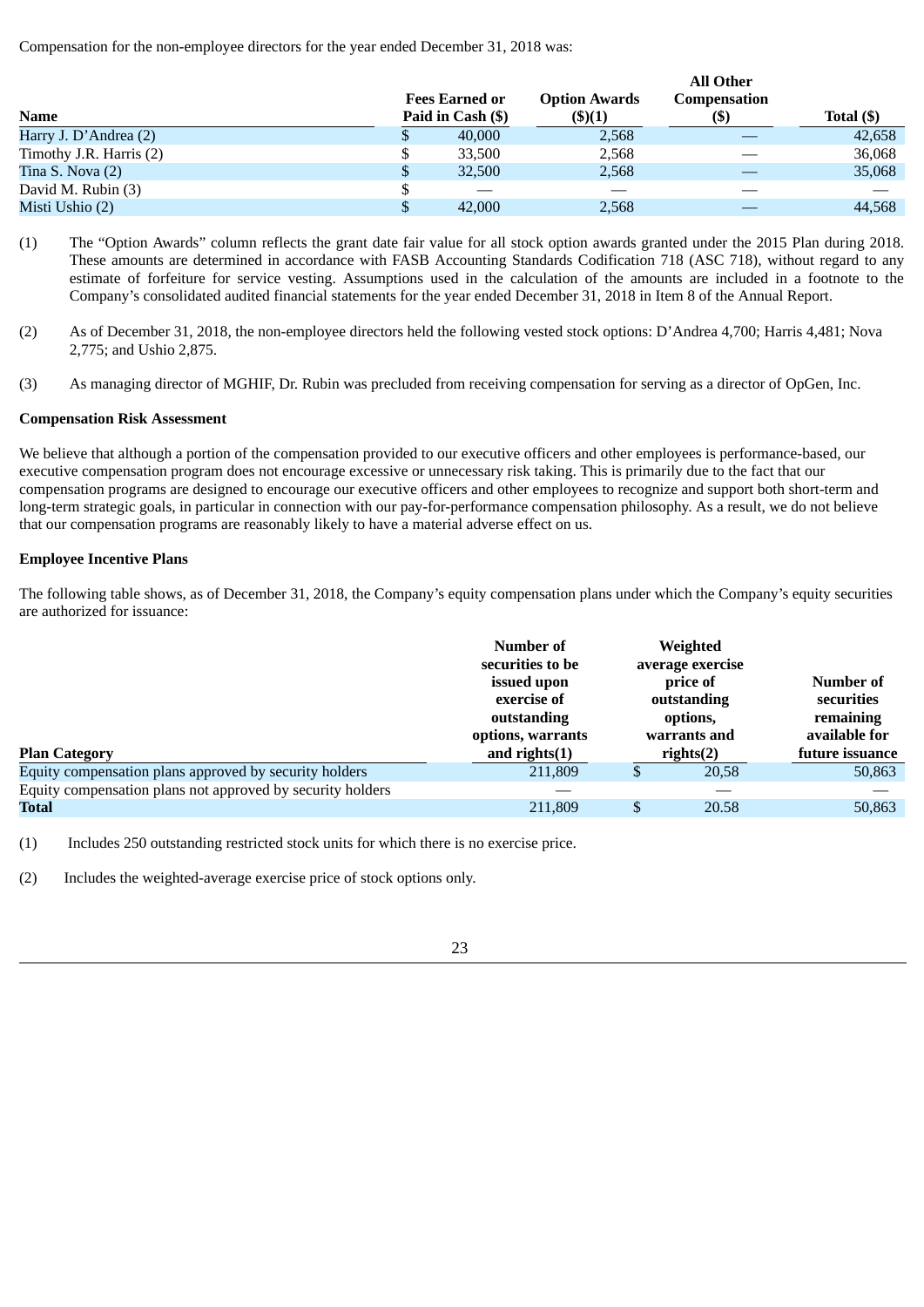Compensation for the non-employee directors for the year ended December 31, 2018 was:

| Name | Fees Earned or Paid in Cash ($) | Option Awards ($)(1) | All Other Compensation ($) | Total ($) |
|---|---|---|---|---|
| Harry J. D'Andrea (2) | $ 40,000 | 2,568 | — | 42,658 |
| Timothy J.R. Harris (2) | $ 33,500 | 2,568 | — | 36,068 |
| Tina S. Nova (2) | $ 32,500 | 2,568 | — | 35,068 |
| David M. Rubin (3) | $ — | — | — | — |
| Misti Ushio (2) | $ 42,000 | 2,568 | — | 44,568 |

(1) The "Option Awards" column reflects the grant date fair value for all stock option awards granted under the 2015 Plan during 2018. These amounts are determined in accordance with FASB Accounting Standards Codification 718 (ASC 718), without regard to any estimate of forfeiture for service vesting. Assumptions used in the calculation of the amounts are included in a footnote to the Company's consolidated audited financial statements for the year ended December 31, 2018 in Item 8 of the Annual Report.

(2) As of December 31, 2018, the non-employee directors held the following vested stock options: D'Andrea 4,700; Harris 4,481; Nova 2,775; and Ushio 2,875.

(3) As managing director of MGHIF, Dr. Rubin was precluded from receiving compensation for serving as a director of OpGen, Inc.

**Compensation Risk Assessment**

We believe that although a portion of the compensation provided to our executive officers and other employees is performance-based, our executive compensation program does not encourage excessive or unnecessary risk taking. This is primarily due to the fact that our compensation programs are designed to encourage our executive officers and other employees to recognize and support both short-term and long-term strategic goals, in particular in connection with our pay-for-performance compensation philosophy. As a result, we do not believe that our compensation programs are reasonably likely to have a material adverse effect on us.

**Employee Incentive Plans**

The following table shows, as of December 31, 2018, the Company's equity compensation plans under which the Company's equity securities are authorized for issuance:

| Plan Category | Number of securities to be issued upon exercise of outstanding options, warrants and rights(1) | Weighted average exercise price of outstanding options, warrants and rights(2) | Number of securities remaining available for future issuance |
|---|---|---|---|
| Equity compensation plans approved by security holders | 211,809 | $ 20,58 | 50,863 |
| Equity compensation plans not approved by security holders | — | — | — |
| **Total** | 211,809 | $ 20.58 | 50,863 |

(1) Includes 250 outstanding restricted stock units for which there is no exercise price.

(2) Includes the weighted-average exercise price of stock options only.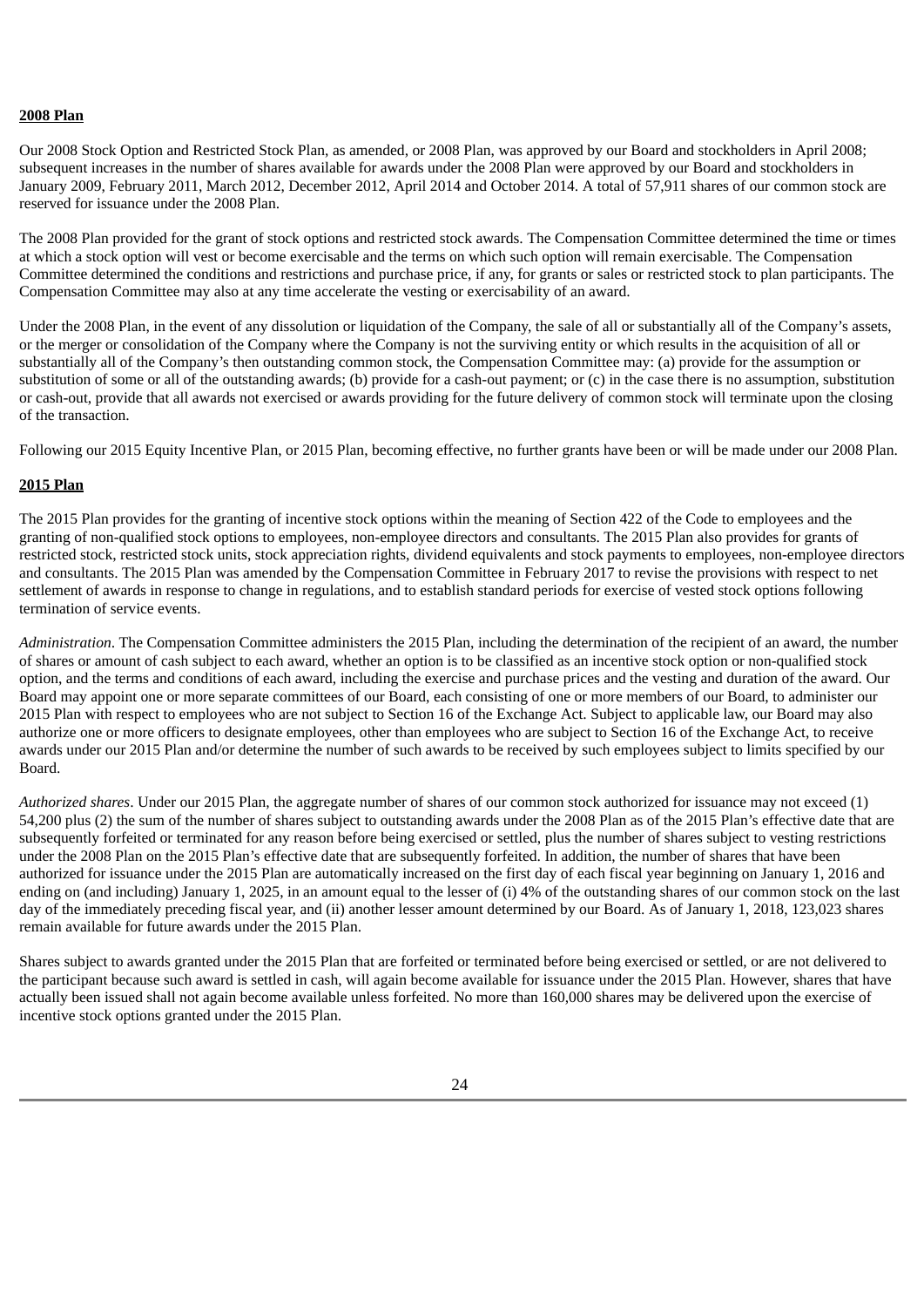**2008 Plan**

Our 2008 Stock Option and Restricted Stock Plan, as amended, or 2008 Plan, was approved by our Board and stockholders in April 2008; subsequent increases in the number of shares available for awards under the 2008 Plan were approved by our Board and stockholders in January 2009, February 2011, March 2012, December 2012, April 2014 and October 2014. A total of 57,911 shares of our common stock are reserved for issuance under the 2008 Plan.

The 2008 Plan provided for the grant of stock options and restricted stock awards. The Compensation Committee determined the time or times at which a stock option will vest or become exercisable and the terms on which such option will remain exercisable. The Compensation Committee determined the conditions and restrictions and purchase price, if any, for grants or sales or restricted stock to plan participants. The Compensation Committee may also at any time accelerate the vesting or exercisability of an award.

Under the 2008 Plan, in the event of any dissolution or liquidation of the Company, the sale of all or substantially all of the Company's assets, or the merger or consolidation of the Company where the Company is not the surviving entity or which results in the acquisition of all or substantially all of the Company's then outstanding common stock, the Compensation Committee may: (a) provide for the assumption or substitution of some or all of the outstanding awards; (b) provide for a cash-out payment; or (c) in the case there is no assumption, substitution or cash-out, provide that all awards not exercised or awards providing for the future delivery of common stock will terminate upon the closing of the transaction.

Following our 2015 Equity Incentive Plan, or 2015 Plan, becoming effective, no further grants have been or will be made under our 2008 Plan.

**2015 Plan**

The 2015 Plan provides for the granting of incentive stock options within the meaning of Section 422 of the Code to employees and the granting of non-qualified stock options to employees, non-employee directors and consultants. The 2015 Plan also provides for grants of restricted stock, restricted stock units, stock appreciation rights, dividend equivalents and stock payments to employees, non-employee directors and consultants. The 2015 Plan was amended by the Compensation Committee in February 2017 to revise the provisions with respect to net settlement of awards in response to change in regulations, and to establish standard periods for exercise of vested stock options following termination of service events.

*Administration*. The Compensation Committee administers the 2015 Plan, including the determination of the recipient of an award, the number of shares or amount of cash subject to each award, whether an option is to be classified as an incentive stock option or non-qualified stock option, and the terms and conditions of each award, including the exercise and purchase prices and the vesting and duration of the award. Our Board may appoint one or more separate committees of our Board, each consisting of one or more members of our Board, to administer our 2015 Plan with respect to employees who are not subject to Section 16 of the Exchange Act. Subject to applicable law, our Board may also authorize one or more officers to designate employees, other than employees who are subject to Section 16 of the Exchange Act, to receive awards under our 2015 Plan and/or determine the number of such awards to be received by such employees subject to limits specified by our Board.

*Authorized shares*. Under our 2015 Plan, the aggregate number of shares of our common stock authorized for issuance may not exceed (1) 54,200 plus (2) the sum of the number of shares subject to outstanding awards under the 2008 Plan as of the 2015 Plan's effective date that are subsequently forfeited or terminated for any reason before being exercised or settled, plus the number of shares subject to vesting restrictions under the 2008 Plan on the 2015 Plan's effective date that are subsequently forfeited. In addition, the number of shares that have been authorized for issuance under the 2015 Plan are automatically increased on the first day of each fiscal year beginning on January 1, 2016 and ending on (and including) January 1, 2025, in an amount equal to the lesser of (i) 4% of the outstanding shares of our common stock on the last day of the immediately preceding fiscal year, and (ii) another lesser amount determined by our Board. As of January 1, 2018, 123,023 shares remain available for future awards under the 2015 Plan.

Shares subject to awards granted under the 2015 Plan that are forfeited or terminated before being exercised or settled, or are not delivered to the participant because such award is settled in cash, will again become available for issuance under the 2015 Plan. However, shares that have actually been issued shall not again become available unless forfeited. No more than 160,000 shares may be delivered upon the exercise of incentive stock options granted under the 2015 Plan.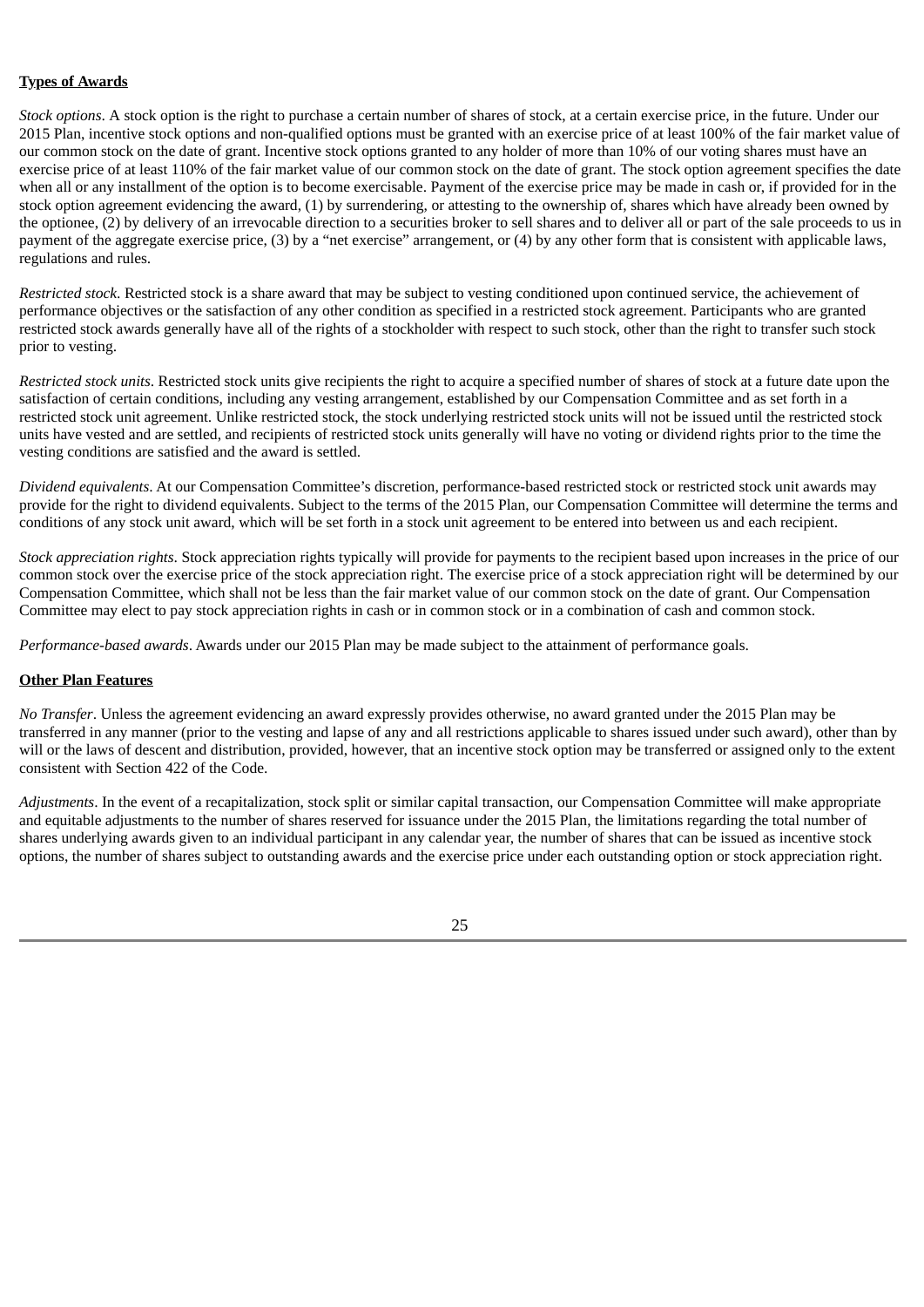**Types of Awards**

*Stock options*. A stock option is the right to purchase a certain number of shares of stock, at a certain exercise price, in the future. Under our 2015 Plan, incentive stock options and non-qualified options must be granted with an exercise price of at least 100% of the fair market value of our common stock on the date of grant. Incentive stock options granted to any holder of more than 10% of our voting shares must have an exercise price of at least 110% of the fair market value of our common stock on the date of grant. The stock option agreement specifies the date when all or any installment of the option is to become exercisable. Payment of the exercise price may be made in cash or, if provided for in the stock option agreement evidencing the award, (1) by surrendering, or attesting to the ownership of, shares which have already been owned by the optionee, (2) by delivery of an irrevocable direction to a securities broker to sell shares and to deliver all or part of the sale proceeds to us in payment of the aggregate exercise price, (3) by a "net exercise" arrangement, or (4) by any other form that is consistent with applicable laws, regulations and rules.

*Restricted stock*. Restricted stock is a share award that may be subject to vesting conditioned upon continued service, the achievement of performance objectives or the satisfaction of any other condition as specified in a restricted stock agreement. Participants who are granted restricted stock awards generally have all of the rights of a stockholder with respect to such stock, other than the right to transfer such stock prior to vesting.

*Restricted stock units*. Restricted stock units give recipients the right to acquire a specified number of shares of stock at a future date upon the satisfaction of certain conditions, including any vesting arrangement, established by our Compensation Committee and as set forth in a restricted stock unit agreement. Unlike restricted stock, the stock underlying restricted stock units will not be issued until the restricted stock units have vested and are settled, and recipients of restricted stock units generally will have no voting or dividend rights prior to the time the vesting conditions are satisfied and the award is settled.

*Dividend equivalents*. At our Compensation Committee's discretion, performance-based restricted stock or restricted stock unit awards may provide for the right to dividend equivalents. Subject to the terms of the 2015 Plan, our Compensation Committee will determine the terms and conditions of any stock unit award, which will be set forth in a stock unit agreement to be entered into between us and each recipient.

*Stock appreciation rights*. Stock appreciation rights typically will provide for payments to the recipient based upon increases in the price of our common stock over the exercise price of the stock appreciation right. The exercise price of a stock appreciation right will be determined by our Compensation Committee, which shall not be less than the fair market value of our common stock on the date of grant. Our Compensation Committee may elect to pay stock appreciation rights in cash or in common stock or in a combination of cash and common stock.

*Performance-based awards*. Awards under our 2015 Plan may be made subject to the attainment of performance goals.

**Other Plan Features**

*No Transfer*. Unless the agreement evidencing an award expressly provides otherwise, no award granted under the 2015 Plan may be transferred in any manner (prior to the vesting and lapse of any and all restrictions applicable to shares issued under such award), other than by will or the laws of descent and distribution, provided, however, that an incentive stock option may be transferred or assigned only to the extent consistent with Section 422 of the Code.

*Adjustments*. In the event of a recapitalization, stock split or similar capital transaction, our Compensation Committee will make appropriate and equitable adjustments to the number of shares reserved for issuance under the 2015 Plan, the limitations regarding the total number of shares underlying awards given to an individual participant in any calendar year, the number of shares that can be issued as incentive stock options, the number of shares subject to outstanding awards and the exercise price under each outstanding option or stock appreciation right.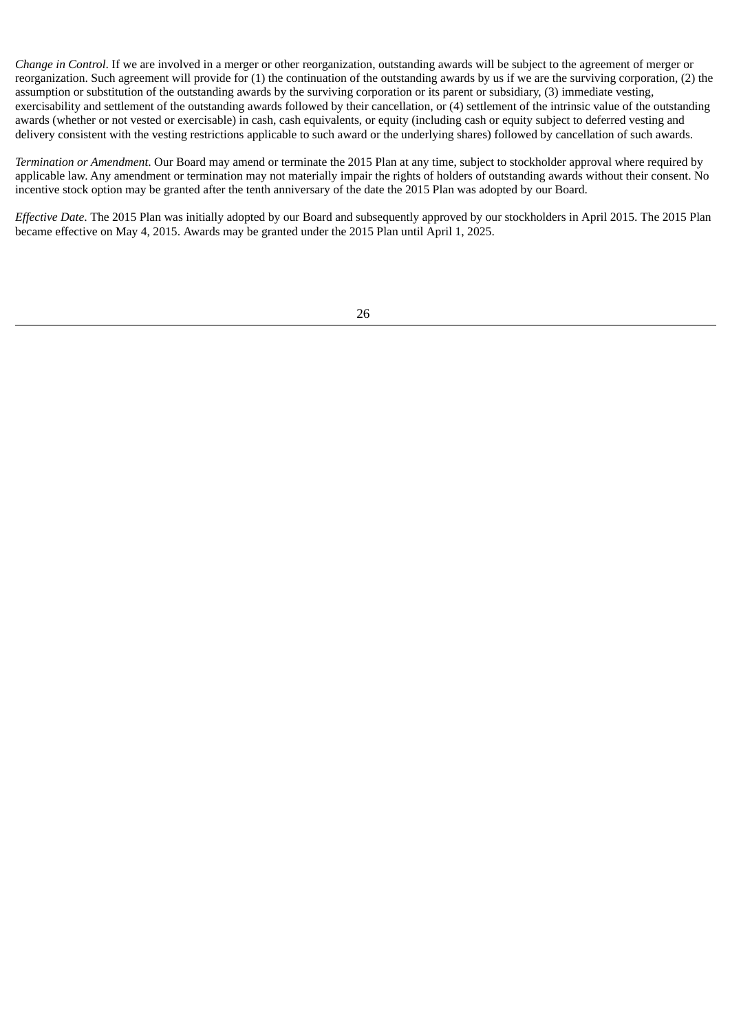*Change in Control*. If we are involved in a merger or other reorganization, outstanding awards will be subject to the agreement of merger or reorganization. Such agreement will provide for (1) the continuation of the outstanding awards by us if we are the surviving corporation, (2) the assumption or substitution of the outstanding awards by the surviving corporation or its parent or subsidiary, (3) immediate vesting, exercisability and settlement of the outstanding awards followed by their cancellation, or (4) settlement of the intrinsic value of the outstanding awards (whether or not vested or exercisable) in cash, cash equivalents, or equity (including cash or equity subject to deferred vesting and delivery consistent with the vesting restrictions applicable to such award or the underlying shares) followed by cancellation of such awards.

*Termination or Amendment*. Our Board may amend or terminate the 2015 Plan at any time, subject to stockholder approval where required by applicable law. Any amendment or termination may not materially impair the rights of holders of outstanding awards without their consent. No incentive stock option may be granted after the tenth anniversary of the date the 2015 Plan was adopted by our Board.

*Effective Date*. The 2015 Plan was initially adopted by our Board and subsequently approved by our stockholders in April 2015. The 2015 Plan became effective on May 4, 2015. Awards may be granted under the 2015 Plan until April 1, 2025.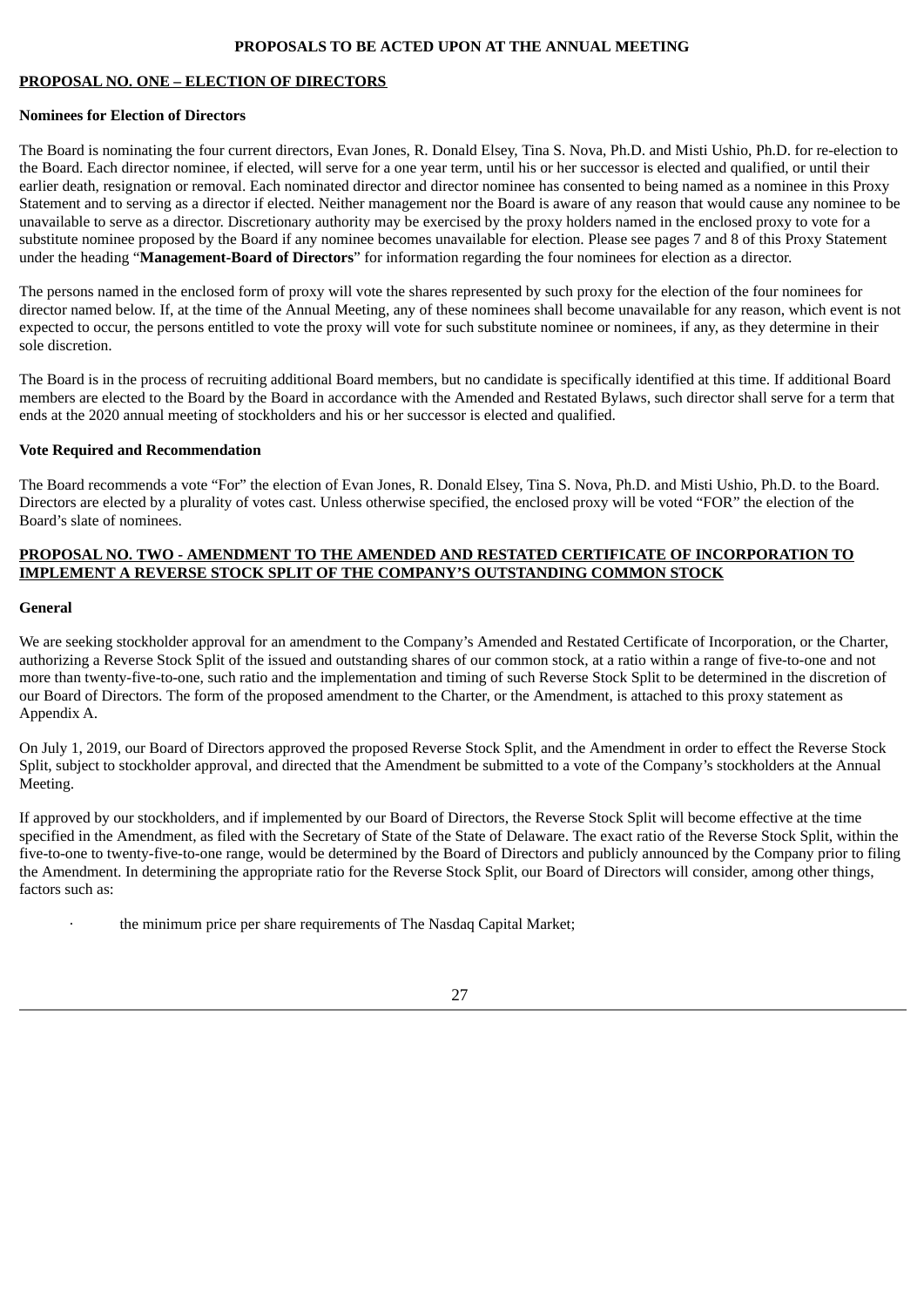## PROPOSALS TO BE ACTED UPON AT THE ANNUAL MEETING

### PROPOSAL NO. ONE – ELECTION OF DIRECTORS

**Nominees for Election of Directors**

The Board is nominating the four current directors, Evan Jones, R. Donald Elsey, Tina S. Nova, Ph.D. and Misti Ushio, Ph.D. for re-election to the Board. Each director nominee, if elected, will serve for a one year term, until his or her successor is elected and qualified, or until their earlier death, resignation or removal. Each nominated director and director nominee has consented to being named as a nominee in this Proxy Statement and to serving as a director if elected. Neither management nor the Board is aware of any reason that would cause any nominee to be unavailable to serve as a director. Discretionary authority may be exercised by the proxy holders named in the enclosed proxy to vote for a substitute nominee proposed by the Board if any nominee becomes unavailable for election. Please see pages 7 and 8 of this Proxy Statement under the heading "**Management-Board of Directors**" for information regarding the four nominees for election as a director.

The persons named in the enclosed form of proxy will vote the shares represented by such proxy for the election of the four nominees for director named below. If, at the time of the Annual Meeting, any of these nominees shall become unavailable for any reason, which event is not expected to occur, the persons entitled to vote the proxy will vote for such substitute nominee or nominees, if any, as they determine in their sole discretion.

The Board is in the process of recruiting additional Board members, but no candidate is specifically identified at this time. If additional Board members are elected to the Board by the Board in accordance with the Amended and Restated Bylaws, such director shall serve for a term that ends at the 2020 annual meeting of stockholders and his or her successor is elected and qualified.

**Vote Required and Recommendation**

The Board recommends a vote "For" the election of Evan Jones, R. Donald Elsey, Tina S. Nova, Ph.D. and Misti Ushio, Ph.D. to the Board. Directors are elected by a plurality of votes cast. Unless otherwise specified, the enclosed proxy will be voted "FOR" the election of the Board's slate of nominees.

### PROPOSAL NO. TWO - AMENDMENT TO THE AMENDED AND RESTATED CERTIFICATE OF INCORPORATION TO IMPLEMENT A REVERSE STOCK SPLIT OF THE COMPANY'S OUTSTANDING COMMON STOCK

**General**

We are seeking stockholder approval for an amendment to the Company's Amended and Restated Certificate of Incorporation, or the Charter, authorizing a Reverse Stock Split of the issued and outstanding shares of our common stock, at a ratio within a range of five-to-one and not more than twenty-five-to-one, such ratio and the implementation and timing of such Reverse Stock Split to be determined in the discretion of our Board of Directors. The form of the proposed amendment to the Charter, or the Amendment, is attached to this proxy statement as Appendix A.

On July 1, 2019, our Board of Directors approved the proposed Reverse Stock Split, and the Amendment in order to effect the Reverse Stock Split, subject to stockholder approval, and directed that the Amendment be submitted to a vote of the Company's stockholders at the Annual Meeting.

If approved by our stockholders, and if implemented by our Board of Directors, the Reverse Stock Split will become effective at the time specified in the Amendment, as filed with the Secretary of State of the State of Delaware. The exact ratio of the Reverse Stock Split, within the five-to-one to twenty-five-to-one range, would be determined by the Board of Directors and publicly announced by the Company prior to filing the Amendment. In determining the appropriate ratio for the Reverse Stock Split, our Board of Directors will consider, among other things, factors such as:

- the minimum price per share requirements of The Nasdaq Capital Market;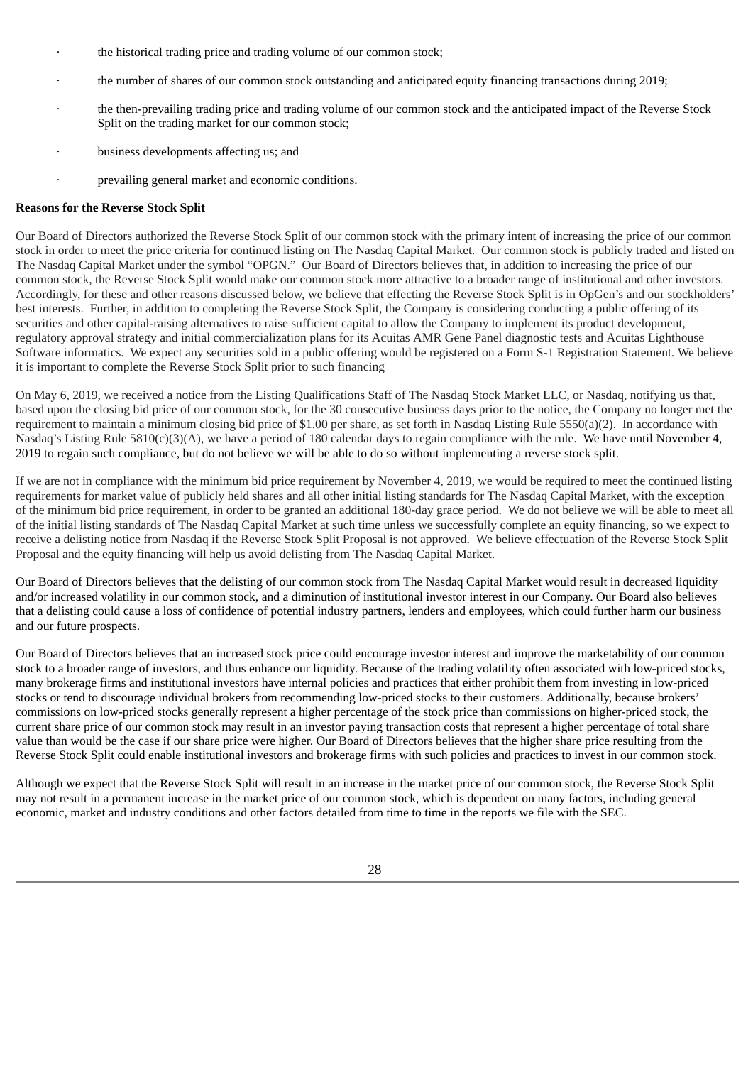- the historical trading price and trading volume of our common stock;
- the number of shares of our common stock outstanding and anticipated equity financing transactions during 2019;
- the then-prevailing trading price and trading volume of our common stock and the anticipated impact of the Reverse Stock Split on the trading market for our common stock;
- business developments affecting us; and
- prevailing general market and economic conditions.

**Reasons for the Reverse Stock Split**

Our Board of Directors authorized the Reverse Stock Split of our common stock with the primary intent of increasing the price of our common stock in order to meet the price criteria for continued listing on The Nasdaq Capital Market. Our common stock is publicly traded and listed on The Nasdaq Capital Market under the symbol "OPGN." Our Board of Directors believes that, in addition to increasing the price of our common stock, the Reverse Stock Split would make our common stock more attractive to a broader range of institutional and other investors. Accordingly, for these and other reasons discussed below, we believe that effecting the Reverse Stock Split is in OpGen's and our stockholders' best interests. Further, in addition to completing the Reverse Stock Split, the Company is considering conducting a public offering of its securities and other capital-raising alternatives to raise sufficient capital to allow the Company to implement its product development, regulatory approval strategy and initial commercialization plans for its Acuitas AMR Gene Panel diagnostic tests and Acuitas Lighthouse Software informatics. We expect any securities sold in a public offering would be registered on a Form S-1 Registration Statement. We believe it is important to complete the Reverse Stock Split prior to such financing

On May 6, 2019, we received a notice from the Listing Qualifications Staff of The Nasdaq Stock Market LLC, or Nasdaq, notifying us that, based upon the closing bid price of our common stock, for the 30 consecutive business days prior to the notice, the Company no longer met the requirement to maintain a minimum closing bid price of $1.00 per share, as set forth in Nasdaq Listing Rule 5550(a)(2). In accordance with Nasdaq's Listing Rule 5810(c)(3)(A), we have a period of 180 calendar days to regain compliance with the rule. We have until November 4, 2019 to regain such compliance, but do not believe we will be able to do so without implementing a reverse stock split.

If we are not in compliance with the minimum bid price requirement by November 4, 2019, we would be required to meet the continued listing requirements for market value of publicly held shares and all other initial listing standards for The Nasdaq Capital Market, with the exception of the minimum bid price requirement, in order to be granted an additional 180-day grace period. We do not believe we will be able to meet all of the initial listing standards of The Nasdaq Capital Market at such time unless we successfully complete an equity financing, so we expect to receive a delisting notice from Nasdaq if the Reverse Stock Split Proposal is not approved. We believe effectuation of the Reverse Stock Split Proposal and the equity financing will help us avoid delisting from The Nasdaq Capital Market.

Our Board of Directors believes that the delisting of our common stock from The Nasdaq Capital Market would result in decreased liquidity and/or increased volatility in our common stock, and a diminution of institutional investor interest in our Company. Our Board also believes that a delisting could cause a loss of confidence of potential industry partners, lenders and employees, which could further harm our business and our future prospects.

Our Board of Directors believes that an increased stock price could encourage investor interest and improve the marketability of our common stock to a broader range of investors, and thus enhance our liquidity. Because of the trading volatility often associated with low-priced stocks, many brokerage firms and institutional investors have internal policies and practices that either prohibit them from investing in low-priced stocks or tend to discourage individual brokers from recommending low-priced stocks to their customers. Additionally, because brokers' commissions on low-priced stocks generally represent a higher percentage of the stock price than commissions on higher-priced stock, the current share price of our common stock may result in an investor paying transaction costs that represent a higher percentage of total share value than would be the case if our share price were higher. Our Board of Directors believes that the higher share price resulting from the Reverse Stock Split could enable institutional investors and brokerage firms with such policies and practices to invest in our common stock.

Although we expect that the Reverse Stock Split will result in an increase in the market price of our common stock, the Reverse Stock Split may not result in a permanent increase in the market price of our common stock, which is dependent on many factors, including general economic, market and industry conditions and other factors detailed from time to time in the reports we file with the SEC.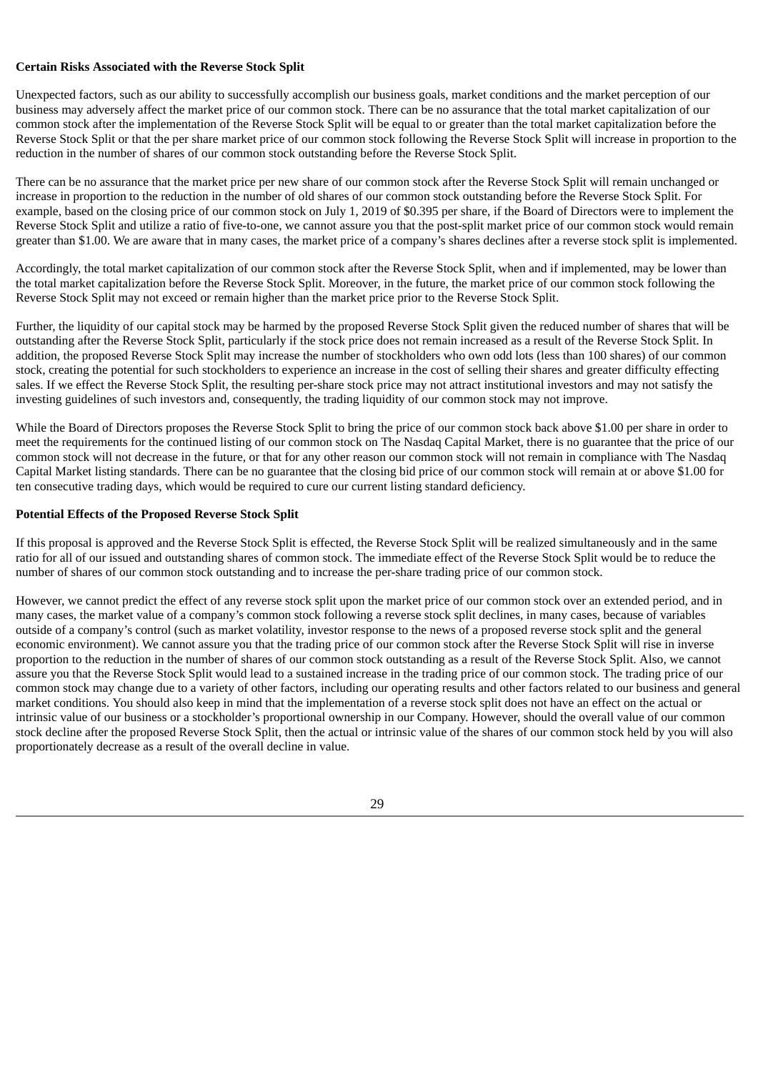**Certain Risks Associated with the Reverse Stock Split**

Unexpected factors, such as our ability to successfully accomplish our business goals, market conditions and the market perception of our business may adversely affect the market price of our common stock. There can be no assurance that the total market capitalization of our common stock after the implementation of the Reverse Stock Split will be equal to or greater than the total market capitalization before the Reverse Stock Split or that the per share market price of our common stock following the Reverse Stock Split will increase in proportion to the reduction in the number of shares of our common stock outstanding before the Reverse Stock Split.

There can be no assurance that the market price per new share of our common stock after the Reverse Stock Split will remain unchanged or increase in proportion to the reduction in the number of old shares of our common stock outstanding before the Reverse Stock Split. For example, based on the closing price of our common stock on July 1, 2019 of $0.395 per share, if the Board of Directors were to implement the Reverse Stock Split and utilize a ratio of five-to-one, we cannot assure you that the post-split market price of our common stock would remain greater than $1.00. We are aware that in many cases, the market price of a company's shares declines after a reverse stock split is implemented.

Accordingly, the total market capitalization of our common stock after the Reverse Stock Split, when and if implemented, may be lower than the total market capitalization before the Reverse Stock Split. Moreover, in the future, the market price of our common stock following the Reverse Stock Split may not exceed or remain higher than the market price prior to the Reverse Stock Split.

Further, the liquidity of our capital stock may be harmed by the proposed Reverse Stock Split given the reduced number of shares that will be outstanding after the Reverse Stock Split, particularly if the stock price does not remain increased as a result of the Reverse Stock Split. In addition, the proposed Reverse Stock Split may increase the number of stockholders who own odd lots (less than 100 shares) of our common stock, creating the potential for such stockholders to experience an increase in the cost of selling their shares and greater difficulty effecting sales. If we effect the Reverse Stock Split, the resulting per-share stock price may not attract institutional investors and may not satisfy the investing guidelines of such investors and, consequently, the trading liquidity of our common stock may not improve.

While the Board of Directors proposes the Reverse Stock Split to bring the price of our common stock back above $1.00 per share in order to meet the requirements for the continued listing of our common stock on The Nasdaq Capital Market, there is no guarantee that the price of our common stock will not decrease in the future, or that for any other reason our common stock will not remain in compliance with The Nasdaq Capital Market listing standards. There can be no guarantee that the closing bid price of our common stock will remain at or above $1.00 for ten consecutive trading days, which would be required to cure our current listing standard deficiency.

**Potential Effects of the Proposed Reverse Stock Split**

If this proposal is approved and the Reverse Stock Split is effected, the Reverse Stock Split will be realized simultaneously and in the same ratio for all of our issued and outstanding shares of common stock. The immediate effect of the Reverse Stock Split would be to reduce the number of shares of our common stock outstanding and to increase the per-share trading price of our common stock.

However, we cannot predict the effect of any reverse stock split upon the market price of our common stock over an extended period, and in many cases, the market value of a company's common stock following a reverse stock split declines, in many cases, because of variables outside of a company's control (such as market volatility, investor response to the news of a proposed reverse stock split and the general economic environment). We cannot assure you that the trading price of our common stock after the Reverse Stock Split will rise in inverse proportion to the reduction in the number of shares of our common stock outstanding as a result of the Reverse Stock Split. Also, we cannot assure you that the Reverse Stock Split would lead to a sustained increase in the trading price of our common stock. The trading price of our common stock may change due to a variety of other factors, including our operating results and other factors related to our business and general market conditions. You should also keep in mind that the implementation of a reverse stock split does not have an effect on the actual or intrinsic value of our business or a stockholder's proportional ownership in our Company. However, should the overall value of our common stock decline after the proposed Reverse Stock Split, then the actual or intrinsic value of the shares of our common stock held by you will also proportionately decrease as a result of the overall decline in value.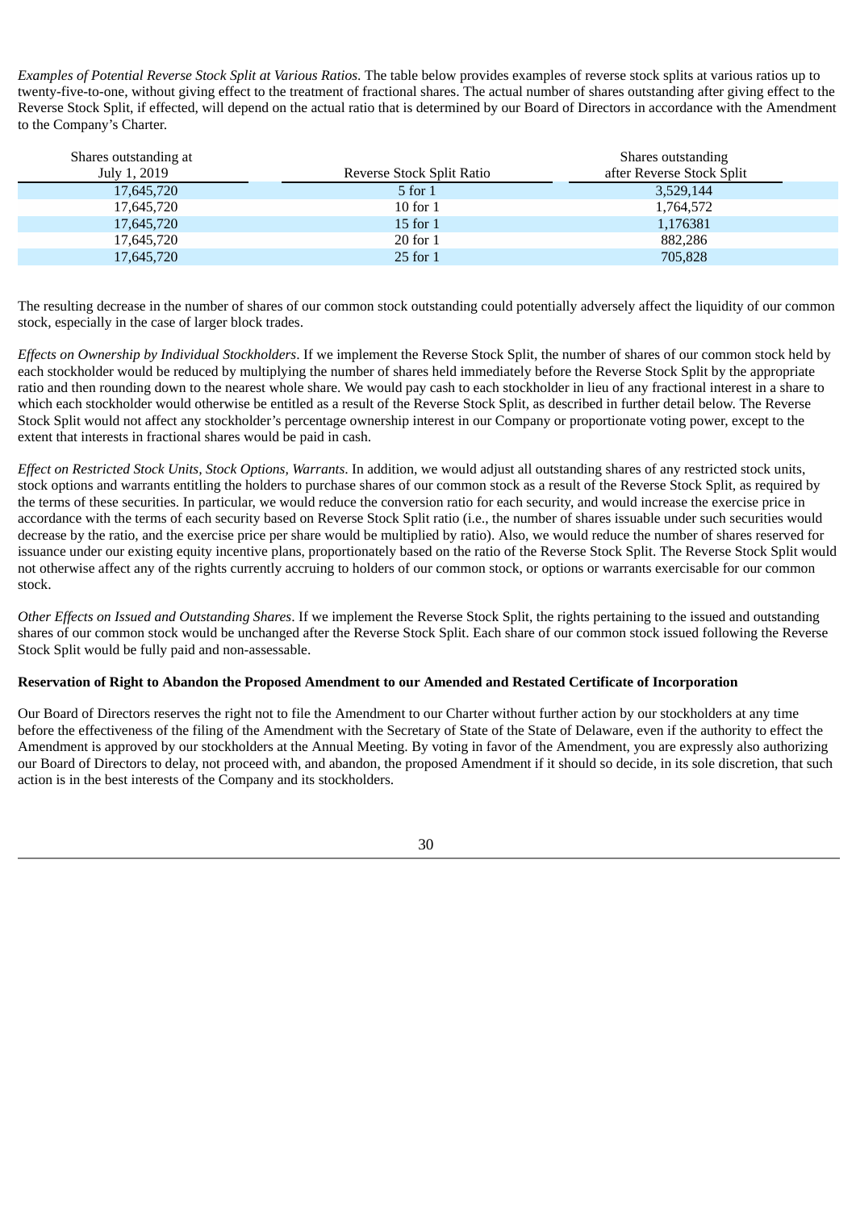*Examples of Potential Reverse Stock Split at Various Ratios*. The table below provides examples of reverse stock splits at various ratios up to twenty-five-to-one, without giving effect to the treatment of fractional shares. The actual number of shares outstanding after giving effect to the Reverse Stock Split, if effected, will depend on the actual ratio that is determined by our Board of Directors in accordance with the Amendment to the Company's Charter.

| Shares outstanding at July 1, 2019 | Reverse Stock Split Ratio | Shares outstanding after Reverse Stock Split |
|---|---|---|
| 17,645,720 | 5 for 1 | 3,529,144 |
| 17,645,720 | 10 for 1 | 1,764,572 |
| 17,645,720 | 15 for 1 | 1,176381 |
| 17,645,720 | 20 for 1 | 882,286 |
| 17,645,720 | 25 for 1 | 705,828 |

The resulting decrease in the number of shares of our common stock outstanding could potentially adversely affect the liquidity of our common stock, especially in the case of larger block trades.

*Effects on Ownership by Individual Stockholders*. If we implement the Reverse Stock Split, the number of shares of our common stock held by each stockholder would be reduced by multiplying the number of shares held immediately before the Reverse Stock Split by the appropriate ratio and then rounding down to the nearest whole share. We would pay cash to each stockholder in lieu of any fractional interest in a share to which each stockholder would otherwise be entitled as a result of the Reverse Stock Split, as described in further detail below. The Reverse Stock Split would not affect any stockholder's percentage ownership interest in our Company or proportionate voting power, except to the extent that interests in fractional shares would be paid in cash.

*Effect on Restricted Stock Units, Stock Options, Warrants*. In addition, we would adjust all outstanding shares of any restricted stock units, stock options and warrants entitling the holders to purchase shares of our common stock as a result of the Reverse Stock Split, as required by the terms of these securities. In particular, we would reduce the conversion ratio for each security, and would increase the exercise price in accordance with the terms of each security based on Reverse Stock Split ratio (i.e., the number of shares issuable under such securities would decrease by the ratio, and the exercise price per share would be multiplied by ratio). Also, we would reduce the number of shares reserved for issuance under our existing equity incentive plans, proportionately based on the ratio of the Reverse Stock Split. The Reverse Stock Split would not otherwise affect any of the rights currently accruing to holders of our common stock, or options or warrants exercisable for our common stock.

*Other Effects on Issued and Outstanding Shares*. If we implement the Reverse Stock Split, the rights pertaining to the issued and outstanding shares of our common stock would be unchanged after the Reverse Stock Split. Each share of our common stock issued following the Reverse Stock Split would be fully paid and non-assessable.

**Reservation of Right to Abandon the Proposed Amendment to our Amended and Restated Certificate of Incorporation**

Our Board of Directors reserves the right not to file the Amendment to our Charter without further action by our stockholders at any time before the effectiveness of the filing of the Amendment with the Secretary of State of the State of Delaware, even if the authority to effect the Amendment is approved by our stockholders at the Annual Meeting. By voting in favor of the Amendment, you are expressly also authorizing our Board of Directors to delay, not proceed with, and abandon, the proposed Amendment if it should so decide, in its sole discretion, that such action is in the best interests of the Company and its stockholders.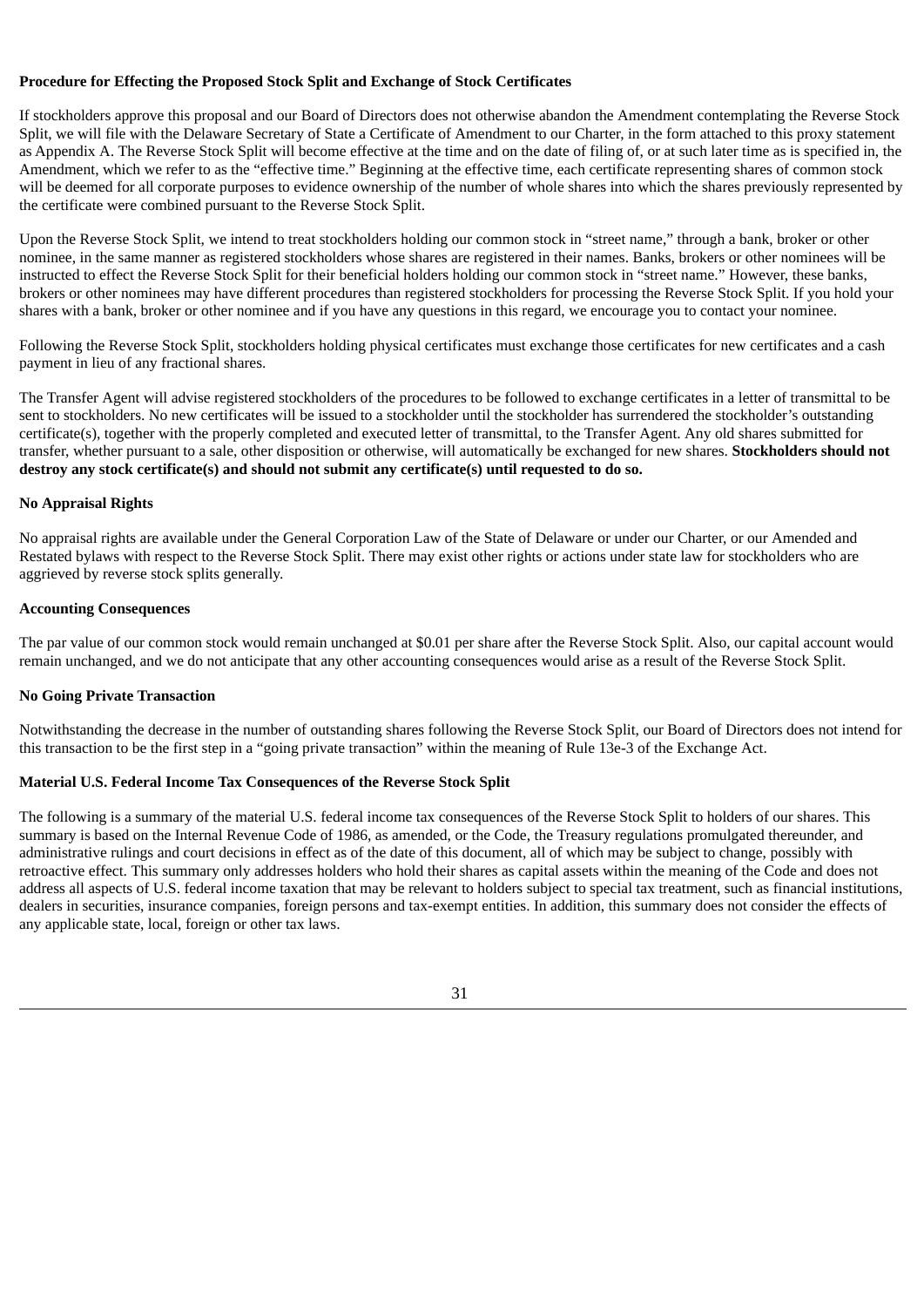**Procedure for Effecting the Proposed Stock Split and Exchange of Stock Certificates**

If stockholders approve this proposal and our Board of Directors does not otherwise abandon the Amendment contemplating the Reverse Stock Split, we will file with the Delaware Secretary of State a Certificate of Amendment to our Charter, in the form attached to this proxy statement as Appendix A. The Reverse Stock Split will become effective at the time and on the date of filing of, or at such later time as is specified in, the Amendment, which we refer to as the "effective time." Beginning at the effective time, each certificate representing shares of common stock will be deemed for all corporate purposes to evidence ownership of the number of whole shares into which the shares previously represented by the certificate were combined pursuant to the Reverse Stock Split.

Upon the Reverse Stock Split, we intend to treat stockholders holding our common stock in "street name," through a bank, broker or other nominee, in the same manner as registered stockholders whose shares are registered in their names. Banks, brokers or other nominees will be instructed to effect the Reverse Stock Split for their beneficial holders holding our common stock in "street name." However, these banks, brokers or other nominees may have different procedures than registered stockholders for processing the Reverse Stock Split. If you hold your shares with a bank, broker or other nominee and if you have any questions in this regard, we encourage you to contact your nominee.

Following the Reverse Stock Split, stockholders holding physical certificates must exchange those certificates for new certificates and a cash payment in lieu of any fractional shares.

The Transfer Agent will advise registered stockholders of the procedures to be followed to exchange certificates in a letter of transmittal to be sent to stockholders. No new certificates will be issued to a stockholder until the stockholder has surrendered the stockholder's outstanding certificate(s), together with the properly completed and executed letter of transmittal, to the Transfer Agent. Any old shares submitted for transfer, whether pursuant to a sale, other disposition or otherwise, will automatically be exchanged for new shares. **Stockholders should not destroy any stock certificate(s) and should not submit any certificate(s) until requested to do so.**

**No Appraisal Rights**

No appraisal rights are available under the General Corporation Law of the State of Delaware or under our Charter, or our Amended and Restated bylaws with respect to the Reverse Stock Split. There may exist other rights or actions under state law for stockholders who are aggrieved by reverse stock splits generally.

**Accounting Consequences**

The par value of our common stock would remain unchanged at $0.01 per share after the Reverse Stock Split. Also, our capital account would remain unchanged, and we do not anticipate that any other accounting consequences would arise as a result of the Reverse Stock Split.

**No Going Private Transaction**

Notwithstanding the decrease in the number of outstanding shares following the Reverse Stock Split, our Board of Directors does not intend for this transaction to be the first step in a "going private transaction" within the meaning of Rule 13e-3 of the Exchange Act.

**Material U.S. Federal Income Tax Consequences of the Reverse Stock Split**

The following is a summary of the material U.S. federal income tax consequences of the Reverse Stock Split to holders of our shares. This summary is based on the Internal Revenue Code of 1986, as amended, or the Code, the Treasury regulations promulgated thereunder, and administrative rulings and court decisions in effect as of the date of this document, all of which may be subject to change, possibly with retroactive effect. This summary only addresses holders who hold their shares as capital assets within the meaning of the Code and does not address all aspects of U.S. federal income taxation that may be relevant to holders subject to special tax treatment, such as financial institutions, dealers in securities, insurance companies, foreign persons and tax-exempt entities. In addition, this summary does not consider the effects of any applicable state, local, foreign or other tax laws.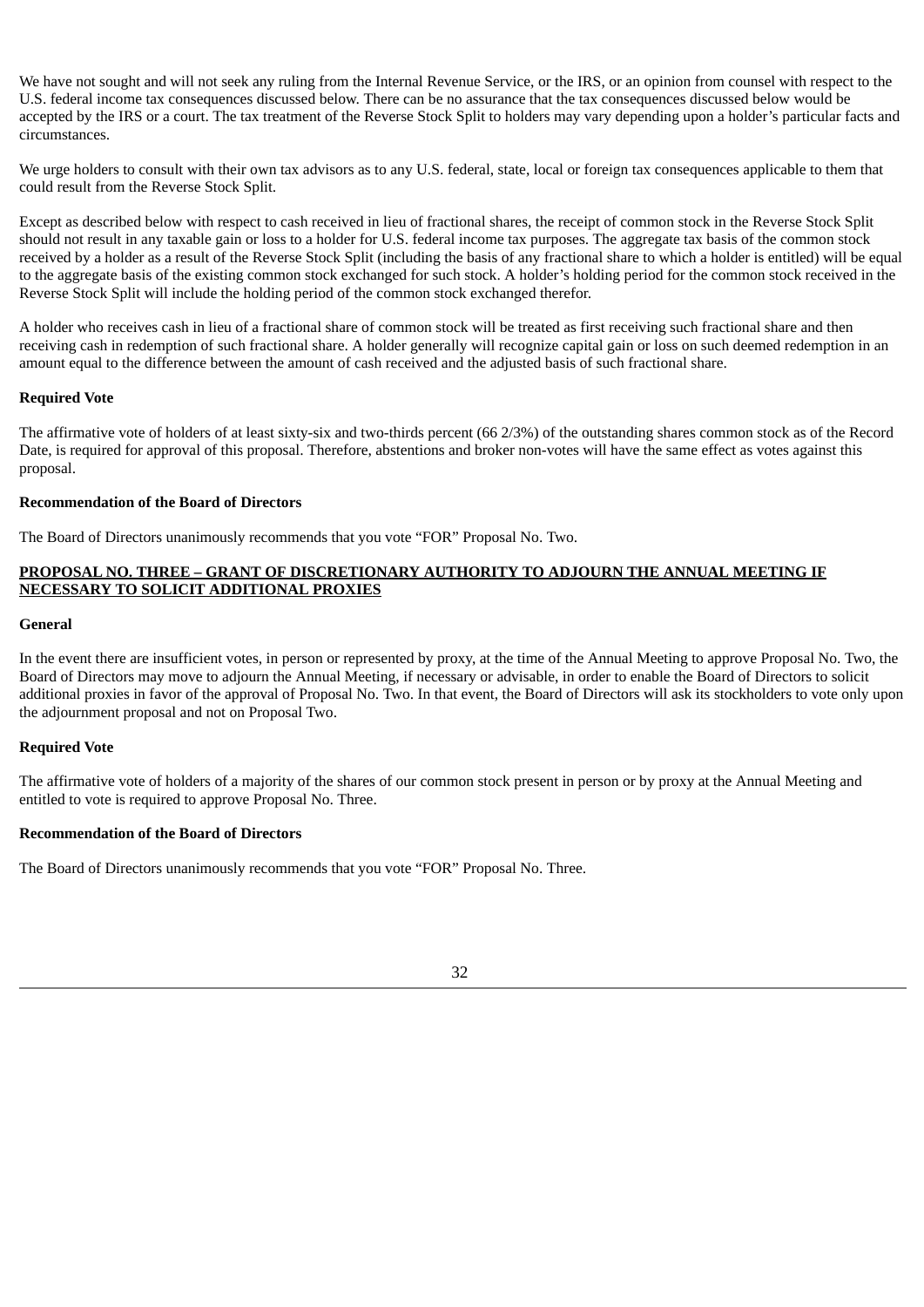We have not sought and will not seek any ruling from the Internal Revenue Service, or the IRS, or an opinion from counsel with respect to the U.S. federal income tax consequences discussed below. There can be no assurance that the tax consequences discussed below would be accepted by the IRS or a court. The tax treatment of the Reverse Stock Split to holders may vary depending upon a holder's particular facts and circumstances.

We urge holders to consult with their own tax advisors as to any U.S. federal, state, local or foreign tax consequences applicable to them that could result from the Reverse Stock Split.

Except as described below with respect to cash received in lieu of fractional shares, the receipt of common stock in the Reverse Stock Split should not result in any taxable gain or loss to a holder for U.S. federal income tax purposes. The aggregate tax basis of the common stock received by a holder as a result of the Reverse Stock Split (including the basis of any fractional share to which a holder is entitled) will be equal to the aggregate basis of the existing common stock exchanged for such stock. A holder's holding period for the common stock received in the Reverse Stock Split will include the holding period of the common stock exchanged therefor.

A holder who receives cash in lieu of a fractional share of common stock will be treated as first receiving such fractional share and then receiving cash in redemption of such fractional share. A holder generally will recognize capital gain or loss on such deemed redemption in an amount equal to the difference between the amount of cash received and the adjusted basis of such fractional share.

**Required Vote**

The affirmative vote of holders of at least sixty-six and two-thirds percent (66 2/3%) of the outstanding shares common stock as of the Record Date, is required for approval of this proposal. Therefore, abstentions and broker non-votes will have the same effect as votes against this proposal.

**Recommendation of the Board of Directors**

The Board of Directors unanimously recommends that you vote "FOR" Proposal No. Two.

## PROPOSAL NO. THREE – GRANT OF DISCRETIONARY AUTHORITY TO ADJOURN THE ANNUAL MEETING IF NECESSARY TO SOLICIT ADDITIONAL PROXIES

**General**

In the event there are insufficient votes, in person or represented by proxy, at the time of the Annual Meeting to approve Proposal No. Two, the Board of Directors may move to adjourn the Annual Meeting, if necessary or advisable, in order to enable the Board of Directors to solicit additional proxies in favor of the approval of Proposal No. Two. In that event, the Board of Directors will ask its stockholders to vote only upon the adjournment proposal and not on Proposal Two.

**Required Vote**

The affirmative vote of holders of a majority of the shares of our common stock present in person or by proxy at the Annual Meeting and entitled to vote is required to approve Proposal No. Three.

**Recommendation of the Board of Directors**

The Board of Directors unanimously recommends that you vote "FOR" Proposal No. Three.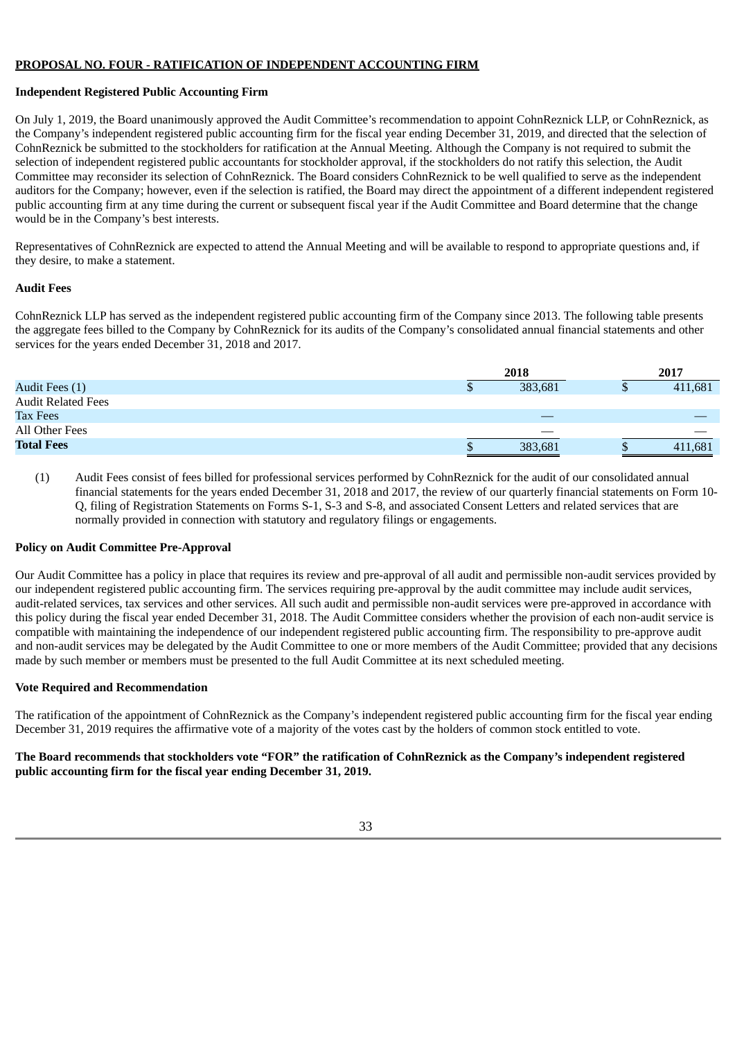**PROPOSAL NO. FOUR - RATIFICATION OF INDEPENDENT ACCOUNTING FIRM**

**Independent Registered Public Accounting Firm**

On July 1, 2019, the Board unanimously approved the Audit Committee's recommendation to appoint CohnReznick LLP, or CohnReznick, as the Company's independent registered public accounting firm for the fiscal year ending December 31, 2019, and directed that the selection of CohnReznick be submitted to the stockholders for ratification at the Annual Meeting. Although the Company is not required to submit the selection of independent registered public accountants for stockholder approval, if the stockholders do not ratify this selection, the Audit Committee may reconsider its selection of CohnReznick. The Board considers CohnReznick to be well qualified to serve as the independent auditors for the Company; however, even if the selection is ratified, the Board may direct the appointment of a different independent registered public accounting firm at any time during the current or subsequent fiscal year if the Audit Committee and Board determine that the change would be in the Company's best interests.

Representatives of CohnReznick are expected to attend the Annual Meeting and will be available to respond to appropriate questions and, if they desire, to make a statement.

**Audit Fees**

CohnReznick LLP has served as the independent registered public accounting firm of the Company since 2013. The following table presents the aggregate fees billed to the Company by CohnReznick for its audits of the Company's consolidated annual financial statements and other services for the years ended December 31, 2018 and 2017.

| | 2018 | 2017 |
|---|---|---|
| Audit Fees (1) | $ 383,681 | $ 411,681 |
| Audit Related Fees | | |
| Tax Fees | — | — |
| All Other Fees | — | — |
| **Total Fees** | $ 383,681 | $ 411,681 |

(1) Audit Fees consist of fees billed for professional services performed by CohnReznick for the audit of our consolidated annual financial statements for the years ended December 31, 2018 and 2017, the review of our quarterly financial statements on Form 10-Q, filing of Registration Statements on Forms S-1, S-3 and S-8, and associated Consent Letters and related services that are normally provided in connection with statutory and regulatory filings or engagements.

**Policy on Audit Committee Pre-Approval**

Our Audit Committee has a policy in place that requires its review and pre-approval of all audit and permissible non-audit services provided by our independent registered public accounting firm. The services requiring pre-approval by the audit committee may include audit services, audit-related services, tax services and other services. All such audit and permissible non-audit services were pre-approved in accordance with this policy during the fiscal year ended December 31, 2018. The Audit Committee considers whether the provision of each non-audit service is compatible with maintaining the independence of our independent registered public accounting firm. The responsibility to pre-approve audit and non-audit services may be delegated by the Audit Committee to one or more members of the Audit Committee; provided that any decisions made by such member or members must be presented to the full Audit Committee at its next scheduled meeting.

**Vote Required and Recommendation**

The ratification of the appointment of CohnReznick as the Company's independent registered public accounting firm for the fiscal year ending December 31, 2019 requires the affirmative vote of a majority of the votes cast by the holders of common stock entitled to vote.

**The Board recommends that stockholders vote "FOR" the ratification of CohnReznick as the Company's independent registered public accounting firm for the fiscal year ending December 31, 2019.**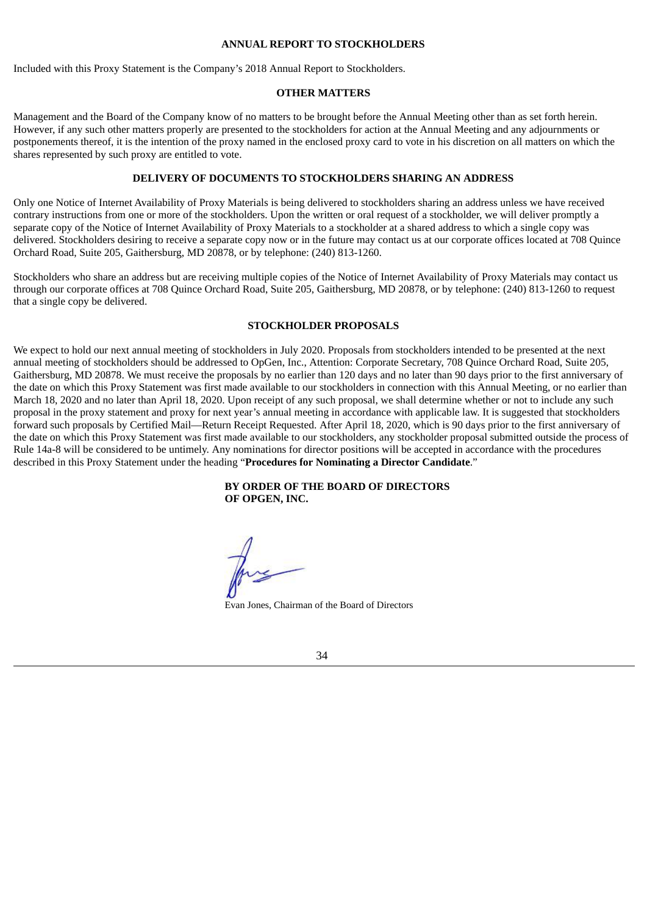## ANNUAL REPORT TO STOCKHOLDERS

Included with this Proxy Statement is the Company's 2018 Annual Report to Stockholders.

## OTHER MATTERS

Management and the Board of the Company know of no matters to be brought before the Annual Meeting other than as set forth herein. However, if any such other matters properly are presented to the stockholders for action at the Annual Meeting and any adjournments or postponements thereof, it is the intention of the proxy named in the enclosed proxy card to vote in his discretion on all matters on which the shares represented by such proxy are entitled to vote.

## DELIVERY OF DOCUMENTS TO STOCKHOLDERS SHARING AN ADDRESS

Only one Notice of Internet Availability of Proxy Materials is being delivered to stockholders sharing an address unless we have received contrary instructions from one or more of the stockholders. Upon the written or oral request of a stockholder, we will deliver promptly a separate copy of the Notice of Internet Availability of Proxy Materials to a stockholder at a shared address to which a single copy was delivered. Stockholders desiring to receive a separate copy now or in the future may contact us at our corporate offices located at 708 Quince Orchard Road, Suite 205, Gaithersburg, MD 20878, or by telephone: (240) 813-1260.

Stockholders who share an address but are receiving multiple copies of the Notice of Internet Availability of Proxy Materials may contact us through our corporate offices at 708 Quince Orchard Road, Suite 205, Gaithersburg, MD 20878, or by telephone: (240) 813-1260 to request that a single copy be delivered.

## STOCKHOLDER PROPOSALS

We expect to hold our next annual meeting of stockholders in July 2020. Proposals from stockholders intended to be presented at the next annual meeting of stockholders should be addressed to OpGen, Inc., Attention: Corporate Secretary, 708 Quince Orchard Road, Suite 205, Gaithersburg, MD 20878. We must receive the proposals by no earlier than 120 days and no later than 90 days prior to the first anniversary of the date on which this Proxy Statement was first made available to our stockholders in connection with this Annual Meeting, or no earlier than March 18, 2020 and no later than April 18, 2020. Upon receipt of any such proposal, we shall determine whether or not to include any such proposal in the proxy statement and proxy for next year's annual meeting in accordance with applicable law. It is suggested that stockholders forward such proposals by Certified Mail—Return Receipt Requested. After April 18, 2020, which is 90 days prior to the first anniversary of the date on which this Proxy Statement was first made available to our stockholders, any stockholder proposal submitted outside the process of Rule 14a-8 will be considered to be untimely. Any nominations for director positions will be accepted in accordance with the procedures described in this Proxy Statement under the heading "**Procedures for Nominating a Director Candidate**."

**BY ORDER OF THE BOARD OF DIRECTORS**
**OF OPGEN, INC.**

Evan Jones, Chairman of the Board of Directors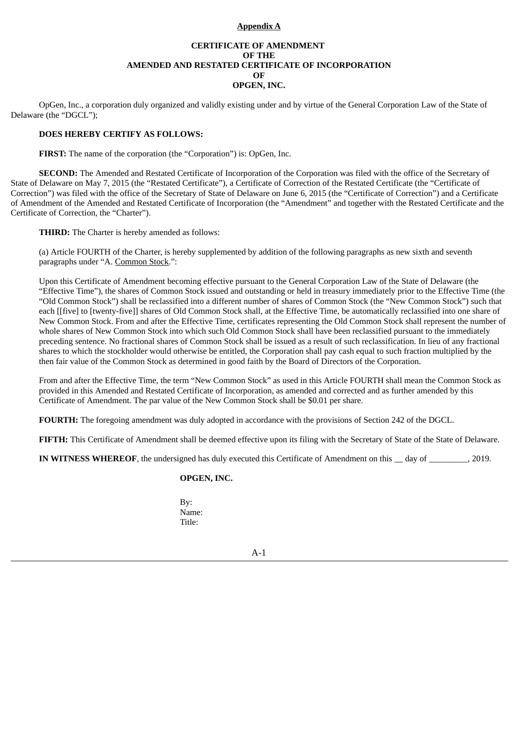**Appendix A**

**CERTIFICATE OF AMENDMENT**
**OF THE**
**AMENDED AND RESTATED CERTIFICATE OF INCORPORATION**
**OF**
**OPGEN, INC.**

OpGen, Inc., a corporation duly organized and validly existing under and by virtue of the General Corporation Law of the State of Delaware (the "DGCL");

**DOES HEREBY CERTIFY AS FOLLOWS:**

**FIRST:** The name of the corporation (the "Corporation") is: OpGen, Inc.

**SECOND:** The Amended and Restated Certificate of Incorporation of the Corporation was filed with the office of the Secretary of State of Delaware on May 7, 2015 (the "Restated Certificate"), a Certificate of Correction of the Restated Certificate (the "Certificate of Correction") was filed with the office of the Secretary of State of Delaware on June 6, 2015 (the "Certificate of Correction") and a Certificate of Amendment of the Amended and Restated Certificate of Incorporation (the "Amendment" and together with the Restated Certificate and the Certificate of Correction, the "Charter").

**THIRD:** The Charter is hereby amended as follows:

(a) Article FOURTH of the Charter, is hereby supplemented by addition of the following paragraphs as new sixth and seventh paragraphs under "A. Common Stock.":

Upon this Certificate of Amendment becoming effective pursuant to the General Corporation Law of the State of Delaware (the "Effective Time"), the shares of Common Stock issued and outstanding or held in treasury immediately prior to the Effective Time (the "Old Common Stock") shall be reclassified into a different number of shares of Common Stock (the "New Common Stock") such that each [[five] to [twenty-five]] shares of Old Common Stock shall, at the Effective Time, be automatically reclassified into one share of New Common Stock. From and after the Effective Time, certificates representing the Old Common Stock shall represent the number of whole shares of New Common Stock into which such Old Common Stock shall have been reclassified pursuant to the immediately preceding sentence. No fractional shares of Common Stock shall be issued as a result of such reclassification. In lieu of any fractional shares to which the stockholder would otherwise be entitled, the Corporation shall pay cash equal to such fraction multiplied by the then fair value of the Common Stock as determined in good faith by the Board of Directors of the Corporation.

From and after the Effective Time, the term "New Common Stock" as used in this Article FOURTH shall mean the Common Stock as provided in this Amended and Restated Certificate of Incorporation, as amended and corrected and as further amended by this Certificate of Amendment. The par value of the New Common Stock shall be $0.01 per share.

**FOURTH:** The foregoing amendment was duly adopted in accordance with the provisions of Section 242 of the DGCL.

**FIFTH:** This Certificate of Amendment shall be deemed effective upon its filing with the Secretary of State of the State of Delaware.

**IN WITNESS WHEREOF**, the undersigned has duly executed this Certificate of Amendment on this __ day of _________, 2019.

**OPGEN, INC.**

By:
Name:
Title: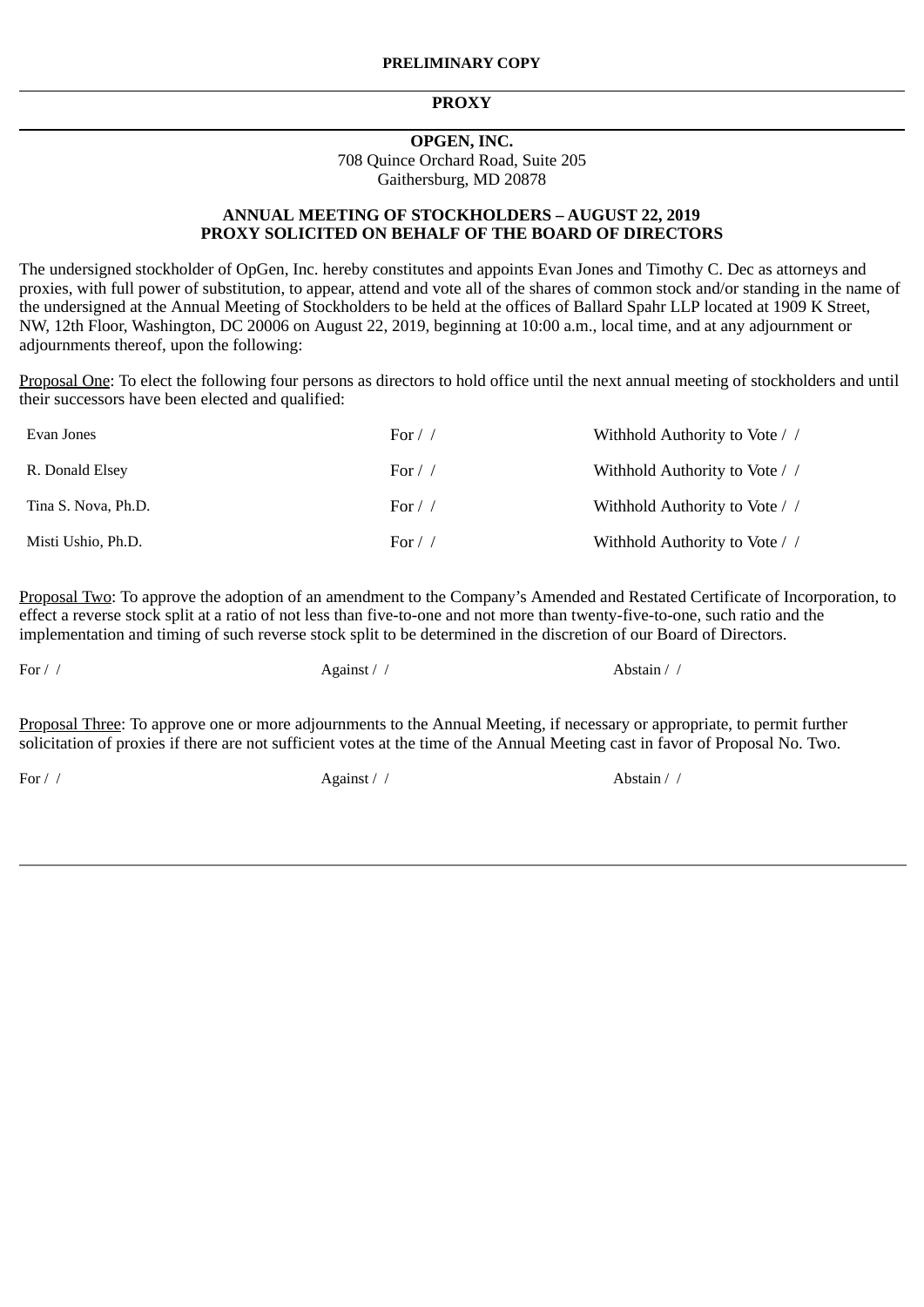PRELIMINARY COPY

---

**PROXY**

---

**OPGEN, INC.**
708 Quince Orchard Road, Suite 205
Gaithersburg, MD 20878

**ANNUAL MEETING OF STOCKHOLDERS – AUGUST 22, 2019**
**PROXY SOLICITED ON BEHALF OF THE BOARD OF DIRECTORS**

The undersigned stockholder of OpGen, Inc. hereby constitutes and appoints Evan Jones and Timothy C. Dec as attorneys and proxies, with full power of substitution, to appear, attend and vote all of the shares of common stock and/or standing in the name of the undersigned at the Annual Meeting of Stockholders to be held at the offices of Ballard Spahr LLP located at 1909 K Street, NW, 12th Floor, Washington, DC 20006 on August 22, 2019, beginning at 10:00 a.m., local time, and at any adjournment or adjournments thereof, upon the following:

Proposal One: To elect the following four persons as directors to hold office until the next annual meeting of stockholders and until their successors have been elected and qualified:

| | | |
|---|---|---|
| Evan Jones | For / / | Withhold Authority to Vote / / |
| R. Donald Elsey | For / / | Withhold Authority to Vote / / |
| Tina S. Nova, Ph.D. | For / / | Withhold Authority to Vote / / |
| Misti Ushio, Ph.D. | For / / | Withhold Authority to Vote / / |

Proposal Two: To approve the adoption of an amendment to the Company's Amended and Restated Certificate of Incorporation, to effect a reverse stock split at a ratio of not less than five-to-one and not more than twenty-five-to-one, such ratio and the implementation and timing of such reverse stock split to be determined in the discretion of our Board of Directors.

For / / Against / / Abstain / /

Proposal Three: To approve one or more adjournments to the Annual Meeting, if necessary or appropriate, to permit further solicitation of proxies if there are not sufficient votes at the time of the Annual Meeting cast in favor of Proposal No. Two.

For / / Against / / Abstain / /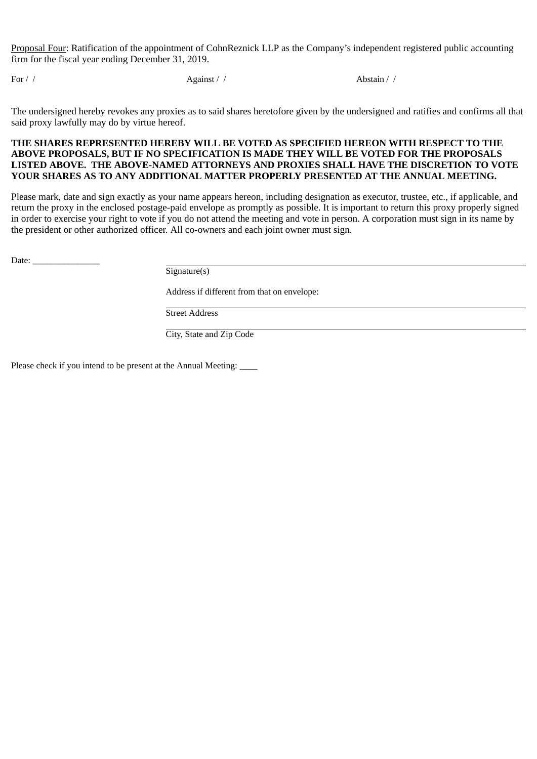Proposal Four: Ratification of the appointment of CohnReznick LLP as the Company's independent registered public accounting firm for the fiscal year ending December 31, 2019.

For /  /    Against /  /    Abstain /  /

The undersigned hereby revokes any proxies as to said shares heretofore given by the undersigned and ratifies and confirms all that said proxy lawfully may do by virtue hereof.

**THE SHARES REPRESENTED HEREBY WILL BE VOTED AS SPECIFIED HEREON WITH RESPECT TO THE ABOVE PROPOSALS, BUT IF NO SPECIFICATION IS MADE THEY WILL BE VOTED FOR THE PROPOSALS LISTED ABOVE. THE ABOVE-NAMED ATTORNEYS AND PROXIES SHALL HAVE THE DISCRETION TO VOTE YOUR SHARES AS TO ANY ADDITIONAL MATTER PROPERLY PRESENTED AT THE ANNUAL MEETING.**

Please mark, date and sign exactly as your name appears hereon, including designation as executor, trustee, etc., if applicable, and return the proxy in the enclosed postage-paid envelope as promptly as possible. It is important to return this proxy properly signed in order to exercise your right to vote if you do not attend the meeting and vote in person. A corporation must sign in its name by the president or other authorized officer. All co-owners and each joint owner must sign.

Date: _______________

_______________________________________
Signature(s)

Address if different from that on envelope:

_______________________________________
Street Address

_______________________________________
City, State and Zip Code

Please check if you intend to be present at the Annual Meeting: ____